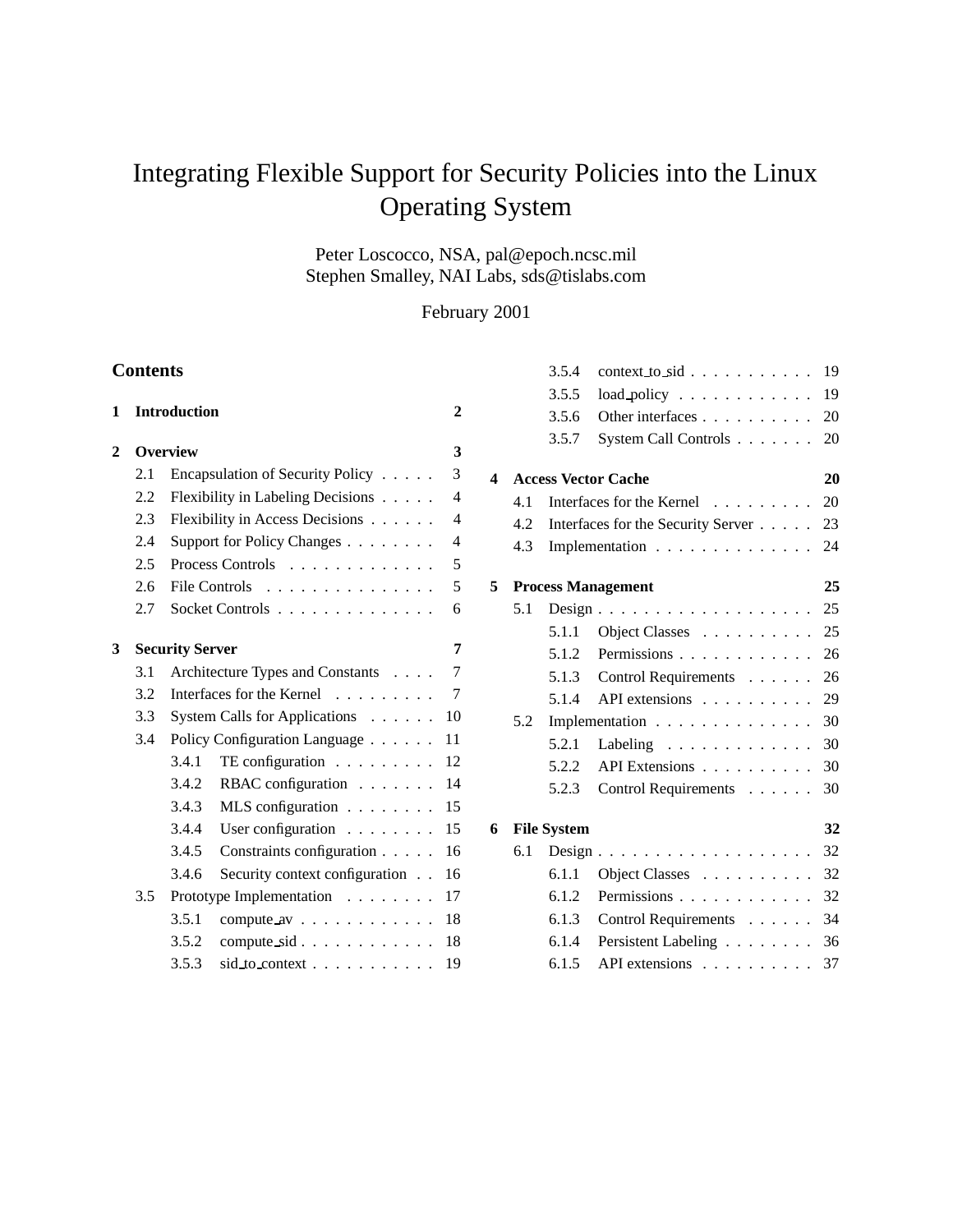# Integrating Flexible Support for Security Policies into the Linux Operating System

Peter Loscocco, NSA, pal@epoch.ncsc.mil
Stephen Smalley, NAI Labs, sds@tislabs.com

February 2001

## Contents

- **1 Introduction** — 2
- **2 Overview** — 3
  - 2.1 Encapsulation of Security Policy — 3
  - 2.2 Flexibility in Labeling Decisions — 4
  - 2.3 Flexibility in Access Decisions — 4
  - 2.4 Support for Policy Changes — 4
  - 2.5 Process Controls — 5
  - 2.6 File Controls — 5
  - 2.7 Socket Controls — 6
- **3 Security Server** — 7
  - 3.1 Architecture Types and Constants — 7
  - 3.2 Interfaces for the Kernel — 7
  - 3.3 System Calls for Applications — 10
  - 3.4 Policy Configuration Language — 11
    - 3.4.1 TE configuration — 12
    - 3.4.2 RBAC configuration — 14
    - 3.4.3 MLS configuration — 15
    - 3.4.4 User configuration — 15
    - 3.4.5 Constraints configuration — 16
    - 3.4.6 Security context configuration — 16
  - 3.5 Prototype Implementation — 17
    - 3.5.1 compute_av — 18
    - 3.5.2 compute_sid — 18
    - 3.5.3 sid_to_context — 19
    - 3.5.4 context_to_sid — 19
    - 3.5.5 load_policy — 19
    - 3.5.6 Other interfaces — 20
    - 3.5.7 System Call Controls — 20
- **4 Access Vector Cache** — 20
  - 4.1 Interfaces for the Kernel — 20
  - 4.2 Interfaces for the Security Server — 23
  - 4.3 Implementation — 24
- **5 Process Management** — 25
  - 5.1 Design — 25
    - 5.1.1 Object Classes — 25
    - 5.1.2 Permissions — 26
    - 5.1.3 Control Requirements — 26
    - 5.1.4 API extensions — 29
  - 5.2 Implementation — 30
    - 5.2.1 Labeling — 30
    - 5.2.2 API Extensions — 30
    - 5.2.3 Control Requirements — 30
- **6 File System** — 32
  - 6.1 Design — 32
    - 6.1.1 Object Classes — 32
    - 6.1.2 Permissions — 32
    - 6.1.3 Control Requirements — 34
    - 6.1.4 Persistent Labeling — 36
    - 6.1.5 API extensions — 37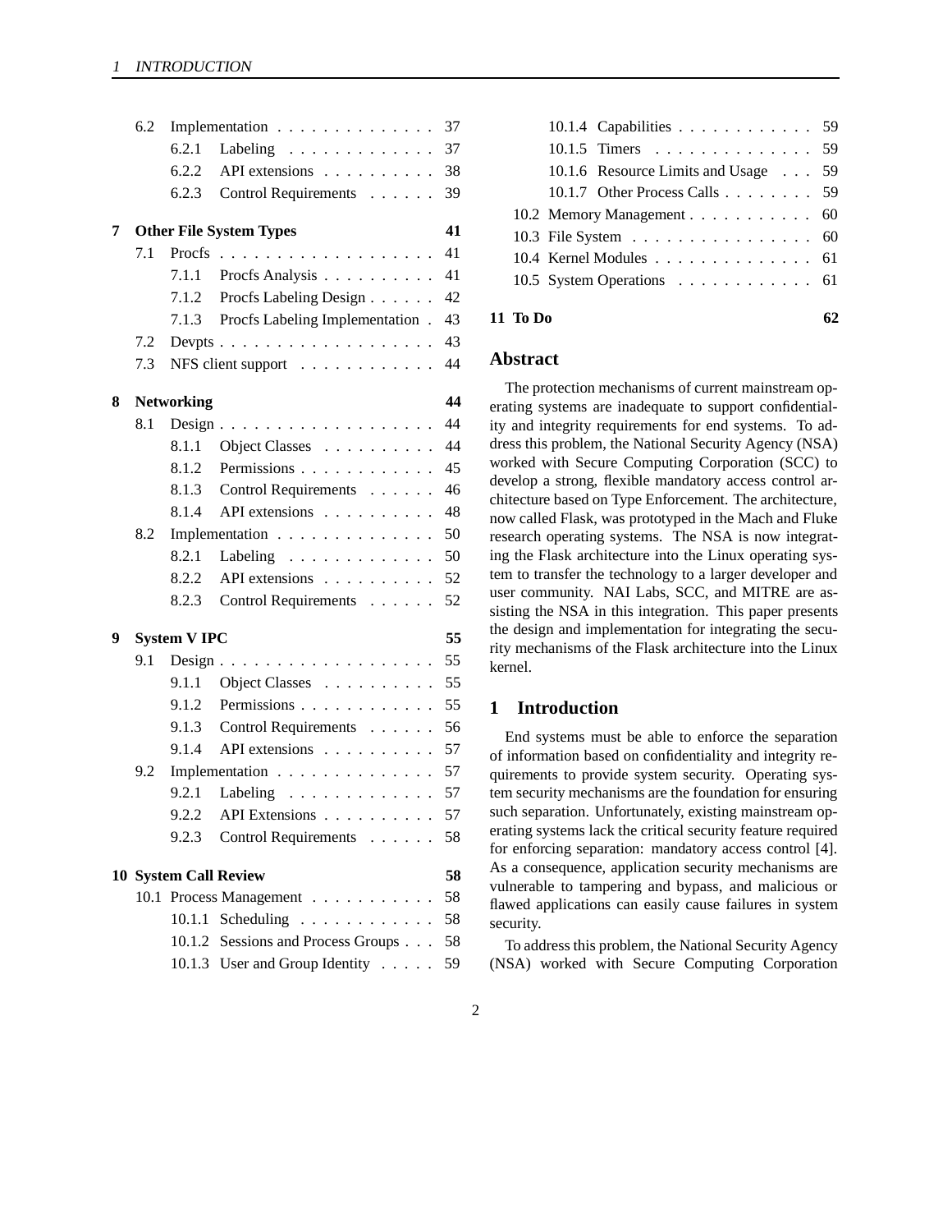| | | | |
|---|---|---|---|
| | 6.2 | Implementation | 37 |
| | | 6.2.1 Labeling | 37 |
| | | 6.2.2 API extensions | 38 |
| | | 6.2.3 Control Requirements | 39 |
| **7** | **Other File System Types** | | **41** |
| | 7.1 | Procfs | 41 |
| | | 7.1.1 Procfs Analysis | 41 |
| | | 7.1.2 Procfs Labeling Design | 42 |
| | | 7.1.3 Procfs Labeling Implementation | 43 |
| | 7.2 | Devpts | 43 |
| | 7.3 | NFS client support | 44 |
| **8** | **Networking** | | **44** |
| | 8.1 | Design | 44 |
| | | 8.1.1 Object Classes | 44 |
| | | 8.1.2 Permissions | 45 |
| | | 8.1.3 Control Requirements | 46 |
| | | 8.1.4 API extensions | 48 |
| | 8.2 | Implementation | 50 |
| | | 8.2.1 Labeling | 50 |
| | | 8.2.2 API extensions | 52 |
| | | 8.2.3 Control Requirements | 52 |
| **9** | **System V IPC** | | **55** |
| | 9.1 | Design | 55 |
| | | 9.1.1 Object Classes | 55 |
| | | 9.1.2 Permissions | 55 |
| | | 9.1.3 Control Requirements | 56 |
| | | 9.1.4 API extensions | 57 |
| | 9.2 | Implementation | 57 |
| | | 9.2.1 Labeling | 57 |
| | | 9.2.2 API Extensions | 57 |
| | | 9.2.3 Control Requirements | 58 |
| **10** | **System Call Review** | | **58** |
| | 10.1 | Process Management | 58 |
| | | 10.1.1 Scheduling | 58 |
| | | 10.1.2 Sessions and Process Groups | 58 |
| | | 10.1.3 User and Group Identity | 59 |
| | | 10.1.4 Capabilities | 59 |
| | | 10.1.5 Timers | 59 |
| | | 10.1.6 Resource Limits and Usage | 59 |
| | | 10.1.7 Other Process Calls | 59 |
| | 10.2 | Memory Management | 60 |
| | 10.3 | File System | 60 |
| | 10.4 | Kernel Modules | 61 |
| | 10.5 | System Operations | 61 |
| **11** | **To Do** | | **62** |

## Abstract

The protection mechanisms of current mainstream operating systems are inadequate to support confidentiality and integrity requirements for end systems. To address this problem, the National Security Agency (NSA) worked with Secure Computing Corporation (SCC) to develop a strong, flexible mandatory access control architecture based on Type Enforcement. The architecture, now called Flask, was prototyped in the Mach and Fluke research operating systems. The NSA is now integrating the Flask architecture into the Linux operating system to transfer the technology to a larger developer and user community. NAI Labs, SCC, and MITRE are assisting the NSA in this integration. This paper presents the design and implementation for integrating the security mechanisms of the Flask architecture into the Linux kernel.

# 1 Introduction

End systems must be able to enforce the separation of information based on confidentiality and integrity requirements to provide system security. Operating system security mechanisms are the foundation for ensuring such separation. Unfortunately, existing mainstream operating systems lack the critical security feature required for enforcing separation: mandatory access control [4]. As a consequence, application security mechanisms are vulnerable to tampering and bypass, and malicious or flawed applications can easily cause failures in system security.

To address this problem, the National Security Agency (NSA) worked with Secure Computing Corporation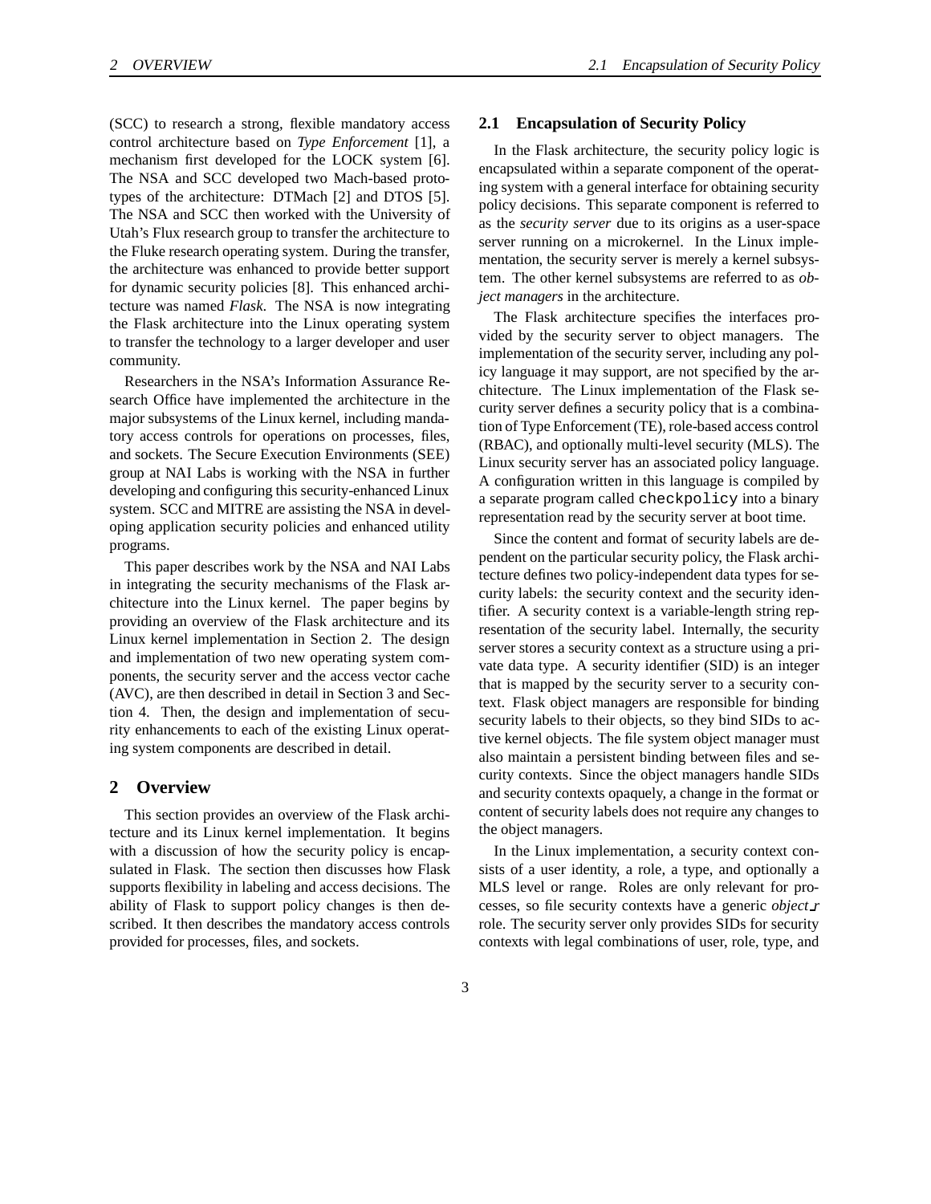(SCC) to research a strong, flexible mandatory access control architecture based on *Type Enforcement* [1], a mechanism first developed for the LOCK system [6]. The NSA and SCC developed two Mach-based prototypes of the architecture: DTMach [2] and DTOS [5]. The NSA and SCC then worked with the University of Utah's Flux research group to transfer the architecture to the Fluke research operating system. During the transfer, the architecture was enhanced to provide better support for dynamic security policies [8]. This enhanced architecture was named *Flask*. The NSA is now integrating the Flask architecture into the Linux operating system to transfer the technology to a larger developer and user community.

Researchers in the NSA's Information Assurance Research Office have implemented the architecture in the major subsystems of the Linux kernel, including mandatory access controls for operations on processes, files, and sockets. The Secure Execution Environments (SEE) group at NAI Labs is working with the NSA in further developing and configuring this security-enhanced Linux system. SCC and MITRE are assisting the NSA in developing application security policies and enhanced utility programs.

This paper describes work by the NSA and NAI Labs in integrating the security mechanisms of the Flask architecture into the Linux kernel. The paper begins by providing an overview of the Flask architecture and its Linux kernel implementation in Section 2. The design and implementation of two new operating system components, the security server and the access vector cache (AVC), are then described in detail in Section 3 and Section 4. Then, the design and implementation of security enhancements to each of the existing Linux operating system components are described in detail.

## 2 Overview

This section provides an overview of the Flask architecture and its Linux kernel implementation. It begins with a discussion of how the security policy is encapsulated in Flask. The section then discusses how Flask supports flexibility in labeling and access decisions. The ability of Flask to support policy changes is then described. It then describes the mandatory access controls provided for processes, files, and sockets.

### 2.1 Encapsulation of Security Policy

In the Flask architecture, the security policy logic is encapsulated within a separate component of the operating system with a general interface for obtaining security policy decisions. This separate component is referred to as the *security server* due to its origins as a user-space server running on a microkernel. In the Linux implementation, the security server is merely a kernel subsystem. The other kernel subsystems are referred to as *object managers* in the architecture.

The Flask architecture specifies the interfaces provided by the security server to object managers. The implementation of the security server, including any policy language it may support, are not specified by the architecture. The Linux implementation of the Flask security server defines a security policy that is a combination of Type Enforcement (TE), role-based access control (RBAC), and optionally multi-level security (MLS). The Linux security server has an associated policy language. A configuration written in this language is compiled by a separate program called `checkpolicy` into a binary representation read by the security server at boot time.

Since the content and format of security labels are dependent on the particular security policy, the Flask architecture defines two policy-independent data types for security labels: the security context and the security identifier. A security context is a variable-length string representation of the security label. Internally, the security server stores a security context as a structure using a private data type. A security identifier (SID) is an integer that is mapped by the security server to a security context. Flask object managers are responsible for binding security labels to their objects, so they bind SIDs to active kernel objects. The file system object manager must also maintain a persistent binding between files and security contexts. Since the object managers handle SIDs and security contexts opaquely, a change in the format or content of security labels does not require any changes to the object managers.

In the Linux implementation, a security context consists of a user identity, a role, a type, and optionally a MLS level or range. Roles are only relevant for processes, so file security contexts have a generic *object_r* role. The security server only provides SIDs for security contexts with legal combinations of user, role, type, and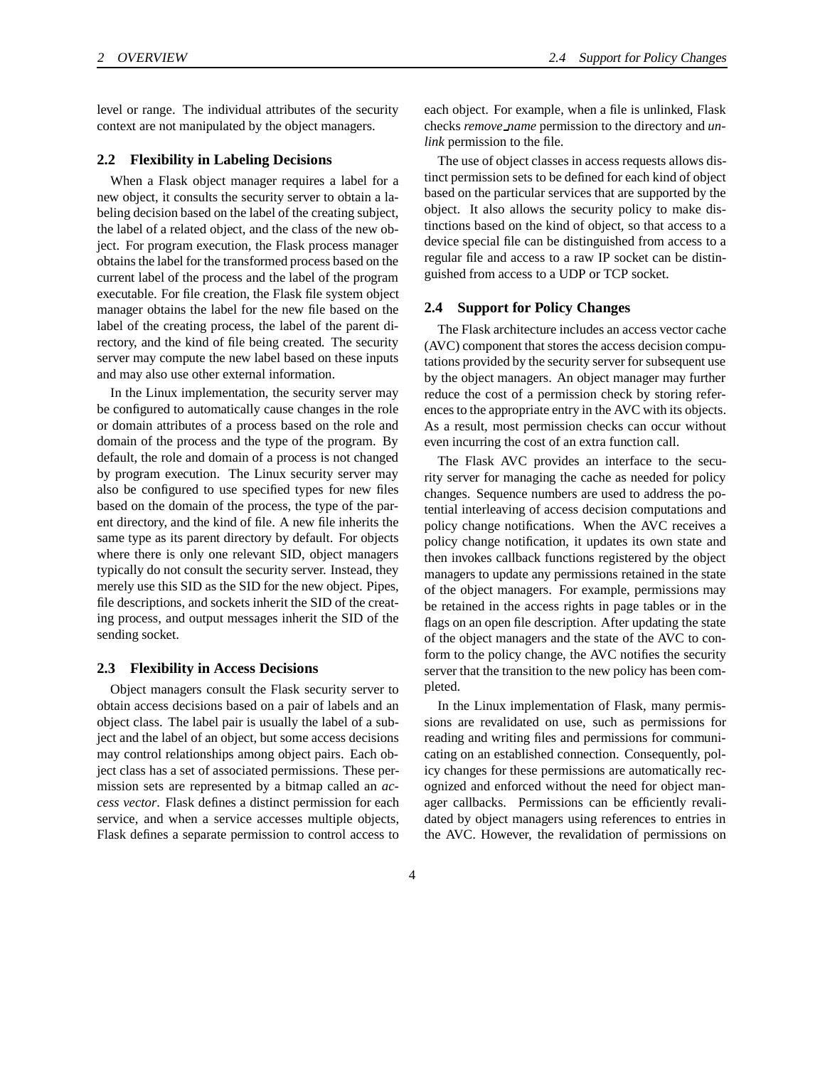level or range. The individual attributes of the security context are not manipulated by the object managers.

## 2.2 Flexibility in Labeling Decisions

When a Flask object manager requires a label for a new object, it consults the security server to obtain a labeling decision based on the label of the creating subject, the label of a related object, and the class of the new object. For program execution, the Flask process manager obtains the label for the transformed process based on the current label of the process and the label of the program executable. For file creation, the Flask file system object manager obtains the label for the new file based on the label of the creating process, the label of the parent directory, and the kind of file being created. The security server may compute the new label based on these inputs and may also use other external information.

In the Linux implementation, the security server may be configured to automatically cause changes in the role or domain attributes of a process based on the role and domain of the process and the type of the program. By default, the role and domain of a process is not changed by program execution. The Linux security server may also be configured to use specified types for new files based on the domain of the process, the type of the parent directory, and the kind of file. A new file inherits the same type as its parent directory by default. For objects where there is only one relevant SID, object managers typically do not consult the security server. Instead, they merely use this SID as the SID for the new object. Pipes, file descriptions, and sockets inherit the SID of the creating process, and output messages inherit the SID of the sending socket.

## 2.3 Flexibility in Access Decisions

Object managers consult the Flask security server to obtain access decisions based on a pair of labels and an object class. The label pair is usually the label of a subject and the label of an object, but some access decisions may control relationships among object pairs. Each object class has a set of associated permissions. These permission sets are represented by a bitmap called an *access vector*. Flask defines a distinct permission for each service, and when a service accesses multiple objects, Flask defines a separate permission to control access to each object. For example, when a file is unlinked, Flask checks *remove_name* permission to the directory and *unlink* permission to the file.

The use of object classes in access requests allows distinct permission sets to be defined for each kind of object based on the particular services that are supported by the object. It also allows the security policy to make distinctions based on the kind of object, so that access to a device special file can be distinguished from access to a regular file and access to a raw IP socket can be distinguished from access to a UDP or TCP socket.

## 2.4 Support for Policy Changes

The Flask architecture includes an access vector cache (AVC) component that stores the access decision computations provided by the security server for subsequent use by the object managers. An object manager may further reduce the cost of a permission check by storing references to the appropriate entry in the AVC with its objects. As a result, most permission checks can occur without even incurring the cost of an extra function call.

The Flask AVC provides an interface to the security server for managing the cache as needed for policy changes. Sequence numbers are used to address the potential interleaving of access decision computations and policy change notifications. When the AVC receives a policy change notification, it updates its own state and then invokes callback functions registered by the object managers to update any permissions retained in the state of the object managers. For example, permissions may be retained in the access rights in page tables or in the flags on an open file description. After updating the state of the object managers and the state of the AVC to conform to the policy change, the AVC notifies the security server that the transition to the new policy has been completed.

In the Linux implementation of Flask, many permissions are revalidated on use, such as permissions for reading and writing files and permissions for communicating on an established connection. Consequently, policy changes for these permissions are automatically recognized and enforced without the need for object manager callbacks. Permissions can be efficiently revalidated by object managers using references to entries in the AVC. However, the revalidation of permissions on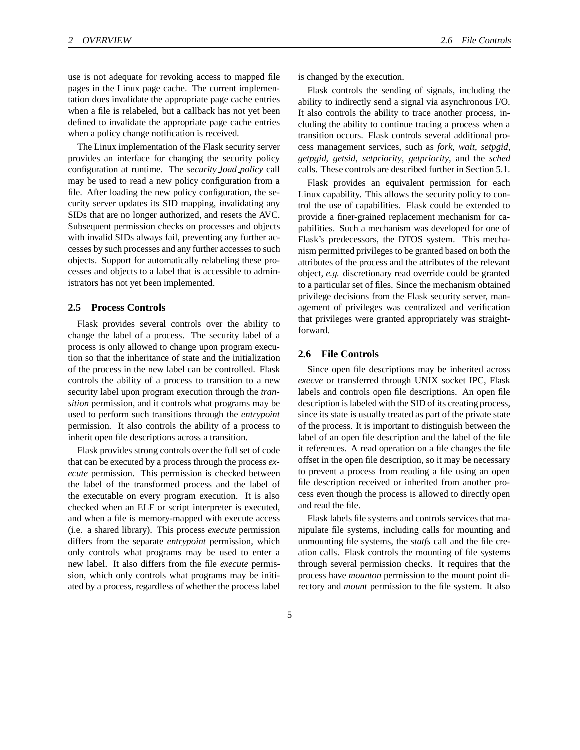use is not adequate for revoking access to mapped file pages in the Linux page cache. The current implementation does invalidate the appropriate page cache entries when a file is relabeled, but a callback has not yet been defined to invalidate the appropriate page cache entries when a policy change notification is received.

The Linux implementation of the Flask security server provides an interface for changing the security policy configuration at runtime. The *security_load_policy* call may be used to read a new policy configuration from a file. After loading the new policy configuration, the security server updates its SID mapping, invalidating any SIDs that are no longer authorized, and resets the AVC. Subsequent permission checks on processes and objects with invalid SIDs always fail, preventing any further accesses by such processes and any further accesses to such objects. Support for automatically relabeling these processes and objects to a label that is accessible to administrators has not yet been implemented.

## 2.5 Process Controls

Flask provides several controls over the ability to change the label of a process. The security label of a process is only allowed to change upon program execution so that the inheritance of state and the initialization of the process in the new label can be controlled. Flask controls the ability of a process to transition to a new security label upon program execution through the *transition* permission, and it controls what programs may be used to perform such transitions through the *entrypoint* permission. It also controls the ability of a process to inherit open file descriptions across a transition.

Flask provides strong controls over the full set of code that can be executed by a process through the process *execute* permission. This permission is checked between the label of the transformed process and the label of the executable on every program execution. It is also checked when an ELF or script interpreter is executed, and when a file is memory-mapped with execute access (i.e. a shared library). This process *execute* permission differs from the separate *entrypoint* permission, which only controls what programs may be used to enter a new label. It also differs from the file *execute* permission, which only controls what programs may be initiated by a process, regardless of whether the process label is changed by the execution.

Flask controls the sending of signals, including the ability to indirectly send a signal via asynchronous I/O. It also controls the ability to trace another process, including the ability to continue tracing a process when a transition occurs. Flask controls several additional process management services, such as *fork*, *wait*, *setpgid*, *getpgid*, *getsid*, *setpriority*, *getpriority*, and the *sched* calls. These controls are described further in Section 5.1.

Flask provides an equivalent permission for each Linux capability. This allows the security policy to control the use of capabilities. Flask could be extended to provide a finer-grained replacement mechanism for capabilities. Such a mechanism was developed for one of Flask's predecessors, the DTOS system. This mechanism permitted privileges to be granted based on both the attributes of the process and the attributes of the relevant object, *e.g.* discretionary read override could be granted to a particular set of files. Since the mechanism obtained privilege decisions from the Flask security server, management of privileges was centralized and verification that privileges were granted appropriately was straightforward.

## 2.6 File Controls

Since open file descriptions may be inherited across *execve* or transferred through UNIX socket IPC, Flask labels and controls open file descriptions. An open file description is labeled with the SID of its creating process, since its state is usually treated as part of the private state of the process. It is important to distinguish between the label of an open file description and the label of the file it references. A read operation on a file changes the file offset in the open file description, so it may be necessary to prevent a process from reading a file using an open file description received or inherited from another process even though the process is allowed to directly open and read the file.

Flask labels file systems and controls services that manipulate file systems, including calls for mounting and unmounting file systems, the *statfs* call and the file creation calls. Flask controls the mounting of file systems through several permission checks. It requires that the process have *mounton* permission to the mount point directory and *mount* permission to the file system. It also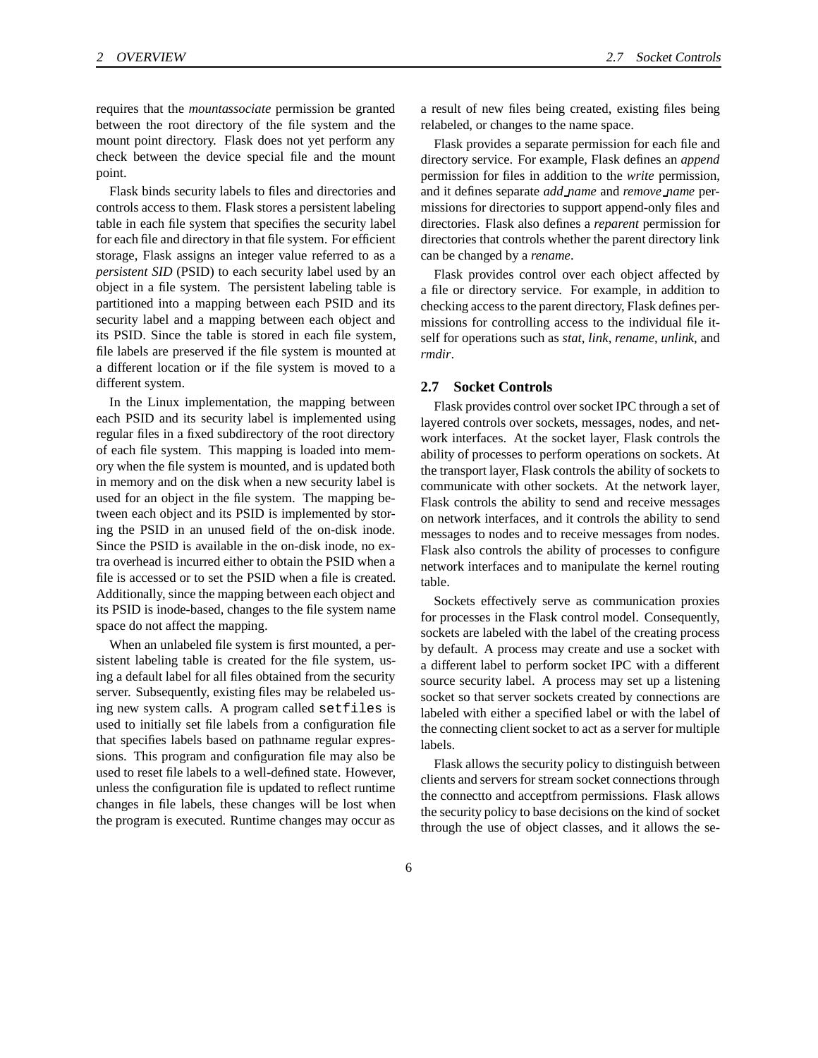requires that the *mountassociate* permission be granted between the root directory of the file system and the mount point directory. Flask does not yet perform any check between the device special file and the mount point.

Flask binds security labels to files and directories and controls access to them. Flask stores a persistent labeling table in each file system that specifies the security label for each file and directory in that file system. For efficient storage, Flask assigns an integer value referred to as a *persistent SID* (PSID) to each security label used by an object in a file system. The persistent labeling table is partitioned into a mapping between each PSID and its security label and a mapping between each object and its PSID. Since the table is stored in each file system, file labels are preserved if the file system is mounted at a different location or if the file system is moved to a different system.

In the Linux implementation, the mapping between each PSID and its security label is implemented using regular files in a fixed subdirectory of the root directory of each file system. This mapping is loaded into memory when the file system is mounted, and is updated both in memory and on the disk when a new security label is used for an object in the file system. The mapping between each object and its PSID is implemented by storing the PSID in an unused field of the on-disk inode. Since the PSID is available in the on-disk inode, no extra overhead is incurred either to obtain the PSID when a file is accessed or to set the PSID when a file is created. Additionally, since the mapping between each object and its PSID is inode-based, changes to the file system name space do not affect the mapping.

When an unlabeled file system is first mounted, a persistent labeling table is created for the file system, using a default label for all files obtained from the security server. Subsequently, existing files may be relabeled using new system calls. A program called `setfiles` is used to initially set file labels from a configuration file that specifies labels based on pathname regular expressions. This program and configuration file may also be used to reset file labels to a well-defined state. However, unless the configuration file is updated to reflect runtime changes in file labels, these changes will be lost when the program is executed. Runtime changes may occur as a result of new files being created, existing files being relabeled, or changes to the name space.

Flask provides a separate permission for each file and directory service. For example, Flask defines an *append* permission for files in addition to the *write* permission, and it defines separate *add_name* and *remove_name* permissions for directories to support append-only files and directories. Flask also defines a *reparent* permission for directories that controls whether the parent directory link can be changed by a *rename*.

Flask provides control over each object affected by a file or directory service. For example, in addition to checking access to the parent directory, Flask defines permissions for controlling access to the individual file itself for operations such as *stat*, *link*, *rename*, *unlink*, and *rmdir*.

## 2.7 Socket Controls

Flask provides control over socket IPC through a set of layered controls over sockets, messages, nodes, and network interfaces. At the socket layer, Flask controls the ability of processes to perform operations on sockets. At the transport layer, Flask controls the ability of sockets to communicate with other sockets. At the network layer, Flask controls the ability to send and receive messages on network interfaces, and it controls the ability to send messages to nodes and to receive messages from nodes. Flask also controls the ability of processes to configure network interfaces and to manipulate the kernel routing table.

Sockets effectively serve as communication proxies for processes in the Flask control model. Consequently, sockets are labeled with the label of the creating process by default. A process may create and use a socket with a different label to perform socket IPC with a different source security label. A process may set up a listening socket so that server sockets created by connections are labeled with either a specified label or with the label of the connecting client socket to act as a server for multiple labels.

Flask allows the security policy to distinguish between clients and servers for stream socket connections through the connectto and acceptfrom permissions. Flask allows the security policy to base decisions on the kind of socket through the use of object classes, and it allows the se-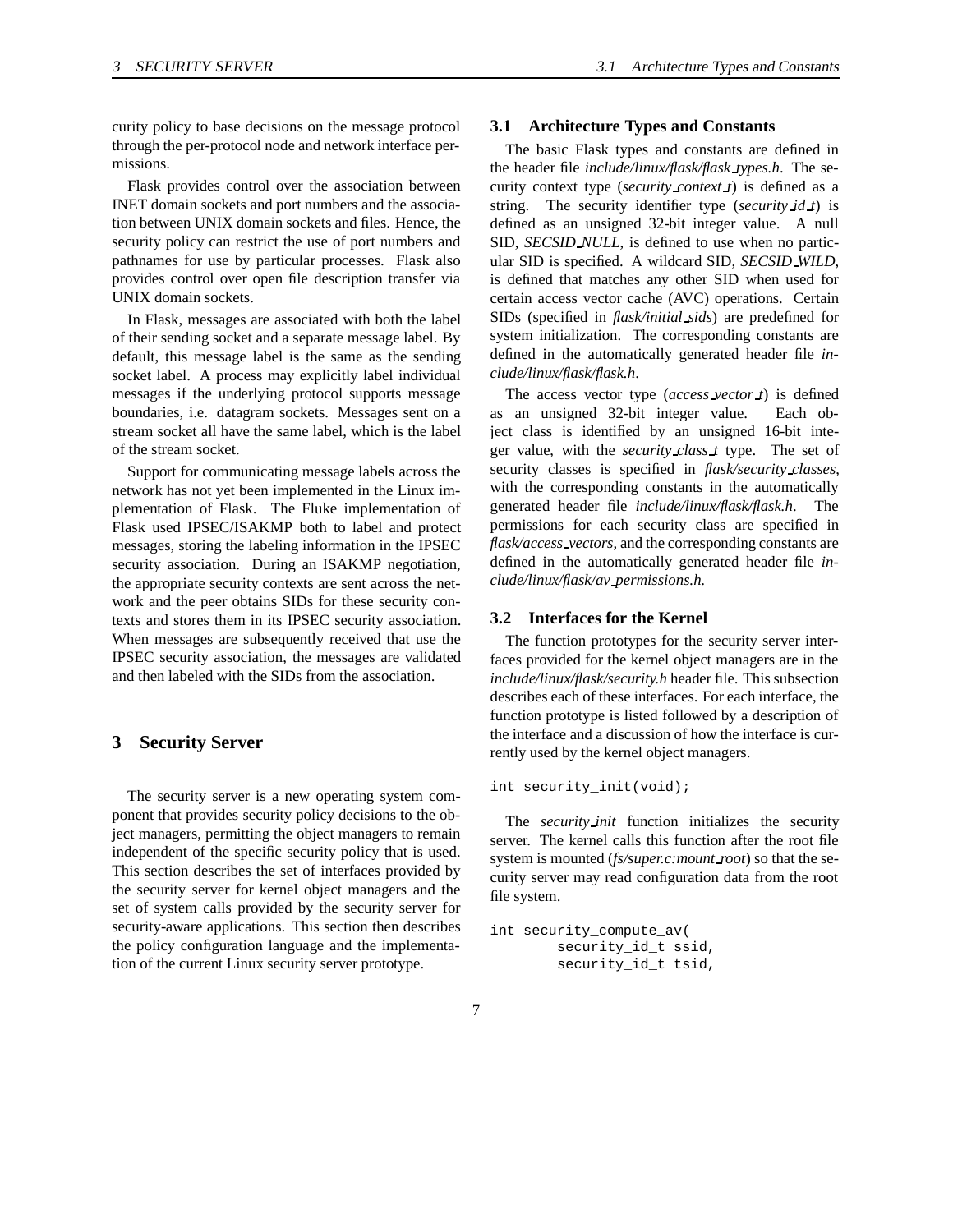curity policy to base decisions on the message protocol through the per-protocol node and network interface permissions.

Flask provides control over the association between INET domain sockets and port numbers and the association between UNIX domain sockets and files. Hence, the security policy can restrict the use of port numbers and pathnames for use by particular processes. Flask also provides control over open file description transfer via UNIX domain sockets.

In Flask, messages are associated with both the label of their sending socket and a separate message label. By default, this message label is the same as the sending socket label. A process may explicitly label individual messages if the underlying protocol supports message boundaries, i.e. datagram sockets. Messages sent on a stream socket all have the same label, which is the label of the stream socket.

Support for communicating message labels across the network has not yet been implemented in the Linux implementation of Flask. The Fluke implementation of Flask used IPSEC/ISAKMP both to label and protect messages, storing the labeling information in the IPSEC security association. During an ISAKMP negotiation, the appropriate security contexts are sent across the network and the peer obtains SIDs for these security contexts and stores them in its IPSEC security association. When messages are subsequently received that use the IPSEC security association, the messages are validated and then labeled with the SIDs from the association.

# 3 Security Server

The security server is a new operating system component that provides security policy decisions to the object managers, permitting the object managers to remain independent of the specific security policy that is used. This section describes the set of interfaces provided by the security server for kernel object managers and the set of system calls provided by the security server for security-aware applications. This section then describes the policy configuration language and the implementation of the current Linux security server prototype.

## 3.1 Architecture Types and Constants

The basic Flask types and constants are defined in the header file *include/linux/flask/flask_types.h*. The security context type (*security_context_t*) is defined as a string. The security identifier type (*security_id_t*) is defined as an unsigned 32-bit integer value. A null SID, *SECSID_NULL*, is defined to use when no particular SID is specified. A wildcard SID, *SECSID_WILD*, is defined that matches any other SID when used for certain access vector cache (AVC) operations. Certain SIDs (specified in *flask/initial_sids*) are predefined for system initialization. The corresponding constants are defined in the automatically generated header file *include/linux/flask/flask.h*.

The access vector type (*access_vector_t*) is defined as an unsigned 32-bit integer value. Each object class is identified by an unsigned 16-bit integer value, with the *security_class_t* type. The set of security classes is specified in *flask/security_classes*, with the corresponding constants in the automatically generated header file *include/linux/flask/flask.h*. The permissions for each security class are specified in *flask/access_vectors*, and the corresponding constants are defined in the automatically generated header file *include/linux/flask/av_permissions.h.*

## 3.2 Interfaces for the Kernel

The function prototypes for the security server interfaces provided for the kernel object managers are in the *include/linux/flask/security.h* header file. This subsection describes each of these interfaces. For each interface, the function prototype is listed followed by a description of the interface and a discussion of how the interface is currently used by the kernel object managers.

```
int security_init(void);
```

The *security_init* function initializes the security server. The kernel calls this function after the root file system is mounted (*fs/super.c:mount_root*) so that the security server may read configuration data from the root file system.

```
int security_compute_av(
        security_id_t ssid,
        security_id_t tsid,
```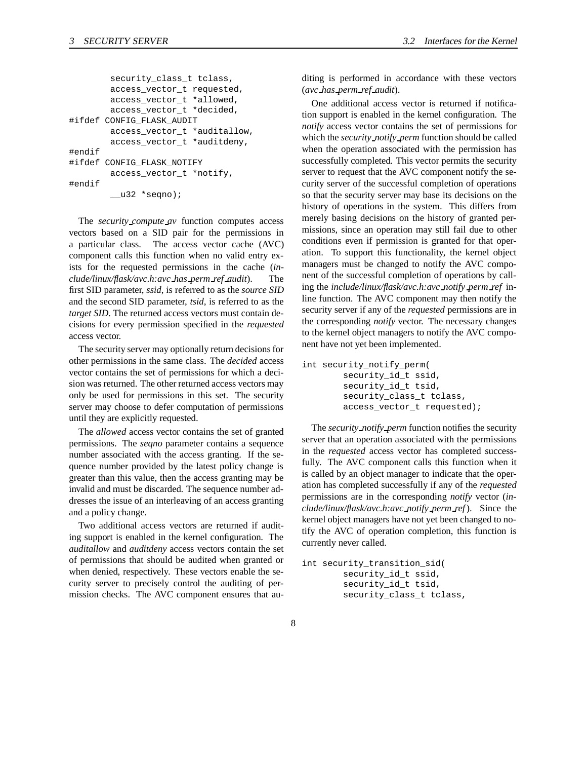```
        security_class_t tclass,
        access_vector_t requested,
        access_vector_t *allowed,
        access_vector_t *decided,
#ifdef CONFIG_FLASK_AUDIT
        access_vector_t *auditallow,
        access_vector_t *auditdeny,
#endif
#ifdef CONFIG_FLASK_NOTIFY
        access_vector_t *notify,
#endif
        __u32 *seqno);
```

The *security_compute_av* function computes access vectors based on a SID pair for the permissions in a particular class. The access vector cache (AVC) component calls this function when no valid entry exists for the requested permissions in the cache (*include/linux/flask/avc.h:avc_has_perm_ref_audit*). The first SID parameter, *ssid*, is referred to as the *source SID* and the second SID parameter, *tsid*, is referred to as the *target SID*. The returned access vectors must contain decisions for every permission specified in the *requested* access vector.

The security server may optionally return decisions for other permissions in the same class. The *decided* access vector contains the set of permissions for which a decision was returned. The other returned access vectors may only be used for permissions in this set. The security server may choose to defer computation of permissions until they are explicitly requested.

The *allowed* access vector contains the set of granted permissions. The *seqno* parameter contains a sequence number associated with the access granting. If the sequence number provided by the latest policy change is greater than this value, then the access granting may be invalid and must be discarded. The sequence number addresses the issue of an interleaving of an access granting and a policy change.

Two additional access vectors are returned if auditing support is enabled in the kernel configuration. The *auditallow* and *auditdeny* access vectors contain the set of permissions that should be audited when granted or when denied, respectively. These vectors enable the security server to precisely control the auditing of permission checks. The AVC component ensures that auditing is performed in accordance with these vectors (*avc_has_perm_ref_audit*).

One additional access vector is returned if notification support is enabled in the kernel configuration. The *notify* access vector contains the set of permissions for which the *security_notify_perm* function should be called when the operation associated with the permission has successfully completed. This vector permits the security server to request that the AVC component notify the security server of the successful completion of operations so that the security server may base its decisions on the history of operations in the system. This differs from merely basing decisions on the history of granted permissions, since an operation may still fail due to other conditions even if permission is granted for that operation. To support this functionality, the kernel object managers must be changed to notify the AVC component of the successful completion of operations by calling the *include/linux/flask/avc.h:avc_notify_perm_ref* inline function. The AVC component may then notify the security server if any of the *requested* permissions are in the corresponding *notify* vector. The necessary changes to the kernel object managers to notify the AVC component have not yet been implemented.

```
int security_notify_perm(
        security_id_t ssid,
        security_id_t tsid,
        security_class_t tclass,
        access_vector_t requested);
```

The *security_notify_perm* function notifies the security server that an operation associated with the permissions in the *requested* access vector has completed successfully. The AVC component calls this function when it is called by an object manager to indicate that the operation has completed successfully if any of the *requested* permissions are in the corresponding *notify* vector (*include/linux/flask/avc.h:avc_notify_perm_ref*). Since the kernel object managers have not yet been changed to notify the AVC of operation completion, this function is currently never called.

```
int security_transition_sid(
        security_id_t ssid,
        security_id_t tsid,
        security_class_t tclass,
```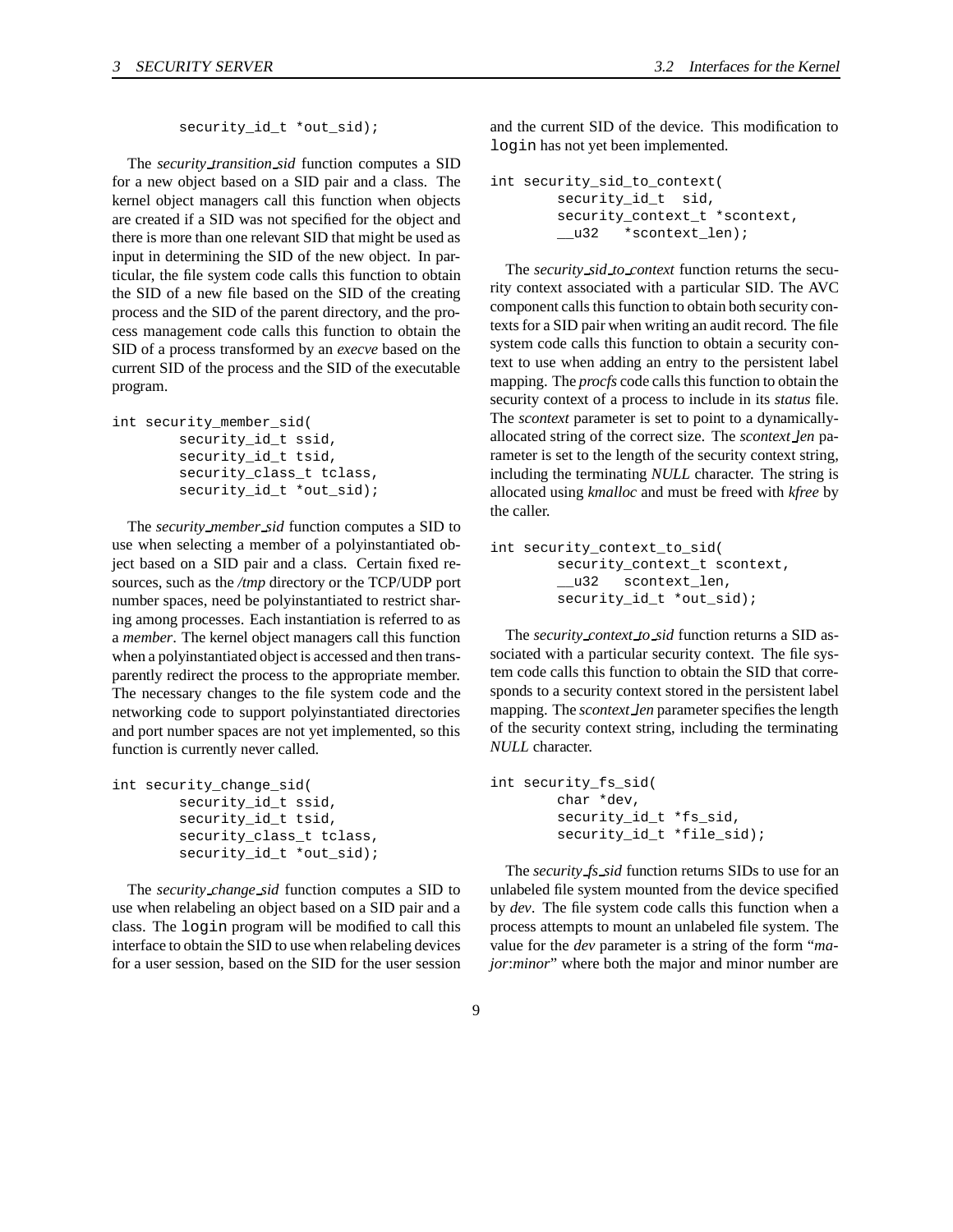```
        security_id_t *out_sid);
```

The *security_transition_sid* function computes a SID for a new object based on a SID pair and a class. The kernel object managers call this function when objects are created if a SID was not specified for the object and there is more than one relevant SID that might be used as input in determining the SID of the new object. In particular, the file system code calls this function to obtain the SID of a new file based on the SID of the creating process and the SID of the parent directory, and the process management code calls this function to obtain the SID of a process transformed by an *execve* based on the current SID of the process and the SID of the executable program.

```
int security_member_sid(
        security_id_t ssid,
        security_id_t tsid,
        security_class_t tclass,
        security_id_t *out_sid);
```

The *security_member_sid* function computes a SID to use when selecting a member of a polyinstantiated object based on a SID pair and a class. Certain fixed resources, such as the */tmp* directory or the TCP/UDP port number spaces, need be polyinstantiated to restrict sharing among processes. Each instantiation is referred to as a *member*. The kernel object managers call this function when a polyinstantiated object is accessed and then transparently redirect the process to the appropriate member. The necessary changes to the file system code and the networking code to support polyinstantiated directories and port number spaces are not yet implemented, so this function is currently never called.

```
int security_change_sid(
        security_id_t ssid,
        security_id_t tsid,
        security_class_t tclass,
        security_id_t *out_sid);
```

The *security_change_sid* function computes a SID to use when relabeling an object based on a SID pair and a class. The `login` program will be modified to call this interface to obtain the SID to use when relabeling devices for a user session, based on the SID for the user session and the current SID of the device. This modification to `login` has not yet been implemented.

```
int security_sid_to_context(
        security_id_t  sid,
        security_context_t *scontext,
        __u32   *scontext_len);
```

The *security_sid_to_context* function returns the security context associated with a particular SID. The AVC component calls this function to obtain both security contexts for a SID pair when writing an audit record. The file system code calls this function to obtain a security context to use when adding an entry to the persistent label mapping. The *procfs* code calls this function to obtain the security context of a process to include in its *status* file. The *scontext* parameter is set to point to a dynamically-allocated string of the correct size. The *scontext_len* parameter is set to the length of the security context string, including the terminating *NULL* character. The string is allocated using *kmalloc* and must be freed with *kfree* by the caller.

```
int security_context_to_sid(
        security_context_t scontext,
        __u32   scontext_len,
        security_id_t *out_sid);
```

The *security_context_to_sid* function returns a SID associated with a particular security context. The file system code calls this function to obtain the SID that corresponds to a security context stored in the persistent label mapping. The *scontext_len* parameter specifies the length of the security context string, including the terminating *NULL* character.

```
int security_fs_sid(
        char *dev,
        security_id_t *fs_sid,
        security_id_t *file_sid);
```

The *security_fs_sid* function returns SIDs to use for an unlabeled file system mounted from the device specified by *dev*. The file system code calls this function when a process attempts to mount an unlabeled file system. The value for the *dev* parameter is a string of the form "*major*:*minor*" where both the major and minor number are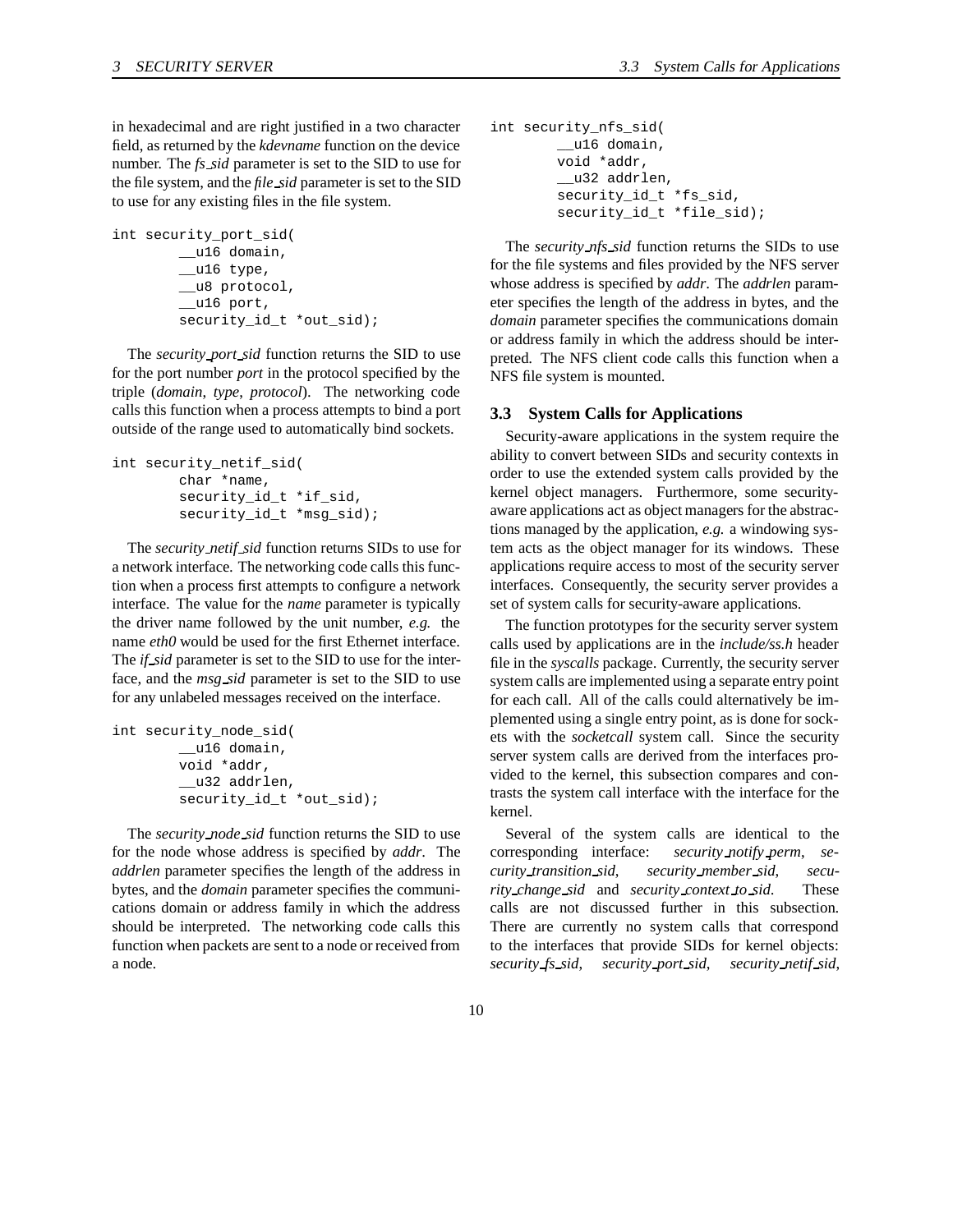in hexadecimal and are right justified in a two character field, as returned by the *kdevname* function on the device number. The *fs_sid* parameter is set to the SID to use for the file system, and the *file_sid* parameter is set to the SID to use for any existing files in the file system.

```
int security_port_sid(
        __u16 domain,
        __u16 type,
        __u8 protocol,
        __u16 port,
        security_id_t *out_sid);
```

The *security_port_sid* function returns the SID to use for the port number *port* in the protocol specified by the triple (*domain*, *type*, *protocol*). The networking code calls this function when a process attempts to bind a port outside of the range used to automatically bind sockets.

```
int security_netif_sid(
        char *name,
        security_id_t *if_sid,
        security_id_t *msg_sid);
```

The *security_netif_sid* function returns SIDs to use for a network interface. The networking code calls this function when a process first attempts to configure a network interface. The value for the *name* parameter is typically the driver name followed by the unit number, *e.g.* the name *eth0* would be used for the first Ethernet interface. The *if_sid* parameter is set to the SID to use for the interface, and the *msg_sid* parameter is set to the SID to use for any unlabeled messages received on the interface.

```
int security_node_sid(
        __u16 domain,
        void *addr,
        __u32 addrlen,
        security_id_t *out_sid);
```

The *security_node_sid* function returns the SID to use for the node whose address is specified by *addr*. The *addrlen* parameter specifies the length of the address in bytes, and the *domain* parameter specifies the communications domain or address family in which the address should be interpreted. The networking code calls this function when packets are sent to a node or received from a node.

```
int security_nfs_sid(
        __u16 domain,
        void *addr,
        __u32 addrlen,
        security_id_t *fs_sid,
        security_id_t *file_sid);
```

The *security_nfs_sid* function returns the SIDs to use for the file systems and files provided by the NFS server whose address is specified by *addr*. The *addrlen* parameter specifies the length of the address in bytes, and the *domain* parameter specifies the communications domain or address family in which the address should be interpreted. The NFS client code calls this function when a NFS file system is mounted.

### 3.3 System Calls for Applications

Security-aware applications in the system require the ability to convert between SIDs and security contexts in order to use the extended system calls provided by the kernel object managers. Furthermore, some security-aware applications act as object managers for the abstractions managed by the application, *e.g.* a windowing system acts as the object manager for its windows. These applications require access to most of the security server interfaces. Consequently, the security server provides a set of system calls for security-aware applications.

The function prototypes for the security server system calls used by applications are in the *include/ss.h* header file in the *syscalls* package. Currently, the security server system calls are implemented using a separate entry point for each call. All of the calls could alternatively be implemented using a single entry point, as is done for sockets with the *socketcall* system call. Since the security server system calls are derived from the interfaces provided to the kernel, this subsection compares and contrasts the system call interface with the interface for the kernel.

Several of the system calls are identical to the corresponding interface: *security_notify_perm*, *security_transition_sid*, *security_member_sid*, *security_change_sid* and *security_context_to_sid*. These calls are not discussed further in this subsection. There are currently no system calls that correspond to the interfaces that provide SIDs for kernel objects: *security_fs_sid*, *security_port_sid*, *security_netif_sid*,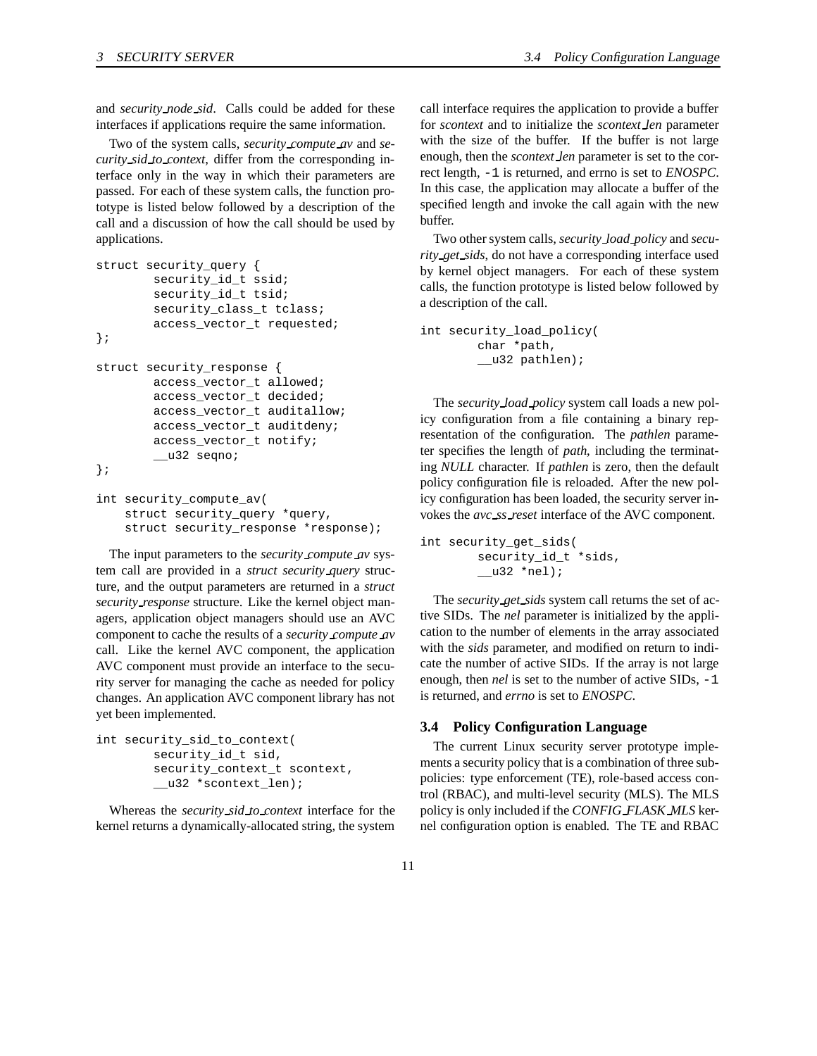and *security_node_sid*. Calls could be added for these interfaces if applications require the same information.

Two of the system calls, *security_compute_av* and *security_sid_to_context*, differ from the corresponding interface only in the way in which their parameters are passed. For each of these system calls, the function prototype is listed below followed by a description of the call and a discussion of how the call should be used by applications.

```
struct security_query {
        security_id_t ssid;
        security_id_t tsid;
        security_class_t tclass;
        access_vector_t requested;
};

struct security_response {
        access_vector_t allowed;
        access_vector_t decided;
        access_vector_t auditallow;
        access_vector_t auditdeny;
        access_vector_t notify;
        __u32 seqno;
};

int security_compute_av(
    struct security_query *query,
    struct security_response *response);
```

The input parameters to the *security_compute_av* system call are provided in a *struct security_query* structure, and the output parameters are returned in a *struct security_response* structure. Like the kernel object managers, application object managers should use an AVC component to cache the results of a *security_compute_av* call. Like the kernel AVC component, the application AVC component must provide an interface to the security server for managing the cache as needed for policy changes. An application AVC component library has not yet been implemented.

```
int security_sid_to_context(
        security_id_t sid,
        security_context_t scontext,
        __u32 *scontext_len);
```

Whereas the *security_sid_to_context* interface for the kernel returns a dynamically-allocated string, the system call interface requires the application to provide a buffer for *scontext* and to initialize the *scontext_len* parameter with the size of the buffer. If the buffer is not large enough, then the *scontext_len* parameter is set to the correct length, `-1` is returned, and errno is set to *ENOSPC*. In this case, the application may allocate a buffer of the specified length and invoke the call again with the new buffer.

Two other system calls, *security_load_policy* and *security_get_sids*, do not have a corresponding interface used by kernel object managers. For each of these system calls, the function prototype is listed below followed by a description of the call.

```
int security_load_policy(
        char *path,
        __u32 pathlen);
```

The *security_load_policy* system call loads a new policy configuration from a file containing a binary representation of the configuration. The *pathlen* parameter specifies the length of *path*, including the terminating *NULL* character. If *pathlen* is zero, then the default policy configuration file is reloaded. After the new policy configuration has been loaded, the security server invokes the *avc_ss_reset* interface of the AVC component.

```
int security_get_sids(
        security_id_t *sids,
        __u32 *nel);
```

The *security_get_sids* system call returns the set of active SIDs. The *nel* parameter is initialized by the application to the number of elements in the array associated with the *sids* parameter, and modified on return to indicate the number of active SIDs. If the array is not large enough, then *nel* is set to the number of active SIDs, `-1` is returned, and *errno* is set to *ENOSPC*.

### 3.4 Policy Configuration Language

The current Linux security server prototype implements a security policy that is a combination of three subpolicies: type enforcement (TE), role-based access control (RBAC), and multi-level security (MLS). The MLS policy is only included if the *CONFIG_FLASK_MLS* kernel configuration option is enabled. The TE and RBAC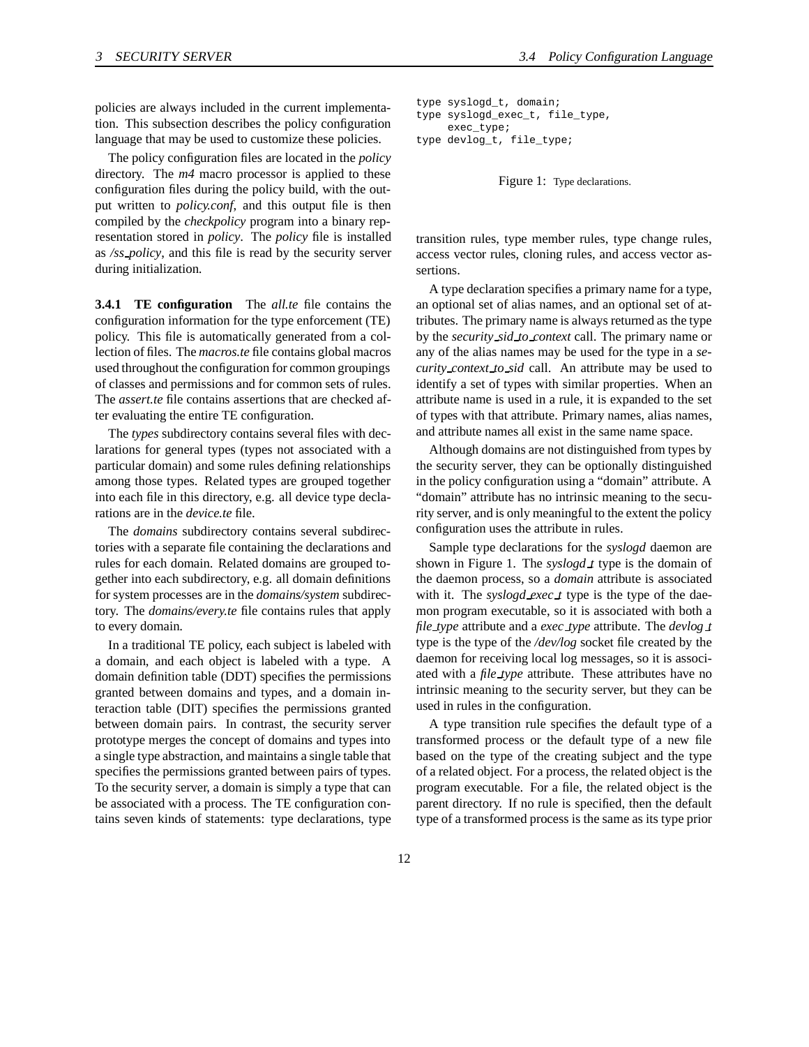policies are always included in the current implementation. This subsection describes the policy configuration language that may be used to customize these policies.

The policy configuration files are located in the *policy* directory. The *m4* macro processor is applied to these configuration files during the policy build, with the output written to *policy.conf*, and this output file is then compiled by the *checkpolicy* program into a binary representation stored in *policy*. The *policy* file is installed as */ss_policy*, and this file is read by the security server during initialization.

**3.4.1 TE configuration** The *all.te* file contains the configuration information for the type enforcement (TE) policy. This file is automatically generated from a collection of files. The *macros.te* file contains global macros used throughout the configuration for common groupings of classes and permissions and for common sets of rules. The *assert.te* file contains assertions that are checked after evaluating the entire TE configuration.

The *types* subdirectory contains several files with declarations for general types (types not associated with a particular domain) and some rules defining relationships among those types. Related types are grouped together into each file in this directory, e.g. all device type declarations are in the *device.te* file.

The *domains* subdirectory contains several subdirectories with a separate file containing the declarations and rules for each domain. Related domains are grouped together into each subdirectory, e.g. all domain definitions for system processes are in the *domains/system* subdirectory. The *domains/every.te* file contains rules that apply to every domain.

In a traditional TE policy, each subject is labeled with a domain, and each object is labeled with a type. A domain definition table (DDT) specifies the permissions granted between domains and types, and a domain interaction table (DIT) specifies the permissions granted between domain pairs. In contrast, the security server prototype merges the concept of domains and types into a single type abstraction, and maintains a single table that specifies the permissions granted between pairs of types. To the security server, a domain is simply a type that can be associated with a process. The TE configuration contains seven kinds of statements: type declarations, type transition rules, type member rules, type change rules, access vector rules, cloning rules, and access vector assertions.

```
type syslogd_t, domain;
type syslogd_exec_t, file_type,
     exec_type;
type devlog_t, file_type;
```

Figure 1: Type declarations.

A type declaration specifies a primary name for a type, an optional set of alias names, and an optional set of attributes. The primary name is always returned as the type by the *security_sid_to_context* call. The primary name or any of the alias names may be used for the type in a *security_context_to_sid* call. An attribute may be used to identify a set of types with similar properties. When an attribute name is used in a rule, it is expanded to the set of types with that attribute. Primary names, alias names, and attribute names all exist in the same name space.

Although domains are not distinguished from types by the security server, they can be optionally distinguished in the policy configuration using a "domain" attribute. A "domain" attribute has no intrinsic meaning to the security server, and is only meaningful to the extent the policy configuration uses the attribute in rules.

Sample type declarations for the *syslogd* daemon are shown in Figure 1. The *syslogd_t* type is the domain of the daemon process, so a *domain* attribute is associated with it. The *syslogd_exec_t* type is the type of the daemon program executable, so it is associated with both a *file_type* attribute and a *exec_type* attribute. The *devlog_t* type is the type of the */dev/log* socket file created by the daemon for receiving local log messages, so it is associated with a *file_type* attribute. These attributes have no intrinsic meaning to the security server, but they can be used in rules in the configuration.

A type transition rule specifies the default type of a transformed process or the default type of a new file based on the type of the creating subject and the type of a related object. For a process, the related object is the program executable. For a file, the related object is the parent directory. If no rule is specified, then the default type of a transformed process is the same as its type prior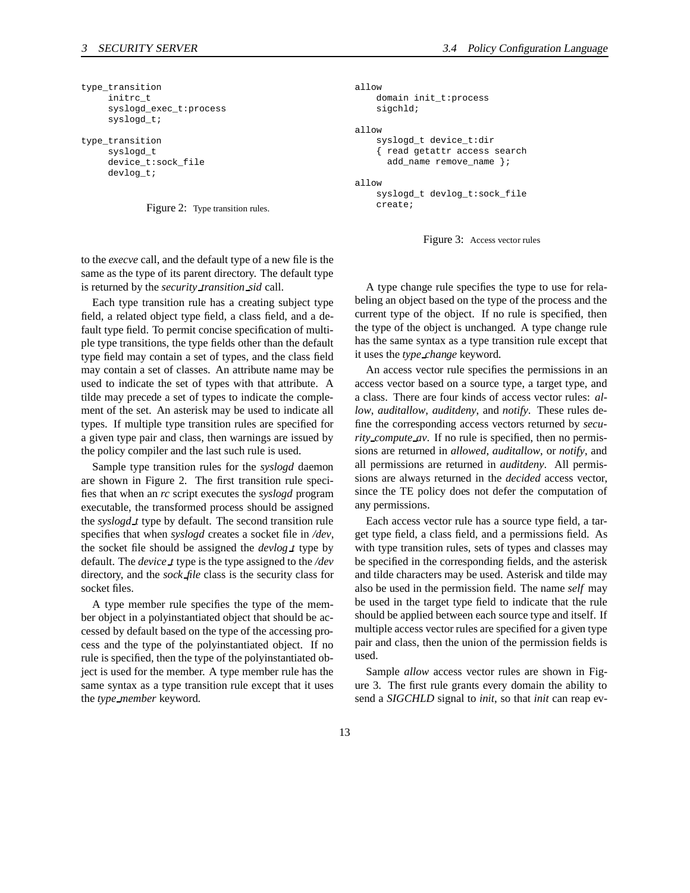```
type_transition
     initrc_t
     syslogd_exec_t:process
     syslogd_t;

type_transition
     syslogd_t
     device_t:sock_file
     devlog_t;
```

Figure 2: Type transition rules.

to the *execve* call, and the default type of a new file is the same as the type of its parent directory. The default type is returned by the *security_transition_sid* call.

Each type transition rule has a creating subject type field, a related object type field, a class field, and a default type field. To permit concise specification of multiple type transitions, the type fields other than the default type field may contain a set of types, and the class field may contain a set of classes. An attribute name may be used to indicate the set of types with that attribute. A tilde may precede a set of types to indicate the complement of the set. An asterisk may be used to indicate all types. If multiple type transition rules are specified for a given type pair and class, then warnings are issued by the policy compiler and the last such rule is used.

Sample type transition rules for the *syslogd* daemon are shown in Figure 2. The first transition rule specifies that when an *rc* script executes the *syslogd* program executable, the transformed process should be assigned the *syslogd_t* type by default. The second transition rule specifies that when *syslogd* creates a socket file in */dev*, the socket file should be assigned the *devlog_t* type by default. The *device_t* type is the type assigned to the */dev* directory, and the *sock_file* class is the security class for socket files.

A type member rule specifies the type of the member object in a polyinstantiated object that should be accessed by default based on the type of the accessing process and the type of the polyinstantiated object. If no rule is specified, then the type of the polyinstantiated object is used for the member. A type member rule has the same syntax as a type transition rule except that it uses the *type_member* keyword.

```
allow
    domain init_t:process
    sigchld;

allow
    syslogd_t device_t:dir
    { read getattr access search
      add_name remove_name };

allow
    syslogd_t devlog_t:sock_file
    create;
```

Figure 3: Access vector rules

A type change rule specifies the type to use for relabeling an object based on the type of the process and the current type of the object. If no rule is specified, then the type of the object is unchanged. A type change rule has the same syntax as a type transition rule except that it uses the *type_change* keyword.

An access vector rule specifies the permissions in an access vector based on a source type, a target type, and a class. There are four kinds of access vector rules: *allow*, *auditallow*, *auditdeny*, and *notify*. These rules define the corresponding access vectors returned by *security_compute_av*. If no rule is specified, then no permissions are returned in *allowed*, *auditallow*, or *notify*, and all permissions are returned in *auditdeny*. All permissions are always returned in the *decided* access vector, since the TE policy does not defer the computation of any permissions.

Each access vector rule has a source type field, a target type field, a class field, and a permissions field. As with type transition rules, sets of types and classes may be specified in the corresponding fields, and the asterisk and tilde characters may be used. Asterisk and tilde may also be used in the permission field. The name *self* may be used in the target type field to indicate that the rule should be applied between each source type and itself. If multiple access vector rules are specified for a given type pair and class, then the union of the permission fields is used.

Sample *allow* access vector rules are shown in Figure 3. The first rule grants every domain the ability to send a *SIGCHLD* signal to *init*, so that *init* can reap ev-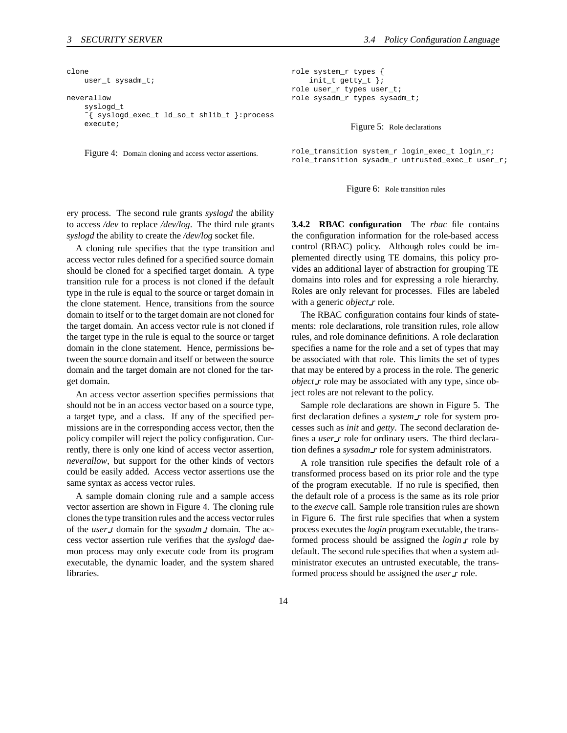```
clone
    user_t sysadm_t;

neverallow
    syslogd_t
    ~{ syslogd_exec_t ld_so_t shlib_t }:process
    execute;
```

Figure 4: Domain cloning and access vector assertions.

ery process. The second rule grants *syslogd* the ability to access */dev* to replace */dev/log*. The third rule grants *syslogd* the ability to create the */dev/log* socket file.

A cloning rule specifies that the type transition and access vector rules defined for a specified source domain should be cloned for a specified target domain. A type transition rule for a process is not cloned if the default type in the rule is equal to the source or target domain in the clone statement. Hence, transitions from the source domain to itself or to the target domain are not cloned for the target domain. An access vector rule is not cloned if the target type in the rule is equal to the source or target domain in the clone statement. Hence, permissions between the source domain and itself or between the source domain and the target domain are not cloned for the target domain.

An access vector assertion specifies permissions that should not be in an access vector based on a source type, a target type, and a class. If any of the specified permissions are in the corresponding access vector, then the policy compiler will reject the policy configuration. Currently, there is only one kind of access vector assertion, *neverallow*, but support for the other kinds of vectors could be easily added. Access vector assertions use the same syntax as access vector rules.

A sample domain cloning rule and a sample access vector assertion are shown in Figure 4. The cloning rule clones the type transition rules and the access vector rules of the *user_t* domain for the *sysadm_t* domain. The access vector assertion rule verifies that the *syslogd* daemon process may only execute code from its program executable, the dynamic loader, and the system shared libraries.

```
role system_r types {
    init_t getty_t };
role user_r types user_t;
role sysadm_r types sysadm_t;
```

Figure 5: Role declarations

```
role_transition system_r login_exec_t login_r;
role_transition sysadm_r untrusted_exec_t user_r;
```

Figure 6: Role transition rules

#### 3.4.2 RBAC configuration

The *rbac* file contains the configuration information for the role-based access control (RBAC) policy. Although roles could be implemented directly using TE domains, this policy provides an additional layer of abstraction for grouping TE domains into roles and for expressing a role hierarchy. Roles are only relevant for processes. Files are labeled with a generic *object_r* role.

The RBAC configuration contains four kinds of statements: role declarations, role transition rules, role allow rules, and role dominance definitions. A role declaration specifies a name for the role and a set of types that may be associated with that role. This limits the set of types that may be entered by a process in the role. The generic *object_r* role may be associated with any type, since object roles are not relevant to the policy.

Sample role declarations are shown in Figure 5. The first declaration defines a *system_r* role for system processes such as *init* and *getty*. The second declaration defines a *user_r* role for ordinary users. The third declaration defines a *sysadm_r* role for system administrators.

A role transition rule specifies the default role of a transformed process based on its prior role and the type of the program executable. If no rule is specified, then the default role of a process is the same as its role prior to the *execve* call. Sample role transition rules are shown in Figure 6. The first rule specifies that when a system process executes the *login* program executable, the transformed process should be assigned the *login_r* role by default. The second rule specifies that when a system administrator executes an untrusted executable, the transformed process should be assigned the *user_r* role.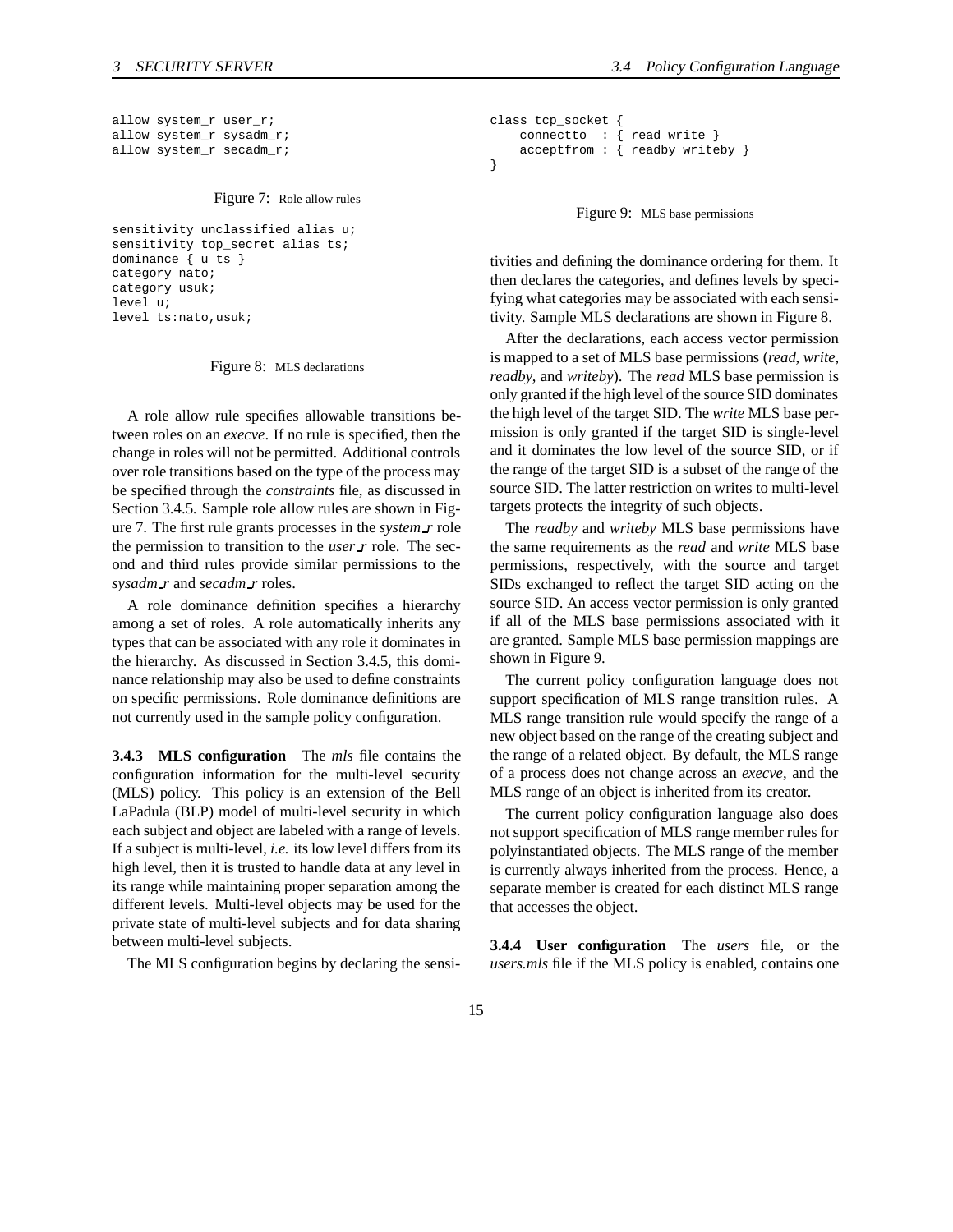```
allow system_r user_r;
allow system_r sysadm_r;
allow system_r secadm_r;
```

Figure 7: Role allow rules

```
sensitivity unclassified alias u;
sensitivity top_secret alias ts;
dominance { u ts }
category nato;
category usuk;
level u;
level ts:nato,usuk;
```

Figure 8: MLS declarations

A role allow rule specifies allowable transitions between roles on an *execve*. If no rule is specified, then the change in roles will not be permitted. Additional controls over role transitions based on the type of the process may be specified through the *constraints* file, as discussed in Section 3.4.5. Sample role allow rules are shown in Figure 7. The first rule grants processes in the *system_r* role the permission to transition to the *user_r* role. The second and third rules provide similar permissions to the *sysadm_r* and *secadm_r* roles.

A role dominance definition specifies a hierarchy among a set of roles. A role automatically inherits any types that can be associated with any role it dominates in the hierarchy. As discussed in Section 3.4.5, this dominance relationship may also be used to define constraints on specific permissions. Role dominance definitions are not currently used in the sample policy configuration.

#### 3.4.3 MLS configuration

The *mls* file contains the configuration information for the multi-level security (MLS) policy. This policy is an extension of the Bell LaPadula (BLP) model of multi-level security in which each subject and object are labeled with a range of levels. If a subject is multi-level, *i.e.* its low level differs from its high level, then it is trusted to handle data at any level in its range while maintaining proper separation among the different levels. Multi-level objects may be used for the private state of multi-level subjects and for data sharing between multi-level subjects.

The MLS configuration begins by declaring the sensitivities and defining the dominance ordering for them. It then declares the categories, and defines levels by specifying what categories may be associated with each sensitivity. Sample MLS declarations are shown in Figure 8.

```
class tcp_socket {
    connectto  : { read write }
    acceptfrom : { readby writeby }
}
```

Figure 9: MLS base permissions

After the declarations, each access vector permission is mapped to a set of MLS base permissions (*read*, *write*, *readby*, and *writeby*). The *read* MLS base permission is only granted if the high level of the source SID dominates the high level of the target SID. The *write* MLS base permission is only granted if the target SID is single-level and it dominates the low level of the source SID, or if the range of the target SID is a subset of the range of the source SID. The latter restriction on writes to multi-level targets protects the integrity of such objects.

The *readby* and *writeby* MLS base permissions have the same requirements as the *read* and *write* MLS base permissions, respectively, with the source and target SIDs exchanged to reflect the target SID acting on the source SID. An access vector permission is only granted if all of the MLS base permissions associated with it are granted. Sample MLS base permission mappings are shown in Figure 9.

The current policy configuration language does not support specification of MLS range transition rules. A MLS range transition rule would specify the range of a new object based on the range of the creating subject and the range of a related object. By default, the MLS range of a process does not change across an *execve*, and the MLS range of an object is inherited from its creator.

The current policy configuration language also does not support specification of MLS range member rules for polyinstantiated objects. The MLS range of the member is currently always inherited from the process. Hence, a separate member is created for each distinct MLS range that accesses the object.

#### 3.4.4 User configuration

The *users* file, or the *users.mls* file if the MLS policy is enabled, contains one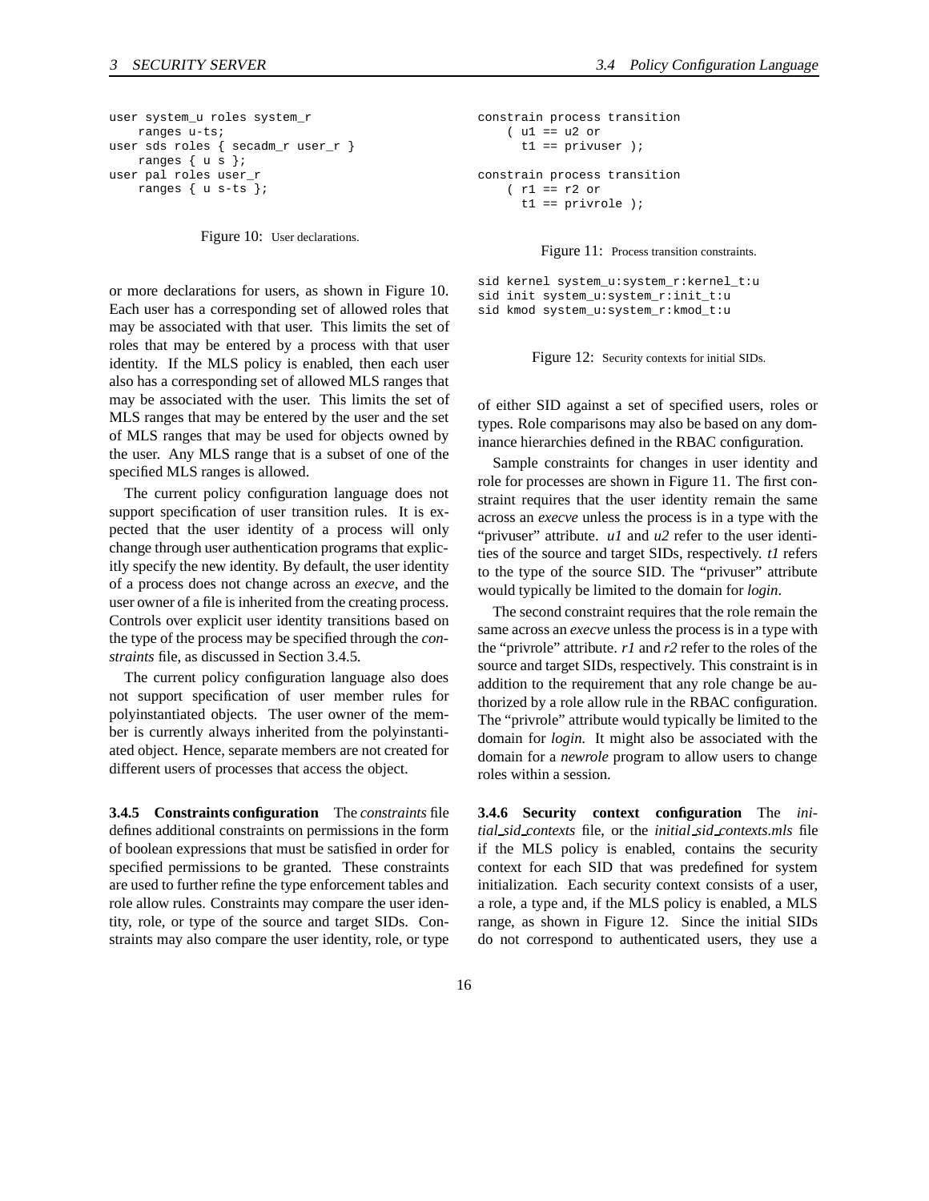```
user system_u roles system_r
    ranges u-ts;
user sds roles { secadm_r user_r }
    ranges { u s };
user pal roles user_r
    ranges { u s-ts };
```

Figure 10: User declarations.

or more declarations for users, as shown in Figure 10. Each user has a corresponding set of allowed roles that may be associated with that user. This limits the set of roles that may be entered by a process with that user identity. If the MLS policy is enabled, then each user also has a corresponding set of allowed MLS ranges that may be associated with the user. This limits the set of MLS ranges that may be entered by the user and the set of MLS ranges that may be used for objects owned by the user. Any MLS range that is a subset of one of the specified MLS ranges is allowed.

The current policy configuration language does not support specification of user transition rules. It is expected that the user identity of a process will only change through user authentication programs that explicitly specify the new identity. By default, the user identity of a process does not change across an *execve*, and the user owner of a file is inherited from the creating process. Controls over explicit user identity transitions based on the type of the process may be specified through the *constraints* file, as discussed in Section 3.4.5.

The current policy configuration language also does not support specification of user member rules for polyinstantiated objects. The user owner of the member is currently always inherited from the polyinstantiated object. Hence, separate members are not created for different users of processes that access the object.

**3.4.5 Constraints configuration** The *constraints* file defines additional constraints on permissions in the form of boolean expressions that must be satisfied in order for specified permissions to be granted. These constraints are used to further refine the type enforcement tables and role allow rules. Constraints may compare the user identity, role, or type of the source and target SIDs. Constraints may also compare the user identity, role, or type of either SID against a set of specified users, roles or types. Role comparisons may also be based on any dominance hierarchies defined in the RBAC configuration.

```
constrain process transition
    ( u1 == u2 or
      t1 == privuser );

constrain process transition
    ( r1 == r2 or
      t1 == privrole );
```

Figure 11: Process transition constraints.

Sample constraints for changes in user identity and role for processes are shown in Figure 11. The first constraint requires that the user identity remain the same across an *execve* unless the process is in a type with the "privuser" attribute. *u1* and *u2* refer to the user identities of the source and target SIDs, respectively. *t1* refers to the type of the source SID. The "privuser" attribute would typically be limited to the domain for *login*.

The second constraint requires that the role remain the same across an *execve* unless the process is in a type with the "privrole" attribute. *r1* and *r2* refer to the roles of the source and target SIDs, respectively. This constraint is in addition to the requirement that any role change be authorized by a role allow rule in the RBAC configuration. The "privrole" attribute would typically be limited to the domain for *login*. It might also be associated with the domain for a *newrole* program to allow users to change roles within a session.

```
sid kernel system_u:system_r:kernel_t:u
sid init system_u:system_r:init_t:u
sid kmod system_u:system_r:kmod_t:u
```

Figure 12: Security contexts for initial SIDs.

**3.4.6 Security context configuration** The *initial_sid_contexts* file, or the *initial_sid_contexts.mls* file if the MLS policy is enabled, contains the security context for each SID that was predefined for system initialization. Each security context consists of a user, a role, a type and, if the MLS policy is enabled, a MLS range, as shown in Figure 12. Since the initial SIDs do not correspond to authenticated users, they use a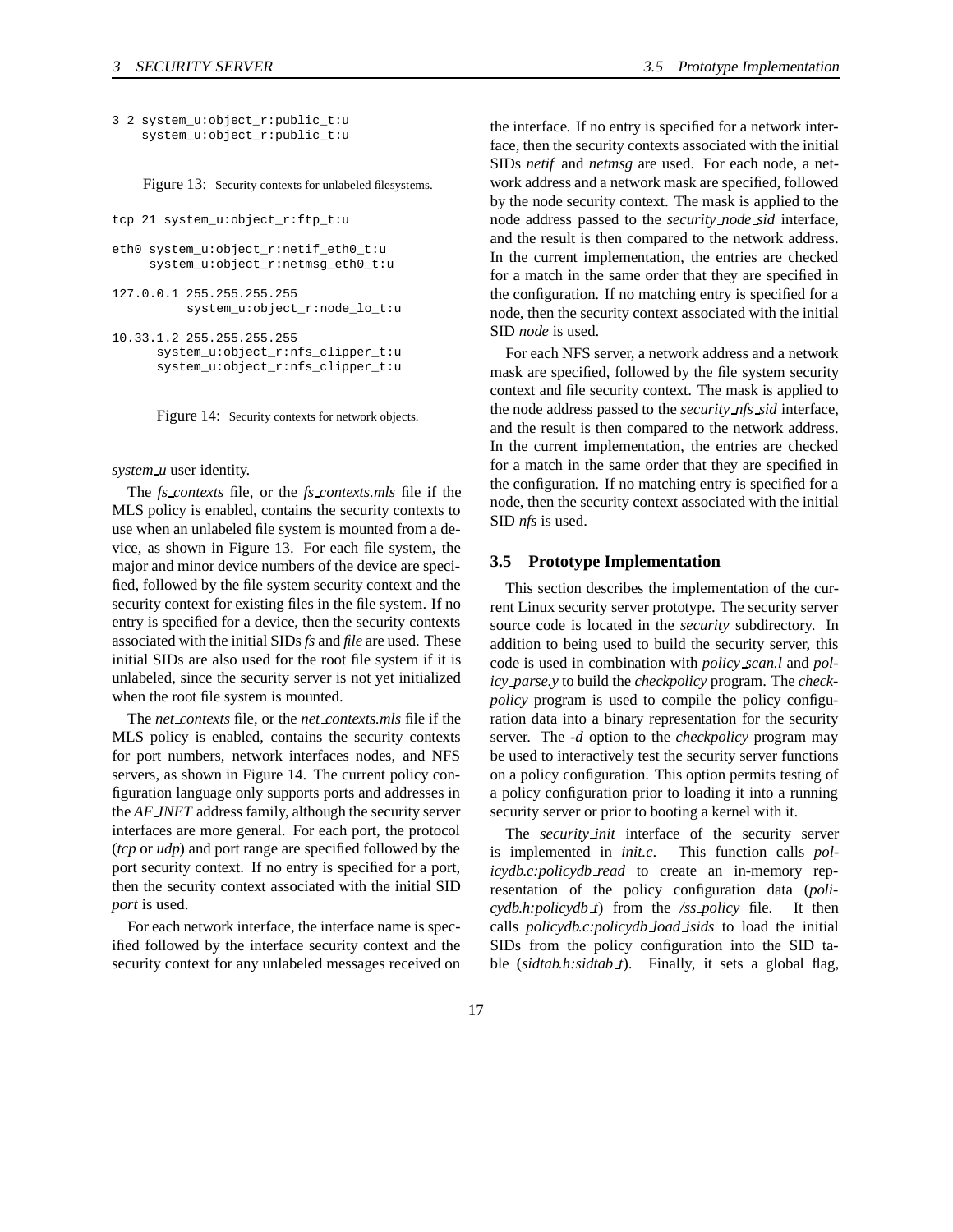```
3 2 system_u:object_r:public_t:u
    system_u:object_r:public_t:u
```

Figure 13: Security contexts for unlabeled filesystems.

```
tcp 21 system_u:object_r:ftp_t:u

eth0 system_u:object_r:netif_eth0_t:u
     system_u:object_r:netmsg_eth0_t:u

127.0.0.1 255.255.255.255
          system_u:object_r:node_lo_t:u

10.33.1.2 255.255.255.255
      system_u:object_r:nfs_clipper_t:u
      system_u:object_r:nfs_clipper_t:u
```

Figure 14: Security contexts for network objects.

*system_u* user identity.

The *fs_contexts* file, or the *fs_contexts.mls* file if the MLS policy is enabled, contains the security contexts to use when an unlabeled file system is mounted from a device, as shown in Figure 13. For each file system, the major and minor device numbers of the device are specified, followed by the file system security context and the security context for existing files in the file system. If no entry is specified for a device, then the security contexts associated with the initial SIDs *fs* and *file* are used. These initial SIDs are also used for the root file system if it is unlabeled, since the security server is not yet initialized when the root file system is mounted.

The *net_contexts* file, or the *net_contexts.mls* file if the MLS policy is enabled, contains the security contexts for port numbers, network interfaces nodes, and NFS servers, as shown in Figure 14. The current policy configuration language only supports ports and addresses in the *AF_INET* address family, although the security server interfaces are more general. For each port, the protocol (*tcp* or *udp*) and port range are specified followed by the port security context. If no entry is specified for a port, then the security context associated with the initial SID *port* is used.

For each network interface, the interface name is specified followed by the interface security context and the security context for any unlabeled messages received on the interface. If no entry is specified for a network interface, then the security contexts associated with the initial SIDs *netif* and *netmsg* are used. For each node, a network address and a network mask are specified, followed by the node security context. The mask is applied to the node address passed to the *security_node_sid* interface, and the result is then compared to the network address. In the current implementation, the entries are checked for a match in the same order that they are specified in the configuration. If no matching entry is specified for a node, then the security context associated with the initial SID *node* is used.

For each NFS server, a network address and a network mask are specified, followed by the file system security context and file security context. The mask is applied to the node address passed to the *security_nfs_sid* interface, and the result is then compared to the network address. In the current implementation, the entries are checked for a match in the same order that they are specified in the configuration. If no matching entry is specified for a node, then the security context associated with the initial SID *nfs* is used.

## 3.5 Prototype Implementation

This section describes the implementation of the current Linux security server prototype. The security server source code is located in the *security* subdirectory. In addition to being used to build the security server, this code is used in combination with *policy_scan.l* and *policy_parse.y* to build the *checkpolicy* program. The *checkpolicy* program is used to compile the policy configuration data into a binary representation for the security server. The *-d* option to the *checkpolicy* program may be used to interactively test the security server functions on a policy configuration. This option permits testing of a policy configuration prior to loading it into a running security server or prior to booting a kernel with it.

The *security_init* interface of the security server is implemented in *init.c*. This function calls *policydb.c:policydb_read* to create an in-memory representation of the policy configuration data (*policydb.h:policydb_t*) from the */ss_policy* file. It then calls *policydb.c:policydb_load_isids* to load the initial SIDs from the policy configuration into the SID table (*sidtab.h:sidtab_t*). Finally, it sets a global flag,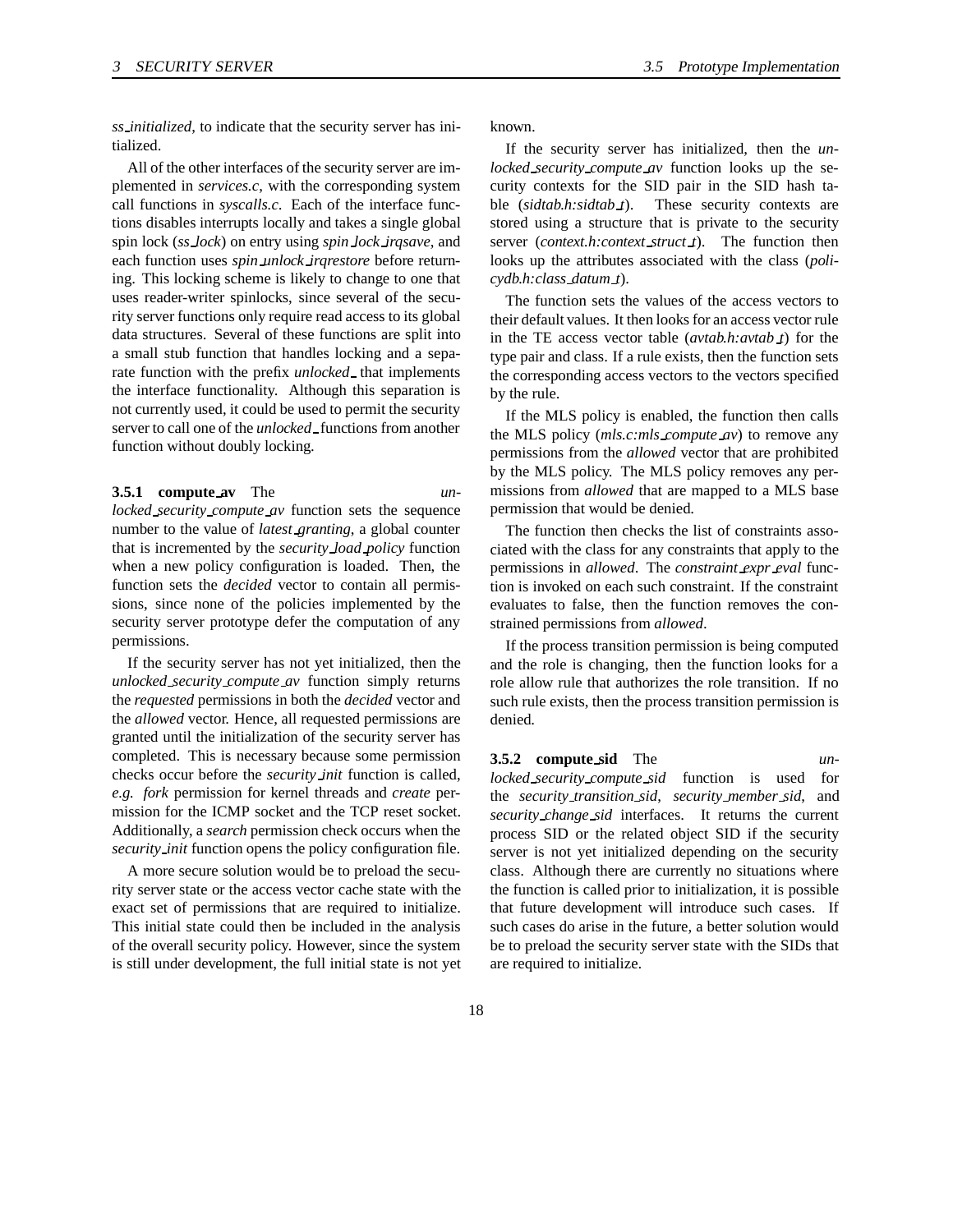*ss_initialized*, to indicate that the security server has initialized.

All of the other interfaces of the security server are implemented in *services.c*, with the corresponding system call functions in *syscalls.c*. Each of the interface functions disables interrupts locally and takes a single global spin lock (*ss_lock*) on entry using *spin_lock_irqsave*, and each function uses *spin_unlock_irqrestore* before returning. This locking scheme is likely to change to one that uses reader-writer spinlocks, since several of the security server functions only require read access to its global data structures. Several of these functions are split into a small stub function that handles locking and a separate function with the prefix *unlocked_* that implements the interface functionality. Although this separation is not currently used, it could be used to permit the security server to call one of the *unlocked_* functions from another function without doubly locking.

#### 3.5.1 compute_av

The *unlocked_security_compute_av* function sets the sequence number to the value of *latest_granting*, a global counter that is incremented by the *security_load_policy* function when a new policy configuration is loaded. Then, the function sets the *decided* vector to contain all permissions, since none of the policies implemented by the security server prototype defer the computation of any permissions.

If the security server has not yet initialized, then the *unlocked_security_compute_av* function simply returns the *requested* permissions in both the *decided* vector and the *allowed* vector. Hence, all requested permissions are granted until the initialization of the security server has completed. This is necessary because some permission checks occur before the *security_init* function is called, *e.g.* *fork* permission for kernel threads and *create* permission for the ICMP socket and the TCP reset socket. Additionally, a *search* permission check occurs when the *security_init* function opens the policy configuration file.

A more secure solution would be to preload the security server state or the access vector cache state with the exact set of permissions that are required to initialize. This initial state could then be included in the analysis of the overall security policy. However, since the system is still under development, the full initial state is not yet known.

If the security server has initialized, then the *unlocked_security_compute_av* function looks up the security contexts for the SID pair in the SID hash table (*sidtab.h:sidtab_t*). These security contexts are stored using a structure that is private to the security server (*context.h:context_struct_t*). The function then looks up the attributes associated with the class (*policydb.h:class_datum_t*).

The function sets the values of the access vectors to their default values. It then looks for an access vector rule in the TE access vector table (*avtab.h:avtab_t*) for the type pair and class. If a rule exists, then the function sets the corresponding access vectors to the vectors specified by the rule.

If the MLS policy is enabled, the function then calls the MLS policy (*mls.c:mls_compute_av*) to remove any permissions from the *allowed* vector that are prohibited by the MLS policy. The MLS policy removes any permissions from *allowed* that are mapped to a MLS base permission that would be denied.

The function then checks the list of constraints associated with the class for any constraints that apply to the permissions in *allowed*. The *constraint_expr_eval* function is invoked on each such constraint. If the constraint evaluates to false, then the function removes the constrained permissions from *allowed*.

If the process transition permission is being computed and the role is changing, then the function looks for a role allow rule that authorizes the role transition. If no such rule exists, then the process transition permission is denied.

#### 3.5.2 compute_sid

The *unlocked_security_compute_sid* function is used for the *security_transition_sid*, *security_member_sid*, and *security_change_sid* interfaces. It returns the current process SID or the related object SID if the security server is not yet initialized depending on the security class. Although there are currently no situations where the function is called prior to initialization, it is possible that future development will introduce such cases. If such cases do arise in the future, a better solution would be to preload the security server state with the SIDs that are required to initialize.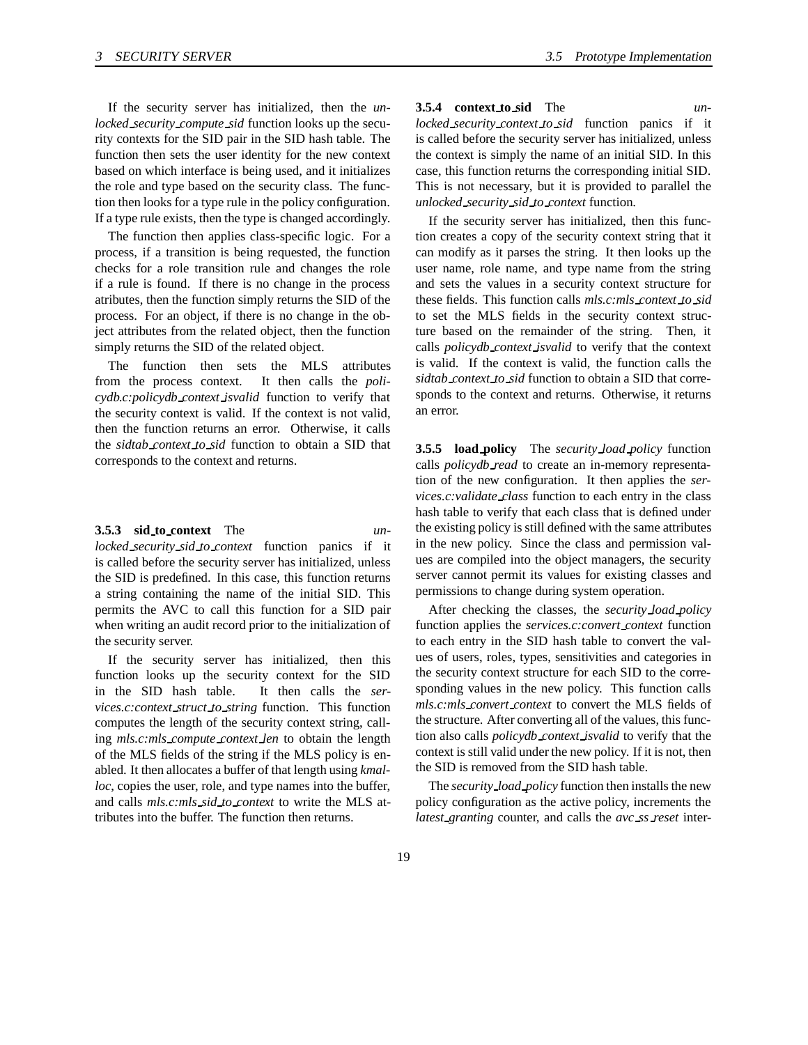If the security server has initialized, then the *unlocked_security_compute_sid* function looks up the security contexts for the SID pair in the SID hash table. The function then sets the user identity for the new context based on which interface is being used, and it initializes the role and type based on the security class. The function then looks for a type rule in the policy configuration. If a type rule exists, then the type is changed accordingly.

The function then applies class-specific logic. For a process, if a transition is being requested, the function checks for a role transition rule and changes the role if a rule is found. If there is no change in the process atributes, then the function simply returns the SID of the process. For an object, if there is no change in the object attributes from the related object, then the function simply returns the SID of the related object.

The function then sets the MLS attributes from the process context. It then calls the *policydb.c:policydb_context_isvalid* function to verify that the security context is valid. If the context is not valid, then the function returns an error. Otherwise, it calls the *sidtab_context_to_sid* function to obtain a SID that corresponds to the context and returns.

### 3.5.3 sid_to_context

The *unlocked_security_sid_to_context* function panics if it is called before the security server has initialized, unless the SID is predefined. In this case, this function returns a string containing the name of the initial SID. This permits the AVC to call this function for a SID pair when writing an audit record prior to the initialization of the security server.

If the security server has initialized, then this function looks up the security context for the SID in the SID hash table. It then calls the *services.c:context_struct_to_string* function. This function computes the length of the security context string, calling *mls.c:mls_compute_context_len* to obtain the length of the MLS fields of the string if the MLS policy is enabled. It then allocates a buffer of that length using *kmalloc*, copies the user, role, and type names into the buffer, and calls *mls.c:mls_sid_to_context* to write the MLS attributes into the buffer. The function then returns.

### 3.5.4 context_to_sid

The *unlocked_security_context_to_sid* function panics if it is called before the security server has initialized, unless the context is simply the name of an initial SID. In this case, this function returns the corresponding initial SID. This is not necessary, but it is provided to parallel the *unlocked_security_sid_to_context* function.

If the security server has initialized, then this function creates a copy of the security context string that it can modify as it parses the string. It then looks up the user name, role name, and type name from the string and sets the values in a security context structure for these fields. This function calls *mls.c:mls_context_to_sid* to set the MLS fields in the security context structure based on the remainder of the string. Then, it calls *policydb_context_isvalid* to verify that the context is valid. If the context is valid, the function calls the *sidtab_context_to_sid* function to obtain a SID that corresponds to the context and returns. Otherwise, it returns an error.

### 3.5.5 load_policy

The *security_load_policy* function calls *policydb_read* to create an in-memory representation of the new configuration. It then applies the *services.c:validate_class* function to each entry in the class hash table to verify that each class that is defined under the existing policy is still defined with the same attributes in the new policy. Since the class and permission values are compiled into the object managers, the security server cannot permit its values for existing classes and permissions to change during system operation.

After checking the classes, the *security_load_policy* function applies the *services.c:convert_context* function to each entry in the SID hash table to convert the values of users, roles, types, sensitivities and categories in the security context structure for each SID to the corresponding values in the new policy. This function calls *mls.c:mls_convert_context* to convert the MLS fields of the structure. After converting all of the values, this function also calls *policydb_context_isvalid* to verify that the context is still valid under the new policy. If it is not, then the SID is removed from the SID hash table.

The *security_load_policy* function then installs the new policy configuration as the active policy, increments the *latest_granting* counter, and calls the *avc_ss_reset* inter-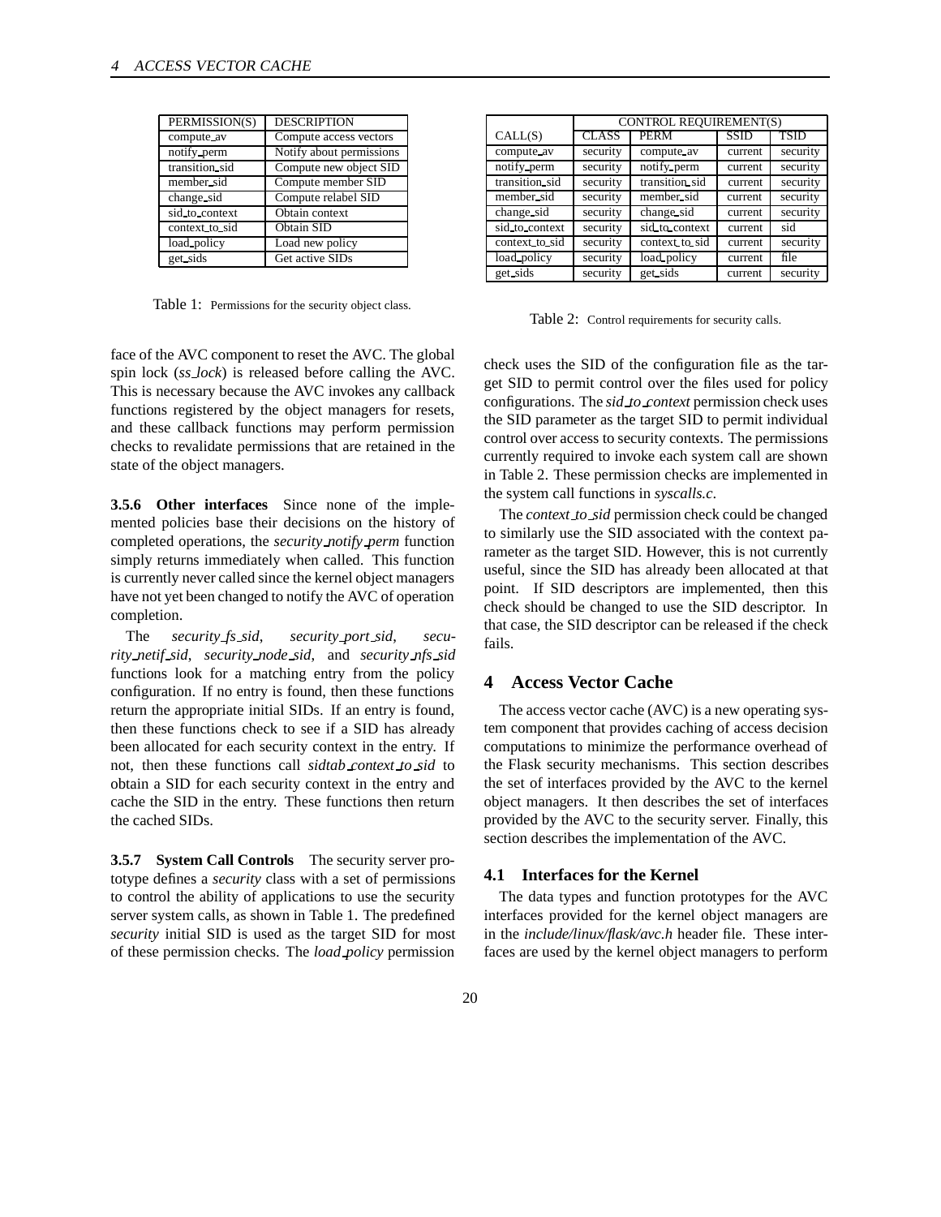| PERMISSION(S) | DESCRIPTION |
|---|---|
| compute_av | Compute access vectors |
| notify_perm | Notify about permissions |
| transition_sid | Compute new object SID |
| member_sid | Compute member SID |
| change_sid | Compute relabel SID |
| sid_to_context | Obtain context |
| context_to_sid | Obtain SID |
| load_policy | Load new policy |
| get_sids | Get active SIDs |

Table 1: Permissions for the security object class.

| | CONTROL REQUIREMENT(S) | | | |
|---|---|---|---|---|
| CALL(S) | CLASS | PERM | SSID | TSID |
| compute_av | security | compute_av | current | security |
| notify_perm | security | notify_perm | current | security |
| transition_sid | security | transition_sid | current | security |
| member_sid | security | member_sid | current | security |
| change_sid | security | change_sid | current | security |
| sid_to_context | security | sid_to_context | current | sid |
| context_to_sid | security | context_to_sid | current | security |
| load_policy | security | load_policy | current | file |
| get_sids | security | get_sids | current | security |

Table 2: Control requirements for security calls.

face of the AVC component to reset the AVC. The global spin lock (*ss_lock*) is released before calling the AVC. This is necessary because the AVC invokes any callback functions registered by the object managers for resets, and these callback functions may perform permission checks to revalidate permissions that are retained in the state of the object managers.

**3.5.6 Other interfaces** Since none of the implemented policies base their decisions on the history of completed operations, the *security_notify_perm* function simply returns immediately when called. This function is currently never called since the kernel object managers have not yet been changed to notify the AVC of operation completion.

The *security_fs_sid*, *security_port_sid*, *security_netif_sid*, *security_node_sid*, and *security_nfs_sid* functions look for a matching entry from the policy configuration. If no entry is found, then these functions return the appropriate initial SIDs. If an entry is found, then these functions check to see if a SID has already been allocated for each security context in the entry. If not, then these functions call *sidtab_context_to_sid* to obtain a SID for each security context in the entry and cache the SID in the entry. These functions then return the cached SIDs.

**3.5.7 System Call Controls** The security server prototype defines a *security* class with a set of permissions to control the ability of applications to use the security server system calls, as shown in Table 1. The predefined *security* initial SID is used as the target SID for most of these permission checks. The *load_policy* permission check uses the SID of the configuration file as the target SID to permit control over the files used for policy configurations. The *sid_to_context* permission check uses the SID parameter as the target SID to permit individual control over access to security contexts. The permissions currently required to invoke each system call are shown in Table 2. These permission checks are implemented in the system call functions in *syscalls.c*.

The *context_to_sid* permission check could be changed to similarly use the SID associated with the context parameter as the target SID. However, this is not currently useful, since the SID has already been allocated at that point. If SID descriptors are implemented, then this check should be changed to use the SID descriptor. In that case, the SID descriptor can be released if the check fails.

## 4 Access Vector Cache

The access vector cache (AVC) is a new operating system component that provides caching of access decision computations to minimize the performance overhead of the Flask security mechanisms. This section describes the set of interfaces provided by the AVC to the kernel object managers. It then describes the set of interfaces provided by the AVC to the security server. Finally, this section describes the implementation of the AVC.

### 4.1 Interfaces for the Kernel

The data types and function prototypes for the AVC interfaces provided for the kernel object managers are in the *include/linux/flask/avc.h* header file. These interfaces are used by the kernel object managers to perform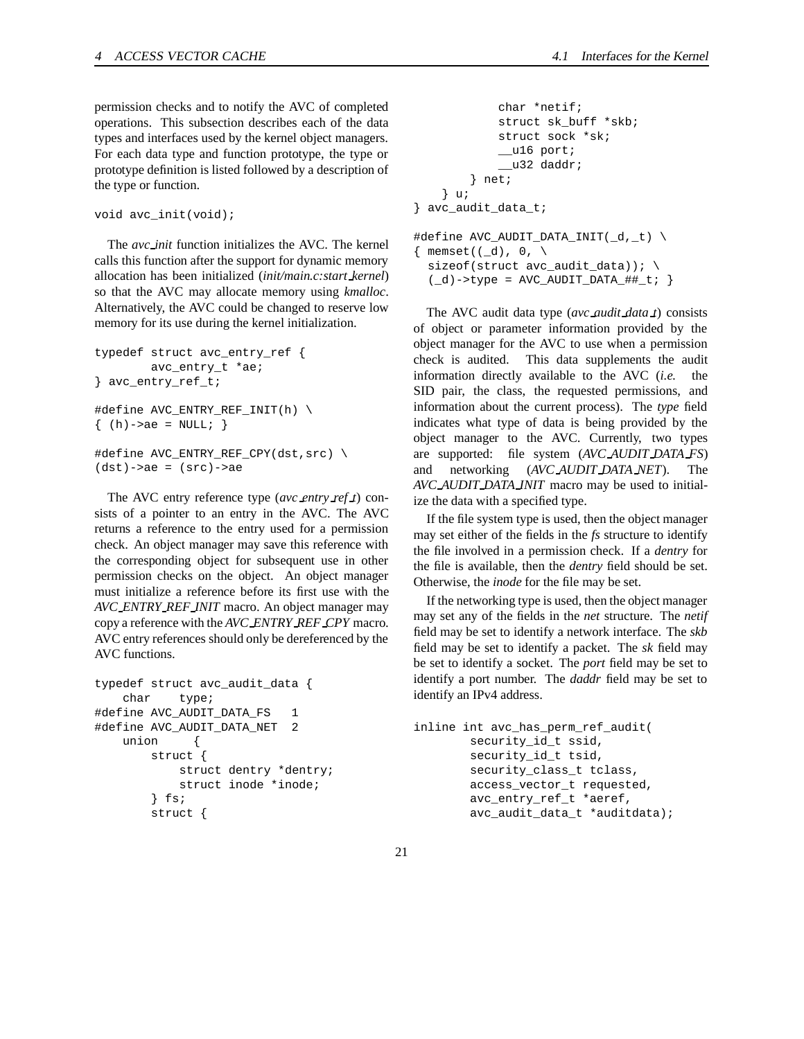permission checks and to notify the AVC of completed operations. This subsection describes each of the data types and interfaces used by the kernel object managers. For each data type and function prototype, the type or prototype definition is listed followed by a description of the type or function.

```
void avc_init(void);
```

The *avc_init* function initializes the AVC. The kernel calls this function after the support for dynamic memory allocation has been initialized (*init/main.c:start_kernel*) so that the AVC may allocate memory using *kmalloc*. Alternatively, the AVC could be changed to reserve low memory for its use during the kernel initialization.

```
typedef struct avc_entry_ref {
        avc_entry_t *ae;
} avc_entry_ref_t;

#define AVC_ENTRY_REF_INIT(h) \
{ (h)->ae = NULL; }

#define AVC_ENTRY_REF_CPY(dst,src) \
(dst)->ae = (src)->ae
```

The AVC entry reference type (*avc_entry_ref_t*) consists of a pointer to an entry in the AVC. The AVC returns a reference to the entry used for a permission check. An object manager may save this reference with the corresponding object for subsequent use in other permission checks on the object. An object manager must initialize a reference before its first use with the *AVC_ENTRY_REF_INIT* macro. An object manager may copy a reference with the *AVC_ENTRY_REF_CPY* macro. AVC entry references should only be dereferenced by the AVC functions.

```
typedef struct avc_audit_data {
    char    type;
#define AVC_AUDIT_DATA_FS   1
#define AVC_AUDIT_DATA_NET  2
    union     {
        struct {
            struct dentry *dentry;
            struct inode *inode;
        } fs;
        struct {
            char *netif;
            struct sk_buff *skb;
            struct sock *sk;
            __u16 port;
            __u32 daddr;
        } net;
    } u;
} avc_audit_data_t;

#define AVC_AUDIT_DATA_INIT(_d,_t) \
{ memset((_d), 0, \
  sizeof(struct avc_audit_data)); \
  (_d)->type = AVC_AUDIT_DATA_##_t; }
```

The AVC audit data type (*avc_audit_data_t*) consists of object or parameter information provided by the object manager for the AVC to use when a permission check is audited. This data supplements the audit information directly available to the AVC (*i.e.* the SID pair, the class, the requested permissions, and information about the current process). The *type* field indicates what type of data is being provided by the object manager to the AVC. Currently, two types are supported: file system (*AVC_AUDIT_DATA_FS*) and networking (*AVC_AUDIT_DATA_NET*). The *AVC_AUDIT_DATA_INIT* macro may be used to initialize the data with a specified type.

If the file system type is used, then the object manager may set either of the fields in the *fs* structure to identify the file involved in a permission check. If a *dentry* for the file is available, then the *dentry* field should be set. Otherwise, the *inode* for the file may be set.

If the networking type is used, then the object manager may set any of the fields in the *net* structure. The *netif* field may be set to identify a network interface. The *skb* field may be set to identify a packet. The *sk* field may be set to identify a socket. The *port* field may be set to identify a port number. The *daddr* field may be set to identify an IPv4 address.

```
inline int avc_has_perm_ref_audit(
        security_id_t ssid,
        security_id_t tsid,
        security_class_t tclass,
        access_vector_t requested,
        avc_entry_ref_t *aeref,
        avc_audit_data_t *auditdata);
```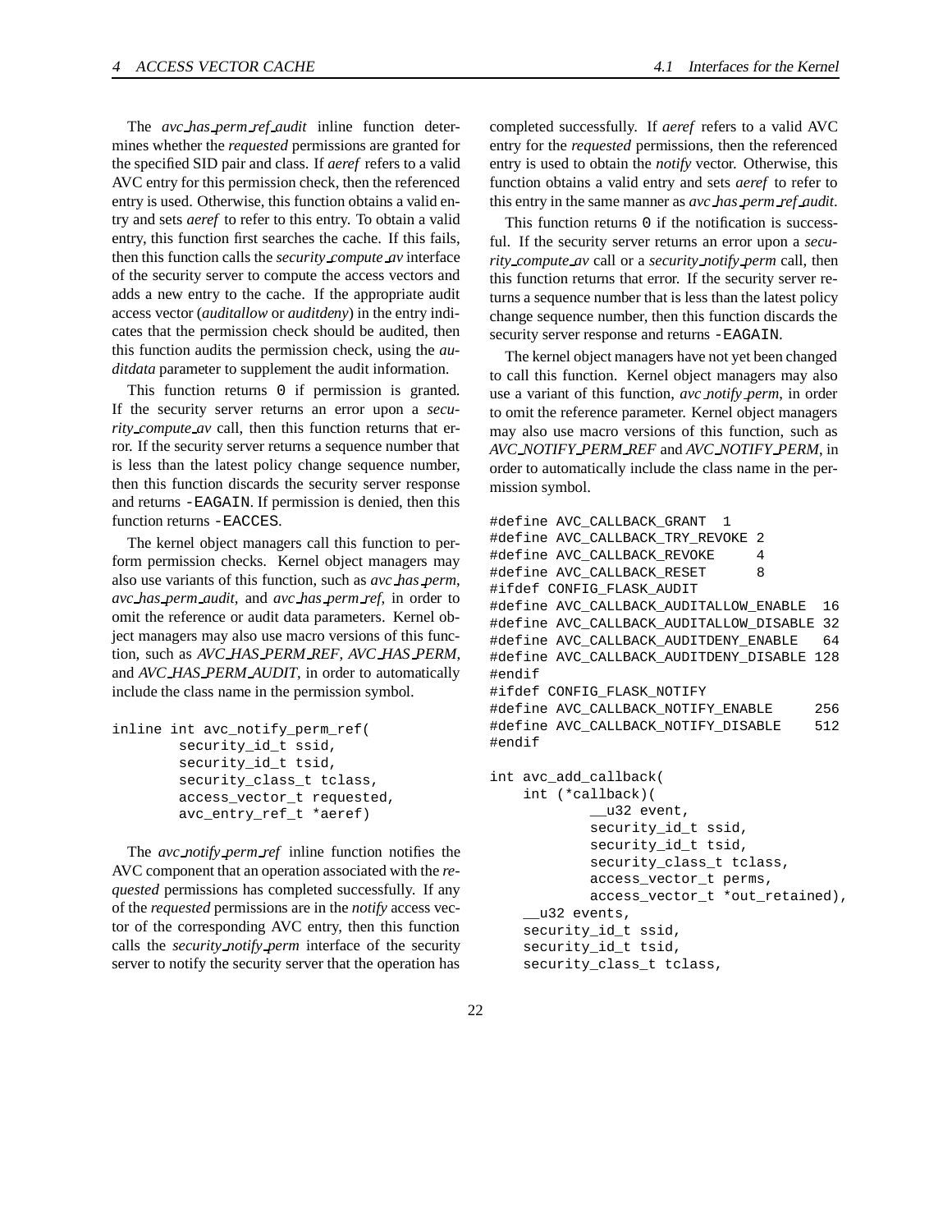The *avc_has_perm_ref_audit* inline function determines whether the *requested* permissions are granted for the specified SID pair and class. If *aeref* refers to a valid AVC entry for this permission check, then the referenced entry is used. Otherwise, this function obtains a valid entry and sets *aeref* to refer to this entry. To obtain a valid entry, this function first searches the cache. If this fails, then this function calls the *security_compute_av* interface of the security server to compute the access vectors and adds a new entry to the cache. If the appropriate audit access vector (*auditallow* or *auditdeny*) in the entry indicates that the permission check should be audited, then this function audits the permission check, using the *auditdata* parameter to supplement the audit information.

This function returns `0` if permission is granted. If the security server returns an error upon a *security_compute_av* call, then this function returns that error. If the security server returns a sequence number that is less than the latest policy change sequence number, then this function discards the security server response and returns `-EAGAIN`. If permission is denied, then this function returns `-EACCES`.

The kernel object managers call this function to perform permission checks. Kernel object managers may also use variants of this function, such as *avc_has_perm*, *avc_has_perm_audit*, and *avc_has_perm_ref*, in order to omit the reference or audit data parameters. Kernel object managers may also use macro versions of this function, such as *AVC_HAS_PERM_REF*, *AVC_HAS_PERM*, and *AVC_HAS_PERM_AUDIT*, in order to automatically include the class name in the permission symbol.

```
inline int avc_notify_perm_ref(
        security_id_t ssid,
        security_id_t tsid,
        security_class_t tclass,
        access_vector_t requested,
        avc_entry_ref_t *aeref)
```

The *avc_notify_perm_ref* inline function notifies the AVC component that an operation associated with the *requested* permissions has completed successfully. If any of the *requested* permissions are in the *notify* access vector of the corresponding AVC entry, then this function calls the *security_notify_perm* interface of the security server to notify the security server that the operation has completed successfully. If *aeref* refers to a valid AVC entry for the *requested* permissions, then the referenced entry is used to obtain the *notify* vector. Otherwise, this function obtains a valid entry and sets *aeref* to refer to this entry in the same manner as *avc_has_perm_ref_audit*.

This function returns `0` if the notification is successful. If the security server returns an error upon a *security_compute_av* call or a *security_notify_perm* call, then this function returns that error. If the security server returns a sequence number that is less than the latest policy change sequence number, then this function discards the security server response and returns `-EAGAIN`.

The kernel object managers have not yet been changed to call this function. Kernel object managers may also use a variant of this function, *avc_notify_perm*, in order to omit the reference parameter. Kernel object managers may also use macro versions of this function, such as *AVC_NOTIFY_PERM_REF* and *AVC_NOTIFY_PERM*, in order to automatically include the class name in the permission symbol.

```
#define AVC_CALLBACK_GRANT  1
#define AVC_CALLBACK_TRY_REVOKE 2
#define AVC_CALLBACK_REVOKE     4
#define AVC_CALLBACK_RESET      8
#ifdef CONFIG_FLASK_AUDIT
#define AVC_CALLBACK_AUDITALLOW_ENABLE  16
#define AVC_CALLBACK_AUDITALLOW_DISABLE 32
#define AVC_CALLBACK_AUDITDENY_ENABLE   64
#define AVC_CALLBACK_AUDITDENY_DISABLE 128
#endif
#ifdef CONFIG_FLASK_NOTIFY
#define AVC_CALLBACK_NOTIFY_ENABLE     256
#define AVC_CALLBACK_NOTIFY_DISABLE    512
#endif

int avc_add_callback(
    int (*callback)(
            __u32 event,
            security_id_t ssid,
            security_id_t tsid,
            security_class_t tclass,
            access_vector_t perms,
            access_vector_t *out_retained),
    __u32 events,
    security_id_t ssid,
    security_id_t tsid,
    security_class_t tclass,
```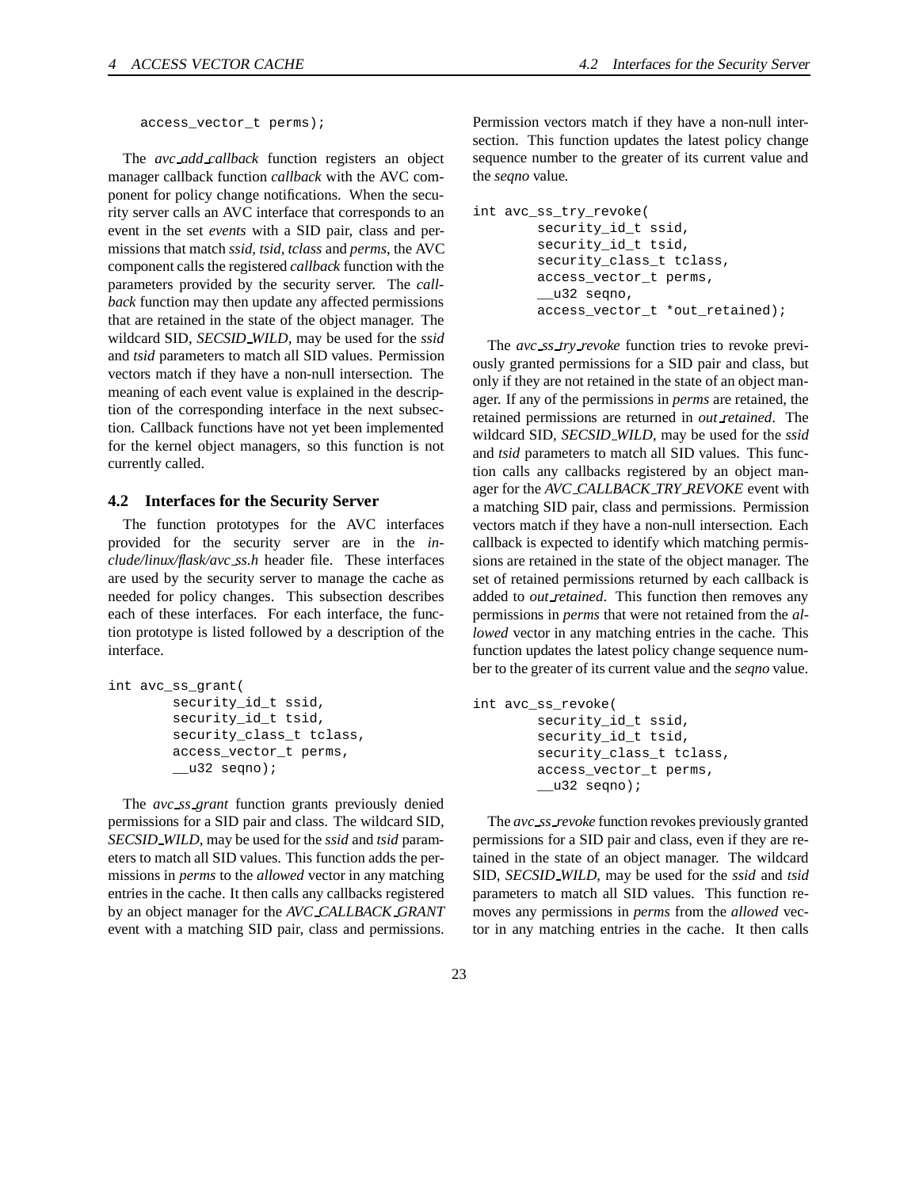```
        access_vector_t perms);
```

The *avc_add_callback* function registers an object manager callback function *callback* with the AVC component for policy change notifications. When the security server calls an AVC interface that corresponds to an event in the set *events* with a SID pair, class and permissions that match *ssid*, *tsid*, *tclass* and *perms*, the AVC component calls the registered *callback* function with the parameters provided by the security server. The *callback* function may then update any affected permissions that are retained in the state of the object manager. The wildcard SID, *SECSID_WILD*, may be used for the *ssid* and *tsid* parameters to match all SID values. Permission vectors match if they have a non-null intersection. The meaning of each event value is explained in the description of the corresponding interface in the next subsection. Callback functions have not yet been implemented for the kernel object managers, so this function is not currently called.

## 4.2 Interfaces for the Security Server

The function prototypes for the AVC interfaces provided for the security server are in the *include/linux/flask/avc_ss.h* header file. These interfaces are used by the security server to manage the cache as needed for policy changes. This subsection describes each of these interfaces. For each interface, the function prototype is listed followed by a description of the interface.

```
int avc_ss_grant(
        security_id_t ssid,
        security_id_t tsid,
        security_class_t tclass,
        access_vector_t perms,
        __u32 seqno);
```

The *avc_ss_grant* function grants previously denied permissions for a SID pair and class. The wildcard SID, *SECSID_WILD*, may be used for the *ssid* and *tsid* parameters to match all SID values. This function adds the permissions in *perms* to the *allowed* vector in any matching entries in the cache. It then calls any callbacks registered by an object manager for the *AVC_CALLBACK_GRANT* event with a matching SID pair, class and permissions. Permission vectors match if they have a non-null intersection. This function updates the latest policy change sequence number to the greater of its current value and the *seqno* value.

```
int avc_ss_try_revoke(
        security_id_t ssid,
        security_id_t tsid,
        security_class_t tclass,
        access_vector_t perms,
        __u32 seqno,
        access_vector_t *out_retained);
```

The *avc_ss_try_revoke* function tries to revoke previously granted permissions for a SID pair and class, but only if they are not retained in the state of an object manager. If any of the permissions in *perms* are retained, the retained permissions are returned in *out_retained*. The wildcard SID, *SECSID_WILD*, may be used for the *ssid* and *tsid* parameters to match all SID values. This function calls any callbacks registered by an object manager for the *AVC_CALLBACK_TRY_REVOKE* event with a matching SID pair, class and permissions. Permission vectors match if they have a non-null intersection. Each callback is expected to identify which matching permissions are retained in the state of the object manager. The set of retained permissions returned by each callback is added to *out_retained*. This function then removes any permissions in *perms* that were not retained from the *allowed* vector in any matching entries in the cache. This function updates the latest policy change sequence number to the greater of its current value and the *seqno* value.

```
int avc_ss_revoke(
        security_id_t ssid,
        security_id_t tsid,
        security_class_t tclass,
        access_vector_t perms,
        __u32 seqno);
```

The *avc_ss_revoke* function revokes previously granted permissions for a SID pair and class, even if they are retained in the state of an object manager. The wildcard SID, *SECSID_WILD*, may be used for the *ssid* and *tsid* parameters to match all SID values. This function removes any permissions in *perms* from the *allowed* vector in any matching entries in the cache. It then calls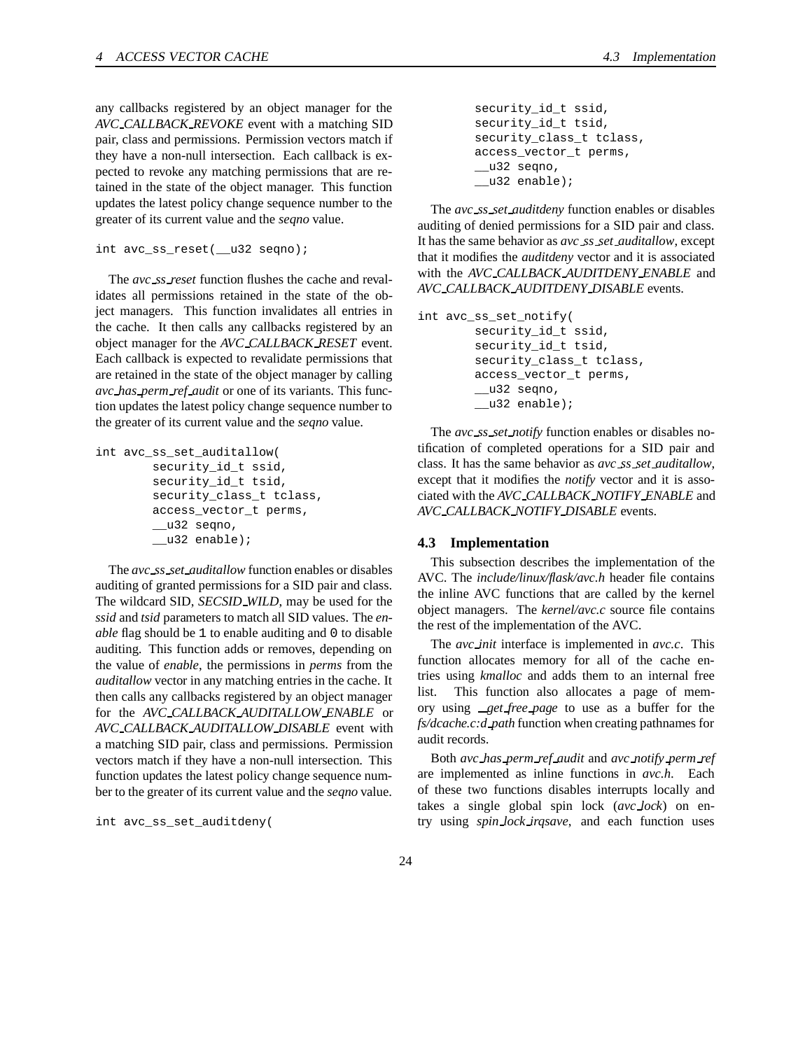any callbacks registered by an object manager for the *AVC_CALLBACK_REVOKE* event with a matching SID pair, class and permissions. Permission vectors match if they have a non-null intersection. Each callback is expected to revoke any matching permissions that are retained in the state of the object manager. This function updates the latest policy change sequence number to the greater of its current value and the *seqno* value.

```
int avc_ss_reset(__u32 seqno);
```

The *avc_ss_reset* function flushes the cache and revalidates all permissions retained in the state of the object managers. This function invalidates all entries in the cache. It then calls any callbacks registered by an object manager for the *AVC_CALLBACK_RESET* event. Each callback is expected to revalidate permissions that are retained in the state of the object manager by calling *avc_has_perm_ref_audit* or one of its variants. This function updates the latest policy change sequence number to the greater of its current value and the *seqno* value.

```
int avc_ss_set_auditallow(
        security_id_t ssid,
        security_id_t tsid,
        security_class_t tclass,
        access_vector_t perms,
        __u32 seqno,
        __u32 enable);
```

The *avc_ss_set_auditallow* function enables or disables auditing of granted permissions for a SID pair and class. The wildcard SID, *SECSID_WILD*, may be used for the *ssid* and *tsid* parameters to match all SID values. The *enable* flag should be `1` to enable auditing and `0` to disable auditing. This function adds or removes, depending on the value of *enable*, the permissions in *perms* from the *auditallow* vector in any matching entries in the cache. It then calls any callbacks registered by an object manager for the *AVC_CALLBACK_AUDITALLOW_ENABLE* or *AVC_CALLBACK_AUDITALLOW_DISABLE* event with a matching SID pair, class and permissions. Permission vectors match if they have a non-null intersection. This function updates the latest policy change sequence number to the greater of its current value and the *seqno* value.

```
int avc_ss_set_auditdeny(
        security_id_t ssid,
        security_id_t tsid,
        security_class_t tclass,
        access_vector_t perms,
        __u32 seqno,
        __u32 enable);
```

The *avc_ss_set_auditdeny* function enables or disables auditing of denied permissions for a SID pair and class. It has the same behavior as *avc_ss_set_auditallow*, except that it modifies the *auditdeny* vector and it is associated with the *AVC_CALLBACK_AUDITDENY_ENABLE* and *AVC_CALLBACK_AUDITDENY_DISABLE* events.

```
int avc_ss_set_notify(
        security_id_t ssid,
        security_id_t tsid,
        security_class_t tclass,
        access_vector_t perms,
        __u32 seqno,
        __u32 enable);
```

The *avc_ss_set_notify* function enables or disables notification of completed operations for a SID pair and class. It has the same behavior as *avc_ss_set_auditallow*, except that it modifies the *notify* vector and it is associated with the *AVC_CALLBACK_NOTIFY_ENABLE* and *AVC_CALLBACK_NOTIFY_DISABLE* events.

### 4.3 Implementation

This subsection describes the implementation of the AVC. The *include/linux/flask/avc.h* header file contains the inline AVC functions that are called by the kernel object managers. The *kernel/avc.c* source file contains the rest of the implementation of the AVC.

The *avc_init* interface is implemented in *avc.c*. This function allocates memory for all of the cache entries using *kmalloc* and adds them to an internal free list. This function also allocates a page of memory using *__get_free_page* to use as a buffer for the *fs/dcache.c:d_path* function when creating pathnames for audit records.

Both *avc_has_perm_ref_audit* and *avc_notify_perm_ref* are implemented as inline functions in *avc.h*. Each of these two functions disables interrupts locally and takes a single global spin lock (*avc_lock*) on entry using *spin_lock_irqsave*, and each function uses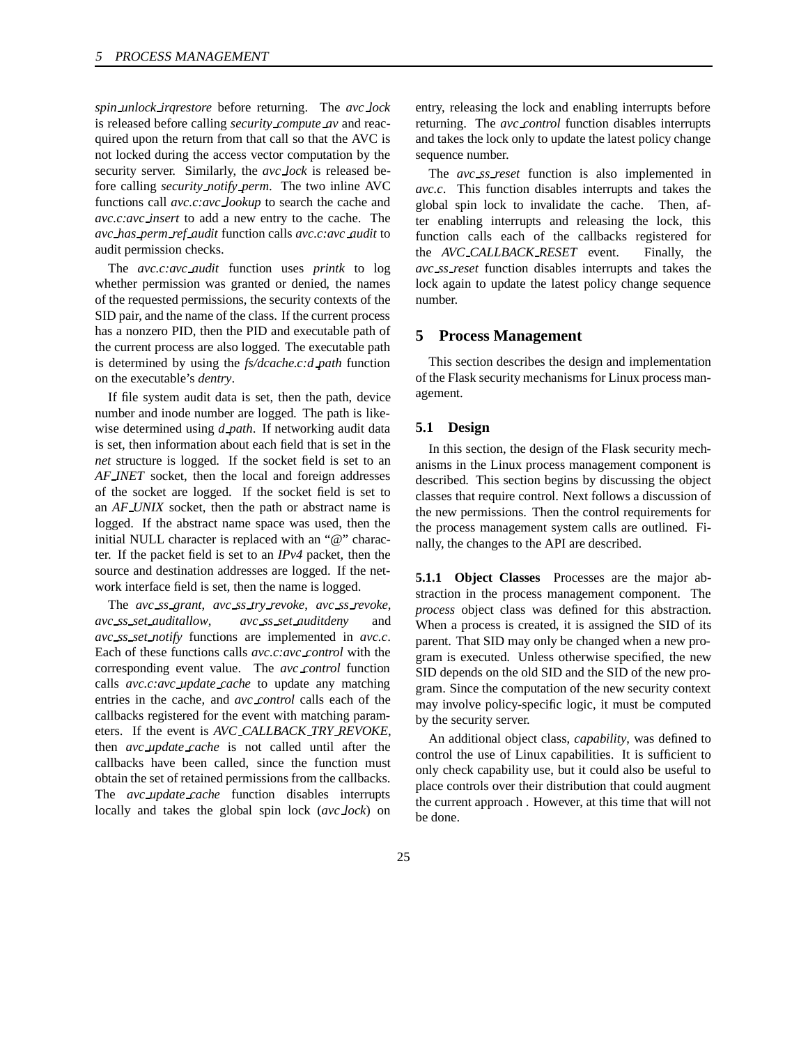*spin_unlock_irqrestore* before returning. The *avc_lock* is released before calling *security_compute_av* and reacquired upon the return from that call so that the AVC is not locked during the access vector computation by the security server. Similarly, the *avc_lock* is released before calling *security_notify_perm*. The two inline AVC functions call *avc.c:avc_lookup* to search the cache and *avc.c:avc_insert* to add a new entry to the cache. The *avc_has_perm_ref_audit* function calls *avc.c:avc_audit* to audit permission checks.

The *avc.c:avc_audit* function uses *printk* to log whether permission was granted or denied, the names of the requested permissions, the security contexts of the SID pair, and the name of the class. If the current process has a nonzero PID, then the PID and executable path of the current process are also logged. The executable path is determined by using the *fs/dcache.c:d_path* function on the executable's *dentry*.

If file system audit data is set, then the path, device number and inode number are logged. The path is likewise determined using *d_path*. If networking audit data is set, then information about each field that is set in the *net* structure is logged. If the socket field is set to an *AF_INET* socket, then the local and foreign addresses of the socket are logged. If the socket field is set to an *AF_UNIX* socket, then the path or abstract name is logged. If the abstract name space was used, then the initial NULL character is replaced with an "@" character. If the packet field is set to an *IPv4* packet, then the source and destination addresses are logged. If the network interface field is set, then the name is logged.

The *avc_ss_grant*, *avc_ss_try_revoke*, *avc_ss_revoke*, *avc_ss_set_auditallow*, *avc_ss_set_auditdeny* and *avc_ss_set_notify* functions are implemented in *avc.c*. Each of these functions calls *avc.c:avc_control* with the corresponding event value. The *avc_control* function calls *avc.c:avc_update_cache* to update any matching entries in the cache, and *avc_control* calls each of the callbacks registered for the event with matching parameters. If the event is *AVC_CALLBACK_TRY_REVOKE*, then *avc_update_cache* is not called until after the callbacks have been called, since the function must obtain the set of retained permissions from the callbacks. The *avc_update_cache* function disables interrupts locally and takes the global spin lock (*avc_lock*) on entry, releasing the lock and enabling interrupts before returning. The *avc_control* function disables interrupts and takes the lock only to update the latest policy change sequence number.

The *avc_ss_reset* function is also implemented in *avc.c*. This function disables interrupts and takes the global spin lock to invalidate the cache. Then, after enabling interrupts and releasing the lock, this function calls each of the callbacks registered for the *AVC_CALLBACK_RESET* event. Finally, the *avc_ss_reset* function disables interrupts and takes the lock again to update the latest policy change sequence number.

# 5 Process Management

This section describes the design and implementation of the Flask security mechanisms for Linux process management.

## 5.1 Design

In this section, the design of the Flask security mechanisms in the Linux process management component is described. This section begins by discussing the object classes that require control. Next follows a discussion of the new permissions. Then the control requirements for the process management system calls are outlined. Finally, the changes to the API are described.

**5.1.1 Object Classes** Processes are the major abstraction in the process management component. The *process* object class was defined for this abstraction. When a process is created, it is assigned the SID of its parent. That SID may only be changed when a new program is executed. Unless otherwise specified, the new SID depends on the old SID and the SID of the new program. Since the computation of the new security context may involve policy-specific logic, it must be computed by the security server.

An additional object class, *capability*, was defined to control the use of Linux capabilities. It is sufficient to only check capability use, but it could also be useful to place controls over their distribution that could augment the current approach . However, at this time that will not be done.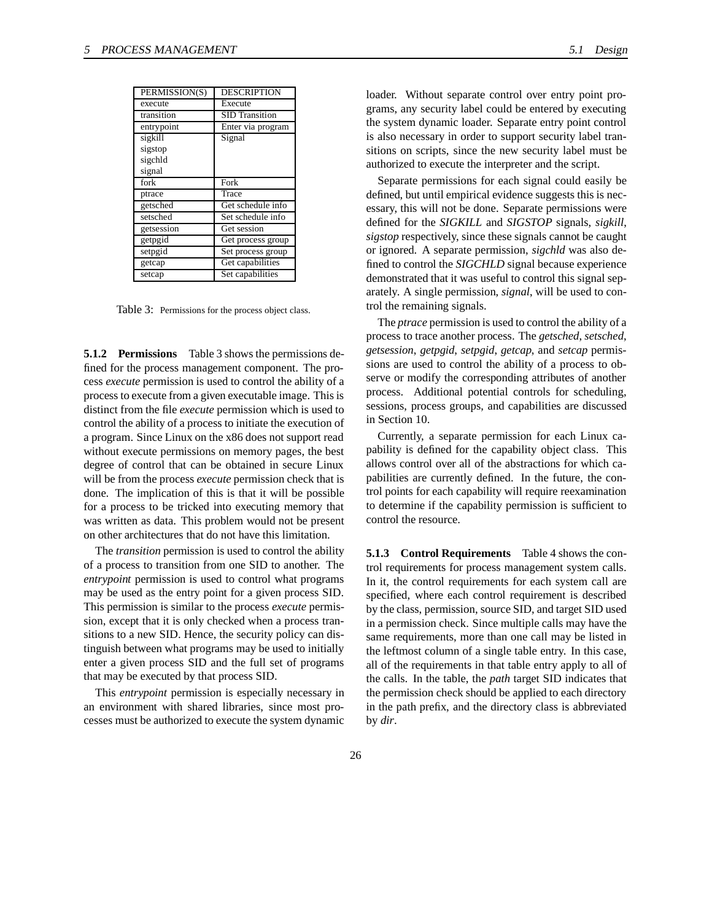| PERMISSION(S) | DESCRIPTION |
|---|---|
| execute | Execute |
| transition | SID Transition |
| entrypoint | Enter via program |
| sigkill<br>sigstop<br>sigchld<br>signal | Signal |
| fork | Fork |
| ptrace | Trace |
| getsched | Get schedule info |
| setsched | Set schedule info |
| getsession | Get session |
| getpgid | Get process group |
| setpgid | Set process group |
| getcap | Get capabilities |
| setcap | Set capabilities |

Table 3: Permissions for the process object class.

#### 5.1.2 Permissions

Table 3 shows the permissions defined for the process management component. The process *execute* permission is used to control the ability of a process to execute from a given executable image. This is distinct from the file *execute* permission which is used to control the ability of a process to initiate the execution of a program. Since Linux on the x86 does not support read without execute permissions on memory pages, the best degree of control that can be obtained in secure Linux will be from the process *execute* permission check that is done. The implication of this is that it will be possible for a process to be tricked into executing memory that was written as data. This problem would not be present on other architectures that do not have this limitation.

The *transition* permission is used to control the ability of a process to transition from one SID to another. The *entrypoint* permission is used to control what programs may be used as the entry point for a given process SID. This permission is similar to the process *execute* permission, except that it is only checked when a process transitions to a new SID. Hence, the security policy can distinguish between what programs may be used to initially enter a given process SID and the full set of programs that may be executed by that process SID.

This *entrypoint* permission is especially necessary in an environment with shared libraries, since most processes must be authorized to execute the system dynamic loader. Without separate control over entry point programs, any security label could be entered by executing the system dynamic loader. Separate entry point control is also necessary in order to support security label transitions on scripts, since the new security label must be authorized to execute the interpreter and the script.

Separate permissions for each signal could easily be defined, but until empirical evidence suggests this is necessary, this will not be done. Separate permissions were defined for the *SIGKILL* and *SIGSTOP* signals, *sigkill*, *sigstop* respectively, since these signals cannot be caught or ignored. A separate permission, *sigchld* was also defined to control the *SIGCHLD* signal because experience demonstrated that it was useful to control this signal separately. A single permission, *signal*, will be used to control the remaining signals.

The *ptrace* permission is used to control the ability of a process to trace another process. The *getsched*, *setsched*, *getsession*, *getpgid*, *setpgid*, *getcap*, and *setcap* permissions are used to control the ability of a process to observe or modify the corresponding attributes of another process. Additional potential controls for scheduling, sessions, process groups, and capabilities are discussed in Section 10.

Currently, a separate permission for each Linux capability is defined for the capability object class. This allows control over all of the abstractions for which capabilities are currently defined. In the future, the control points for each capability will require reexamination to determine if the capability permission is sufficient to control the resource.

#### 5.1.3 Control Requirements

Table 4 shows the control requirements for process management system calls. In it, the control requirements for each system call are specified, where each control requirement is described by the class, permission, source SID, and target SID used in a permission check. Since multiple calls may have the same requirements, more than one call may be listed in the leftmost column of a single table entry. In this case, all of the requirements in that table entry apply to all of the calls. In the table, the *path* target SID indicates that the permission check should be applied to each directory in the path prefix, and the directory class is abbreviated by *dir*.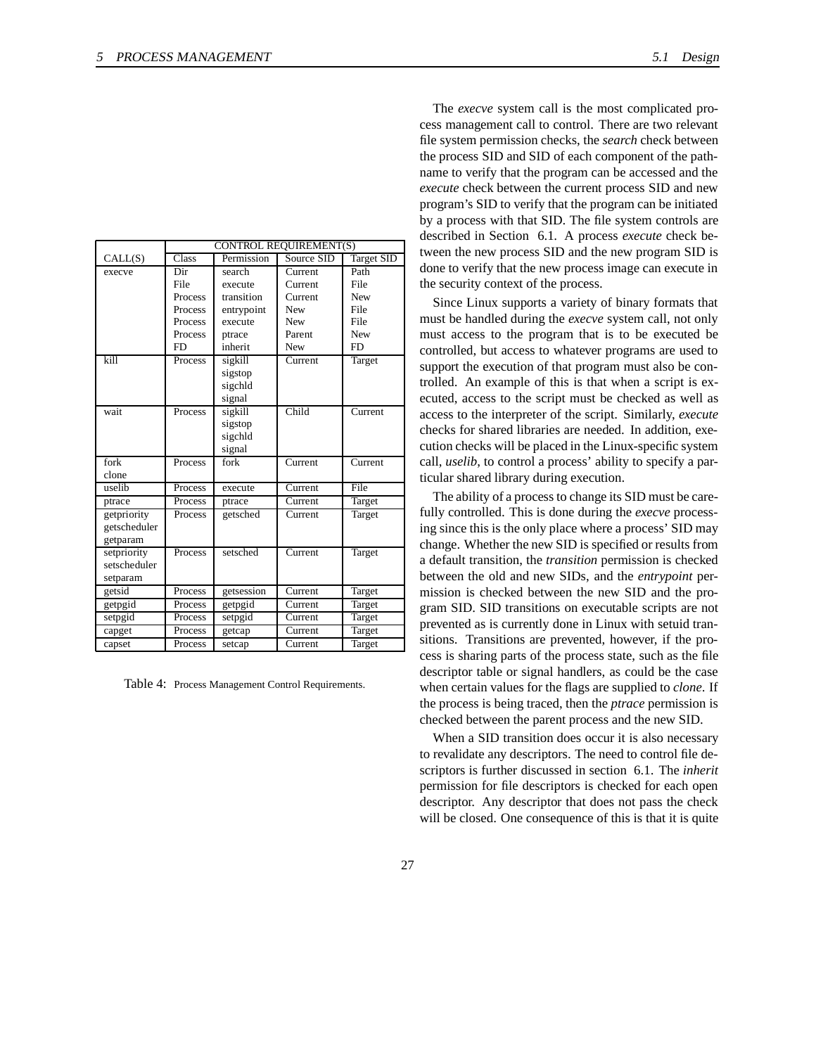| CALL(S) | CONTROL REQUIREMENT(S) | | | |
|---|---|---|---|---|
| | Class | Permission | Source SID | Target SID |
| execve | Dir | search | Current | Path |
| | File | execute | Current | File |
| | Process | transition | Current | New |
| | Process | entrypoint | New | File |
| | Process | execute | New | File |
| | Process | ptrace | Parent | New |
| | FD | inherit | New | FD |
| kill | Process | sigkill sigstop sigchld signal | Current | Target |
| wait | Process | sigkill sigstop sigchld signal | Child | Current |
| fork clone | Process | fork | Current | Current |
| uselib | Process | execute | Current | File |
| ptrace | Process | ptrace | Current | Target |
| getpriority getscheduler getparam | Process | getsched | Current | Target |
| setpriority setscheduler setparam | Process | setsched | Current | Target |
| getsid | Process | getsession | Current | Target |
| getpgid | Process | getpgid | Current | Target |
| setpgid | Process | setpgid | Current | Target |
| capget | Process | getcap | Current | Target |
| capset | Process | setcap | Current | Target |

Table 4: Process Management Control Requirements.

The *execve* system call is the most complicated process management call to control. There are two relevant file system permission checks, the *search* check between the process SID and SID of each component of the pathname to verify that the program can be accessed and the *execute* check between the current process SID and new program's SID to verify that the program can be initiated by a process with that SID. The file system controls are described in Section 6.1. A process *execute* check between the new process SID and the new program SID is done to verify that the new process image can execute in the security context of the process.

Since Linux supports a variety of binary formats that must be handled during the *execve* system call, not only must access to the program that is to be executed be controlled, but access to whatever programs are used to support the execution of that program must also be controlled. An example of this is that when a script is executed, access to the script must be checked as well as access to the interpreter of the script. Similarly, *execute* checks for shared libraries are needed. In addition, execution checks will be placed in the Linux-specific system call, *uselib*, to control a process' ability to specify a particular shared library during execution.

The ability of a process to change its SID must be carefully controlled. This is done during the *execve* processing since this is the only place where a process' SID may change. Whether the new SID is specified or results from a default transition, the *transition* permission is checked between the old and new SIDs, and the *entrypoint* permission is checked between the new SID and the program SID. SID transitions on executable scripts are not prevented as is currently done in Linux with setuid transitions. Transitions are prevented, however, if the process is sharing parts of the process state, such as the file descriptor table or signal handlers, as could be the case when certain values for the flags are supplied to *clone*. If the process is being traced, then the *ptrace* permission is checked between the parent process and the new SID.

When a SID transition does occur it is also necessary to revalidate any descriptors. The need to control file descriptors is further discussed in section 6.1. The *inherit* permission for file descriptors is checked for each open descriptor. Any descriptor that does not pass the check will be closed. One consequence of this is that it is quite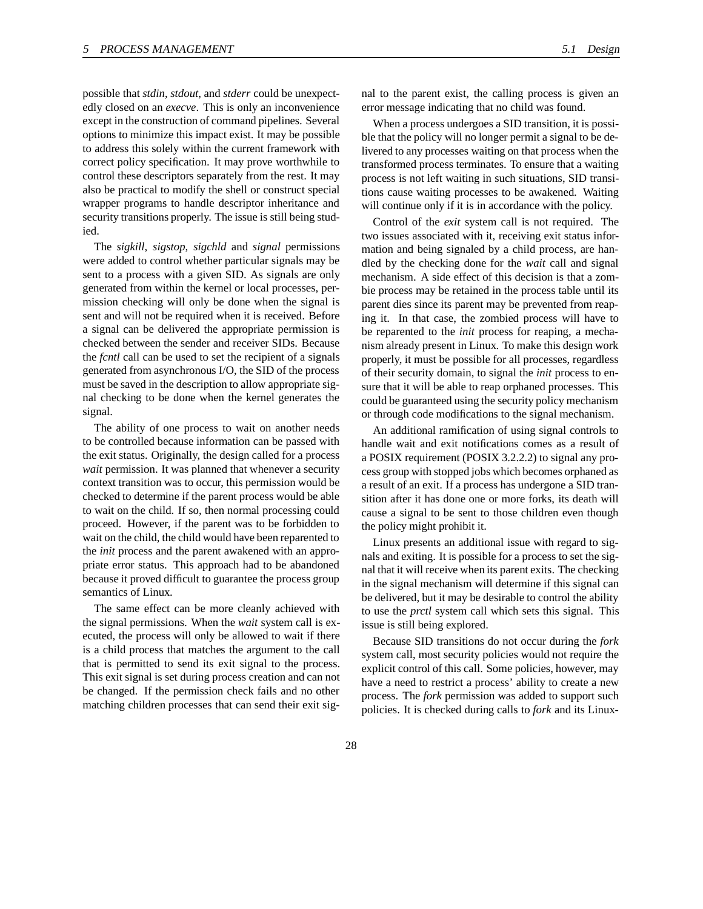possible that *stdin*, *stdout*, and *stderr* could be unexpectedly closed on an *execve*. This is only an inconvenience except in the construction of command pipelines. Several options to minimize this impact exist. It may be possible to address this solely within the current framework with correct policy specification. It may prove worthwhile to control these descriptors separately from the rest. It may also be practical to modify the shell or construct special wrapper programs to handle descriptor inheritance and security transitions properly. The issue is still being studied.

The *sigkill*, *sigstop*, *sigchld* and *signal* permissions were added to control whether particular signals may be sent to a process with a given SID. As signals are only generated from within the kernel or local processes, permission checking will only be done when the signal is sent and will not be required when it is received. Before a signal can be delivered the appropriate permission is checked between the sender and receiver SIDs. Because the *fcntl* call can be used to set the recipient of a signals generated from asynchronous I/O, the SID of the process must be saved in the description to allow appropriate signal checking to be done when the kernel generates the signal.

The ability of one process to wait on another needs to be controlled because information can be passed with the exit status. Originally, the design called for a process *wait* permission. It was planned that whenever a security context transition was to occur, this permission would be checked to determine if the parent process would be able to wait on the child. If so, then normal processing could proceed. However, if the parent was to be forbidden to wait on the child, the child would have been reparented to the *init* process and the parent awakened with an appropriate error status. This approach had to be abandoned because it proved difficult to guarantee the process group semantics of Linux.

The same effect can be more cleanly achieved with the signal permissions. When the *wait* system call is executed, the process will only be allowed to wait if there is a child process that matches the argument to the call that is permitted to send its exit signal to the process. This exit signal is set during process creation and can not be changed. If the permission check fails and no other matching children processes that can send their exit signal to the parent exist, the calling process is given an error message indicating that no child was found.

When a process undergoes a SID transition, it is possible that the policy will no longer permit a signal to be delivered to any processes waiting on that process when the transformed process terminates. To ensure that a waiting process is not left waiting in such situations, SID transitions cause waiting processes to be awakened. Waiting will continue only if it is in accordance with the policy.

Control of the *exit* system call is not required. The two issues associated with it, receiving exit status information and being signaled by a child process, are handled by the checking done for the *wait* call and signal mechanism. A side effect of this decision is that a zombie process may be retained in the process table until its parent dies since its parent may be prevented from reaping it. In that case, the zombied process will have to be reparented to the *init* process for reaping, a mechanism already present in Linux. To make this design work properly, it must be possible for all processes, regardless of their security domain, to signal the *init* process to ensure that it will be able to reap orphaned processes. This could be guaranteed using the security policy mechanism or through code modifications to the signal mechanism.

An additional ramification of using signal controls to handle wait and exit notifications comes as a result of a POSIX requirement (POSIX 3.2.2.2) to signal any process group with stopped jobs which becomes orphaned as a result of an exit. If a process has undergone a SID transition after it has done one or more forks, its death will cause a signal to be sent to those children even though the policy might prohibit it.

Linux presents an additional issue with regard to signals and exiting. It is possible for a process to set the signal that it will receive when its parent exits. The checking in the signal mechanism will determine if this signal can be delivered, but it may be desirable to control the ability to use the *prctl* system call which sets this signal. This issue is still being explored.

Because SID transitions do not occur during the *fork* system call, most security policies would not require the explicit control of this call. Some policies, however, may have a need to restrict a process' ability to create a new process. The *fork* permission was added to support such policies. It is checked during calls to *fork* and its Linux-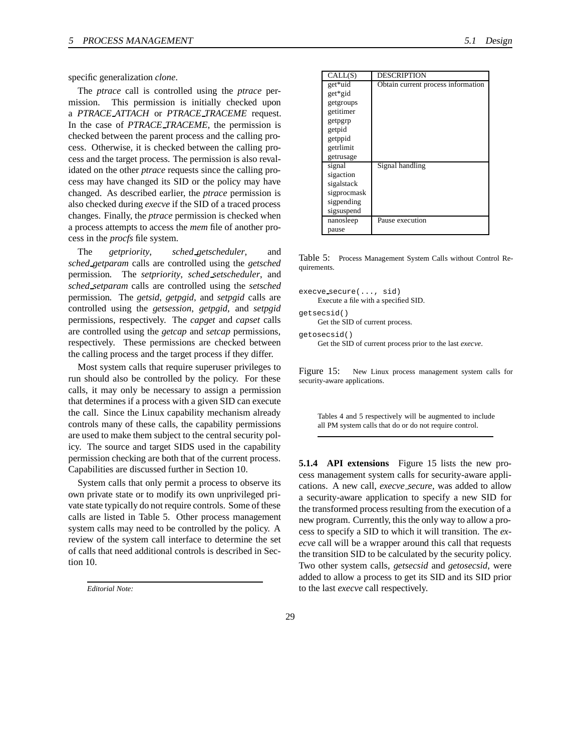specific generalization *clone*.

The *ptrace* call is controlled using the *ptrace* permission. This permission is initially checked upon a *PTRACE_ATTACH* or *PTRACE_TRACEME* request. In the case of *PTRACE_TRACEME*, the permission is checked between the parent process and the calling process. Otherwise, it is checked between the calling process and the target process. The permission is also revalidated on the other *ptrace* requests since the calling process may have changed its SID or the policy may have changed. As described earlier, the *ptrace* permission is also checked during *execve* if the SID of a traced process changes. Finally, the *ptrace* permission is checked when a process attempts to access the *mem* file of another process in the *procfs* file system.

The *getpriority*, *sched_getscheduler*, and *sched_getparam* calls are controlled using the *getsched* permission. The *setpriority*, *sched_setscheduler*, and *sched_setparam* calls are controlled using the *setsched* permission. The *getsid*, *getpgid*, and *setpgid* calls are controlled using the *getsession*, *getpgid*, and *setpgid* permissions, respectively. The *capget* and *capset* calls are controlled using the *getcap* and *setcap* permissions, respectively. These permissions are checked between the calling process and the target process if they differ.

Most system calls that require superuser privileges to run should also be controlled by the policy. For these calls, it may only be necessary to assign a permission that determines if a process with a given SID can execute the call. Since the Linux capability mechanism already controls many of these calls, the capability permissions are used to make them subject to the central security policy. The source and target SIDS used in the capability permission checking are both that of the current process. Capabilities are discussed further in Section 10.

System calls that only permit a process to observe its own private state or to modify its own unprivileged private state typically do not require controls. Some of these calls are listed in Table 5. Other process management system calls may need to be controlled by the policy. A review of the system call interface to determine the set of calls that need additional controls is described in Section 10.

*Editorial Note:*

Tables 4 and 5 respectively will be augmented to include all PM system calls that do or do not require control.

| CALL(S) | DESCRIPTION |
|---|---|
| get*uid<br>get*gid<br>getgroups<br>getitimer<br>getpgrp<br>getpid<br>getppid<br>getrlimit<br>getrusage | Obtain current process information |
| signal<br>sigaction<br>sigalstack<br>sigprocmask<br>sigpending<br>sigsuspend | Signal handling |
| nanosleep<br>pause | Pause execution |

Table 5: Process Management System Calls without Control Requirements.

```
execve_secure(..., sid)
```
Execute a file with a specified SID.

```
getsecsid()
```
Get the SID of current process.

```
getosecsid()
```
Get the SID of current process prior to the last *execve*.

Figure 15: New Linux process management system calls for security-aware applications.

**5.1.4 API extensions** Figure 15 lists the new process management system calls for security-aware applications. A new call, *execve_secure*, was added to allow a security-aware application to specify a new SID for the transformed process resulting from the execution of a new program. Currently, this the only way to allow a process to specify a SID to which it will transition. The *execve* call will be a wrapper around this call that requests the transition SID to be calculated by the security policy. Two other system calls, *getsecsid* and *getosecsid*, were added to allow a process to get its SID and its SID prior to the last *execve* call respectively.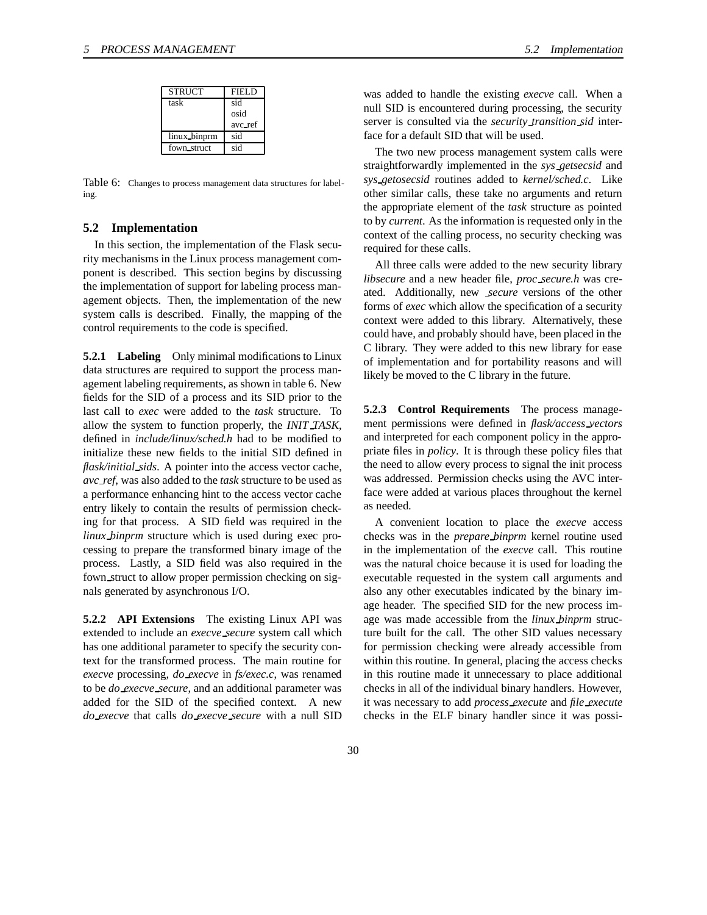| STRUCT | FIELD |
|---|---|
| task | sid |
| | osid |
| | avc_ref |
| linux_binprm | sid |
| fown_struct | sid |

Table 6: Changes to process management data structures for labeling.

### 5.2 Implementation

In this section, the implementation of the Flask security mechanisms in the Linux process management component is described. This section begins by discussing the implementation of support for labeling process management objects. Then, the implementation of the new system calls is described. Finally, the mapping of the control requirements to the code is specified.

**5.2.1 Labeling** Only minimal modifications to Linux data structures are required to support the process management labeling requirements, as shown in table 6. New fields for the SID of a process and its SID prior to the last call to *exec* were added to the *task* structure. To allow the system to function properly, the *INIT_TASK*, defined in *include/linux/sched.h* had to be modified to initialize these new fields to the initial SID defined in *flask/initial_sids*. A pointer into the access vector cache, *avc_ref*, was also added to the *task* structure to be used as a performance enhancing hint to the access vector cache entry likely to contain the results of permission checking for that process. A SID field was required in the *linux_binprm* structure which is used during exec processing to prepare the transformed binary image of the process. Lastly, a SID field was also required in the fown_struct to allow proper permission checking on signals generated by asynchronous I/O.

**5.2.2 API Extensions** The existing Linux API was extended to include an *execve_secure* system call which has one additional parameter to specify the security context for the transformed process. The main routine for *execve* processing, *do_execve* in *fs/exec.c*, was renamed to be *do_execve_secure*, and an additional parameter was added for the SID of the specified context. A new *do_execve* that calls *do_execve_secure* with a null SID was added to handle the existing *execve* call. When a null SID is encountered during processing, the security server is consulted via the *security_transition_sid* interface for a default SID that will be used.

The two new process management system calls were straightforwardly implemented in the *sys_getsecsid* and *sys_getosecsid* routines added to *kernel/sched.c*. Like other similar calls, these take no arguments and return the appropriate element of the *task* structure as pointed to by *current*. As the information is requested only in the context of the calling process, no security checking was required for these calls.

All three calls were added to the new security library *libsecure* and a new header file, *proc_secure.h* was created. Additionally, new *_secure* versions of the other forms of *exec* which allow the specification of a security context were added to this library. Alternatively, these could have, and probably should have, been placed in the C library. They were added to this new library for ease of implementation and for portability reasons and will likely be moved to the C library in the future.

**5.2.3 Control Requirements** The process management permissions were defined in *flask/access_vectors* and interpreted for each component policy in the appropriate files in *policy*. It is through these policy files that the need to allow every process to signal the init process was addressed. Permission checks using the AVC interface were added at various places throughout the kernel as needed.

A convenient location to place the *execve* access checks was in the *prepare_binprm* kernel routine used in the implementation of the *execve* call. This routine was the natural choice because it is used for loading the executable requested in the system call arguments and also any other executables indicated by the binary image header. The specified SID for the new process image was made accessible from the *linux_binprm* structure built for the call. The other SID values necessary for permission checking were already accessible from within this routine. In general, placing the access checks in this routine made it unnecessary to place additional checks in all of the individual binary handlers. However, it was necessary to add *process_execute* and *file_execute* checks in the ELF binary handler since it was possi-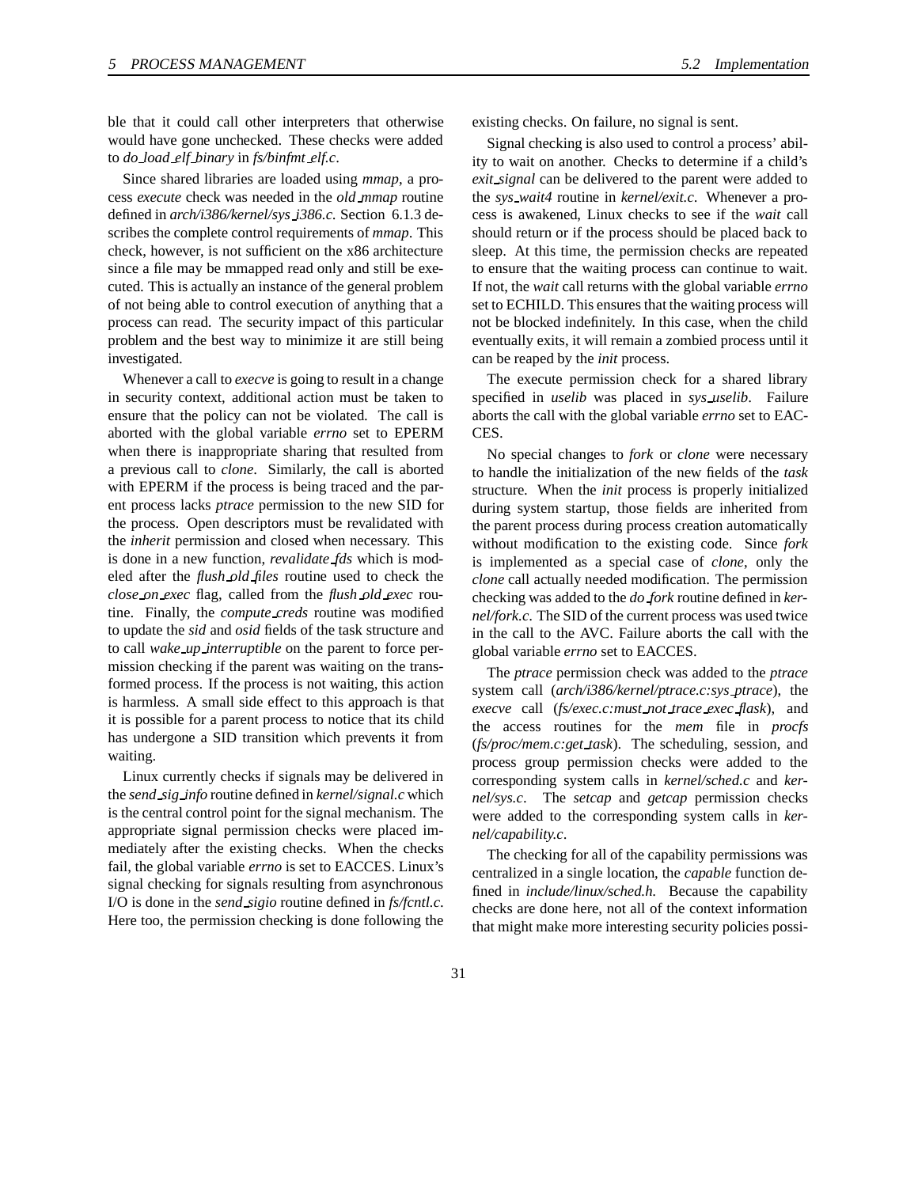ble that it could call other interpreters that otherwise would have gone unchecked. These checks were added to *do_load_elf_binary* in *fs/binfmt_elf.c*.

Since shared libraries are loaded using *mmap*, a process *execute* check was needed in the *old_mmap* routine defined in *arch/i386/kernel/sys_i386.c*. Section 6.1.3 describes the complete control requirements of *mmap*. This check, however, is not sufficient on the x86 architecture since a file may be mmapped read only and still be executed. This is actually an instance of the general problem of not being able to control execution of anything that a process can read. The security impact of this particular problem and the best way to minimize it are still being investigated.

Whenever a call to *execve* is going to result in a change in security context, additional action must be taken to ensure that the policy can not be violated. The call is aborted with the global variable *errno* set to EPERM when there is inappropriate sharing that resulted from a previous call to *clone*. Similarly, the call is aborted with EPERM if the process is being traced and the parent process lacks *ptrace* permission to the new SID for the process. Open descriptors must be revalidated with the *inherit* permission and closed when necessary. This is done in a new function, *revalidate_fds* which is modeled after the *flush_old_files* routine used to check the *close_on_exec* flag, called from the *flush_old_exec* routine. Finally, the *compute_creds* routine was modified to update the *sid* and *osid* fields of the task structure and to call *wake_up_interruptible* on the parent to force permission checking if the parent was waiting on the transformed process. If the process is not waiting, this action is harmless. A small side effect to this approach is that it is possible for a parent process to notice that its child has undergone a SID transition which prevents it from waiting.

Linux currently checks if signals may be delivered in the *send_sig_info* routine defined in *kernel/signal.c* which is the central control point for the signal mechanism. The appropriate signal permission checks were placed immediately after the existing checks. When the checks fail, the global variable *errno* is set to EACCES. Linux's signal checking for signals resulting from asynchronous I/O is done in the *send_sigio* routine defined in *fs/fcntl.c*. Here too, the permission checking is done following the existing checks. On failure, no signal is sent.

Signal checking is also used to control a process' ability to wait on another. Checks to determine if a child's *exit_signal* can be delivered to the parent were added to the *sys_wait4* routine in *kernel/exit.c*. Whenever a process is awakened, Linux checks to see if the *wait* call should return or if the process should be placed back to sleep. At this time, the permission checks are repeated to ensure that the waiting process can continue to wait. If not, the *wait* call returns with the global variable *errno* set to ECHILD. This ensures that the waiting process will not be blocked indefinitely. In this case, when the child eventually exits, it will remain a zombied process until it can be reaped by the *init* process.

The execute permission check for a shared library specified in *uselib* was placed in *sys_uselib*. Failure aborts the call with the global variable *errno* set to EACCES.

No special changes to *fork* or *clone* were necessary to handle the initialization of the new fields of the *task* structure. When the *init* process is properly initialized during system startup, those fields are inherited from the parent process during process creation automatically without modification to the existing code. Since *fork* is implemented as a special case of *clone*, only the *clone* call actually needed modification. The permission checking was added to the *do_fork* routine defined in *kernel/fork.c*. The SID of the current process was used twice in the call to the AVC. Failure aborts the call with the global variable *errno* set to EACCES.

The *ptrace* permission check was added to the *ptrace* system call (*arch/i386/kernel/ptrace.c:sys_ptrace*), the *execve* call (*fs/exec.c:must_not_trace_exec_flask*), and the access routines for the *mem* file in *procfs* (*fs/proc/mem.c:get_task*). The scheduling, session, and process group permission checks were added to the corresponding system calls in *kernel/sched.c* and *kernel/sys.c*. The *setcap* and *getcap* permission checks were added to the corresponding system calls in *kernel/capability.c*.

The checking for all of the capability permissions was centralized in a single location, the *capable* function defined in *include/linux/sched.h*. Because the capability checks are done here, not all of the context information that might make more interesting security policies possi-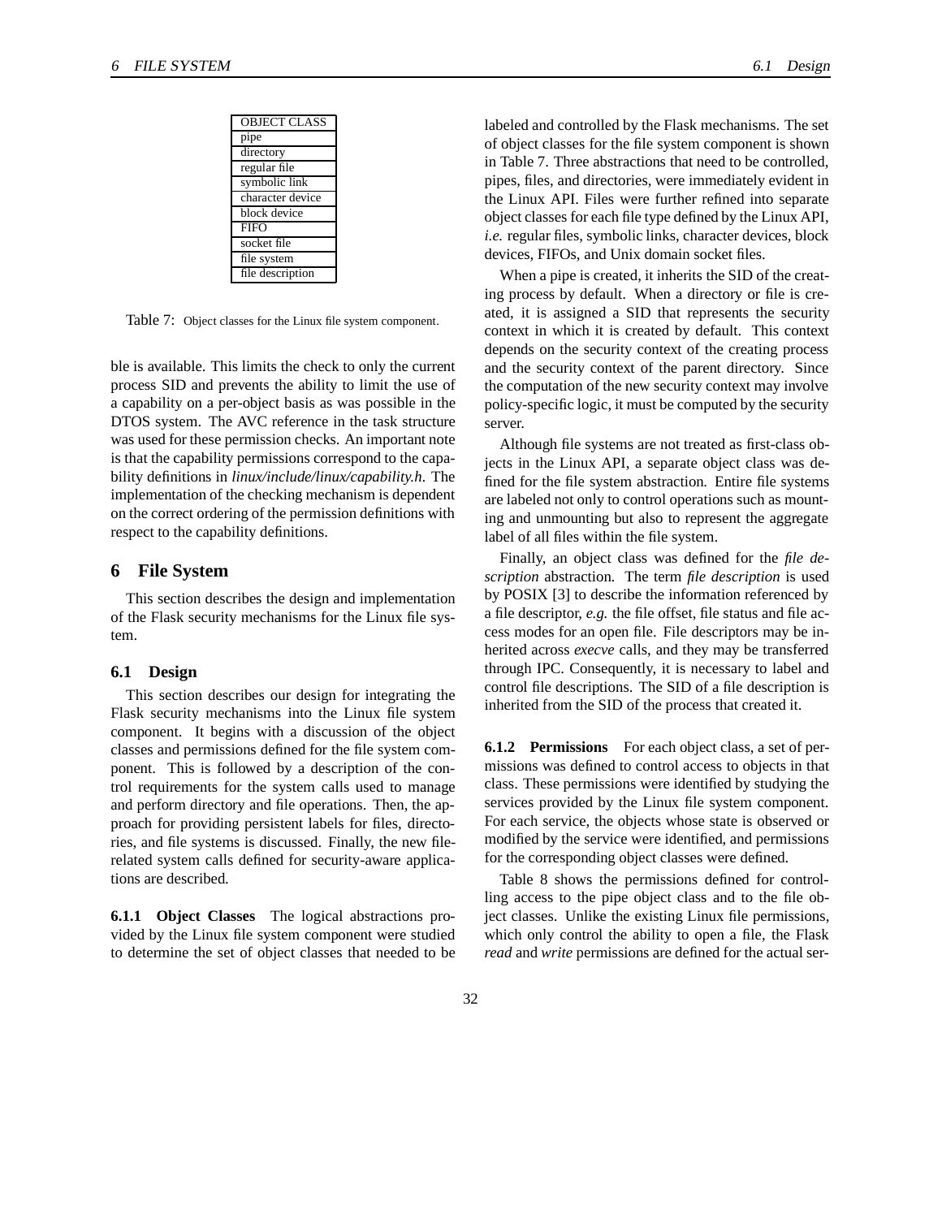| OBJECT CLASS |
| --- |
| pipe |
| directory |
| regular file |
| symbolic link |
| character device |
| block device |
| FIFO |
| socket file |
| file system |
| file description |

Table 7: Object classes for the Linux file system component.

ble is available. This limits the check to only the current process SID and prevents the ability to limit the use of a capability on a per-object basis as was possible in the DTOS system. The AVC reference in the task structure was used for these permission checks. An important note is that the capability permissions correspond to the capability definitions in *linux/include/linux/capability.h*. The implementation of the checking mechanism is dependent on the correct ordering of the permission definitions with respect to the capability definitions.

## 6 File System

This section describes the design and implementation of the Flask security mechanisms for the Linux file system.

### 6.1 Design

This section describes our design for integrating the Flask security mechanisms into the Linux file system component. It begins with a discussion of the object classes and permissions defined for the file system component. This is followed by a description of the control requirements for the system calls used to manage and perform directory and file operations. Then, the approach for providing persistent labels for files, directories, and file systems is discussed. Finally, the new file-related system calls defined for security-aware applications are described.

**6.1.1 Object Classes** The logical abstractions provided by the Linux file system component were studied to determine the set of object classes that needed to be labeled and controlled by the Flask mechanisms. The set of object classes for the file system component is shown in Table 7. Three abstractions that need to be controlled, pipes, files, and directories, were immediately evident in the Linux API. Files were further refined into separate object classes for each file type defined by the Linux API, *i.e.* regular files, symbolic links, character devices, block devices, FIFOs, and Unix domain socket files.

When a pipe is created, it inherits the SID of the creating process by default. When a directory or file is created, it is assigned a SID that represents the security context in which it is created by default. This context depends on the security context of the creating process and the security context of the parent directory. Since the computation of the new security context may involve policy-specific logic, it must be computed by the security server.

Although file systems are not treated as first-class objects in the Linux API, a separate object class was defined for the file system abstraction. Entire file systems are labeled not only to control operations such as mounting and unmounting but also to represent the aggregate label of all files within the file system.

Finally, an object class was defined for the *file description* abstraction. The term *file description* is used by POSIX [3] to describe the information referenced by a file descriptor, *e.g.* the file offset, file status and file access modes for an open file. File descriptors may be inherited across *execve* calls, and they may be transferred through IPC. Consequently, it is necessary to label and control file descriptions. The SID of a file description is inherited from the SID of the process that created it.

**6.1.2 Permissions** For each object class, a set of permissions was defined to control access to objects in that class. These permissions were identified by studying the services provided by the Linux file system component. For each service, the objects whose state is observed or modified by the service were identified, and permissions for the corresponding object classes were defined.

Table 8 shows the permissions defined for controlling access to the pipe object class and to the file object classes. Unlike the existing Linux file permissions, which only control the ability to open a file, the Flask *read* and *write* permissions are defined for the actual ser-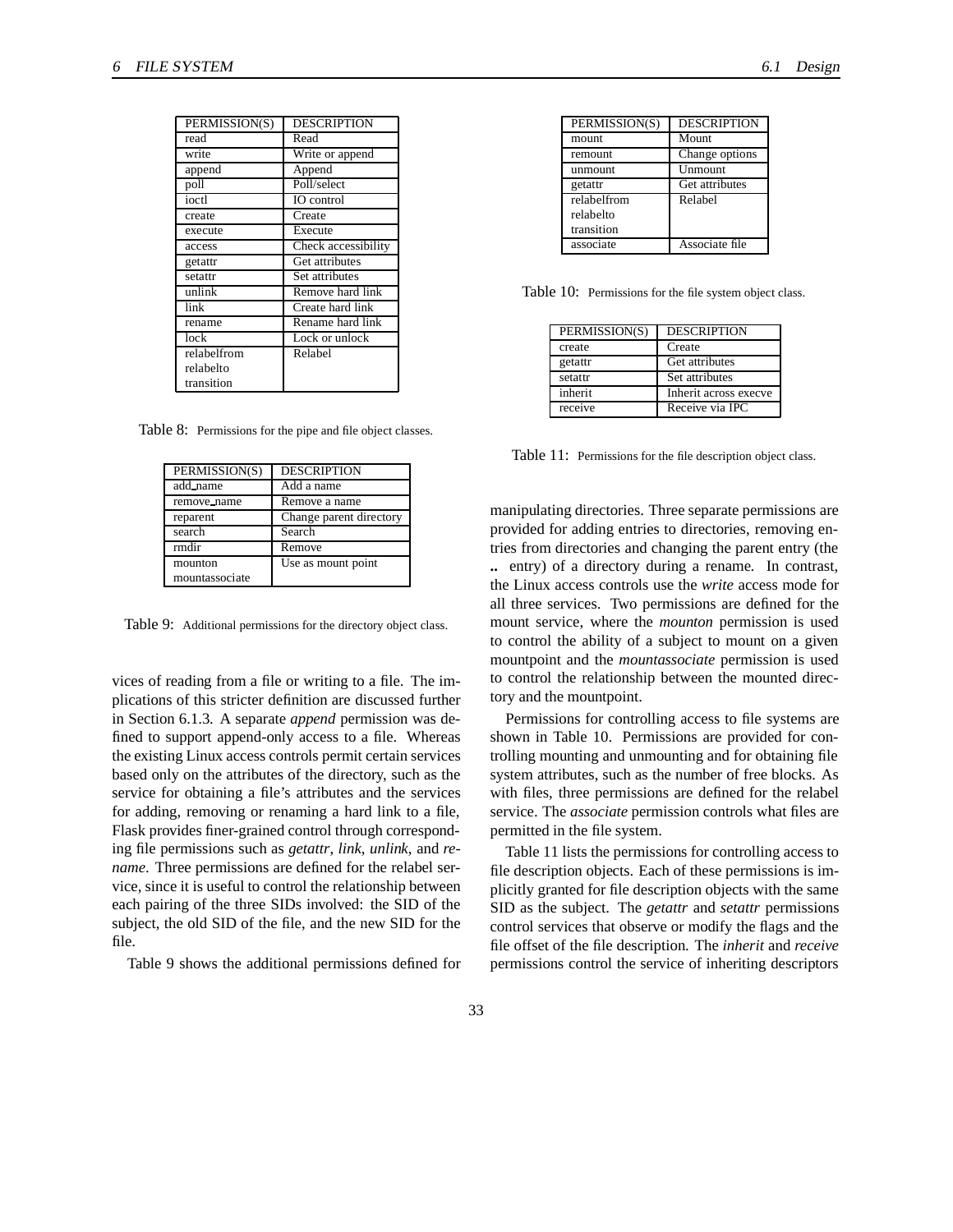| PERMISSION(S) | DESCRIPTION |
|---|---|
| read | Read |
| write | Write or append |
| append | Append |
| poll | Poll/select |
| ioctl | IO control |
| create | Create |
| execute | Execute |
| access | Check accessibility |
| getattr | Get attributes |
| setattr | Set attributes |
| unlink | Remove hard link |
| link | Create hard link |
| rename | Rename hard link |
| lock | Lock or unlock |
| relabelfrom relabelto transition | Relabel |

Table 8: Permissions for the pipe and file object classes.

| PERMISSION(S) | DESCRIPTION |
|---|---|
| add_name | Add a name |
| remove_name | Remove a name |
| reparent | Change parent directory |
| search | Search |
| rmdir | Remove |
| mounton mountassociate | Use as mount point |

Table 9: Additional permissions for the directory object class.

vices of reading from a file or writing to a file. The implications of this stricter definition are discussed further in Section 6.1.3. A separate *append* permission was defined to support append-only access to a file. Whereas the existing Linux access controls permit certain services based only on the attributes of the directory, such as the service for obtaining a file's attributes and the services for adding, removing or renaming a hard link to a file, Flask provides finer-grained control through corresponding file permissions such as *getattr*, *link*, *unlink*, and *rename*. Three permissions are defined for the relabel service, since it is useful to control the relationship between each pairing of the three SIDs involved: the SID of the subject, the old SID of the file, and the new SID for the file.

Table 9 shows the additional permissions defined for

| PERMISSION(S) | DESCRIPTION |
|---|---|
| mount | Mount |
| remount | Change options |
| unmount | Unmount |
| getattr | Get attributes |
| relabelfrom relabelto transition | Relabel |
| associate | Associate file |

Table 10: Permissions for the file system object class.

| PERMISSION(S) | DESCRIPTION |
|---|---|
| create | Create |
| getattr | Get attributes |
| setattr | Set attributes |
| inherit | Inherit across execve |
| receive | Receive via IPC |

Table 11: Permissions for the file description object class.

manipulating directories. Three separate permissions are provided for adding entries to directories, removing entries from directories and changing the parent entry (the **..** entry) of a directory during a rename. In contrast, the Linux access controls use the *write* access mode for all three services. Two permissions are defined for the mount service, where the *mounton* permission is used to control the ability of a subject to mount on a given mountpoint and the *mountassociate* permission is used to control the relationship between the mounted directory and the mountpoint.

Permissions for controlling access to file systems are shown in Table 10. Permissions are provided for controlling mounting and unmounting and for obtaining file system attributes, such as the number of free blocks. As with files, three permissions are defined for the relabel service. The *associate* permission controls what files are permitted in the file system.

Table 11 lists the permissions for controlling access to file description objects. Each of these permissions is implicitly granted for file description objects with the same SID as the subject. The *getattr* and *setattr* permissions control services that observe or modify the flags and the file offset of the file description. The *inherit* and *receive* permissions control the service of inheriting descriptors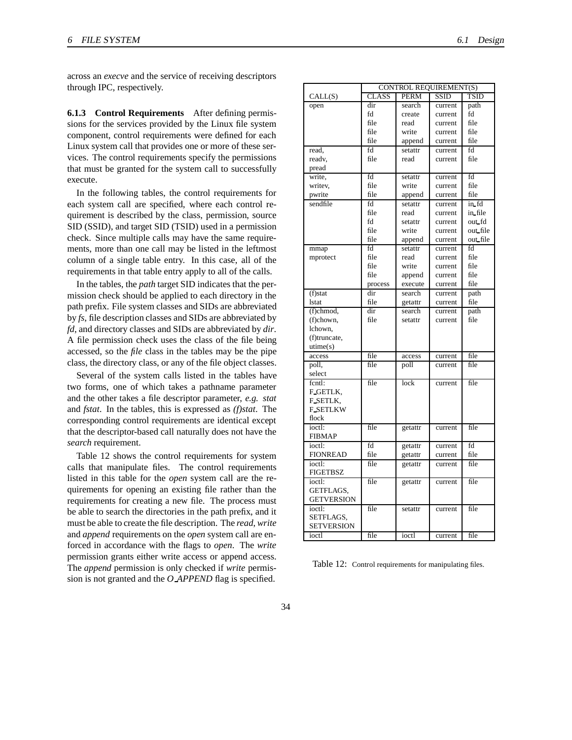across an *execve* and the service of receiving descriptors through IPC, respectively.

**6.1.3 Control Requirements** After defining permissions for the services provided by the Linux file system component, control requirements were defined for each Linux system call that provides one or more of these services. The control requirements specify the permissions that must be granted for the system call to successfully execute.

In the following tables, the control requirements for each system call are specified, where each control requirement is described by the class, permission, source SID (SSID), and target SID (TSID) used in a permission check. Since multiple calls may have the same requirements, more than one call may be listed in the leftmost column of a single table entry. In this case, all of the requirements in that table entry apply to all of the calls.

In the tables, the *path* target SID indicates that the permission check should be applied to each directory in the path prefix. File system classes and SIDs are abbreviated by *fs*, file description classes and SIDs are abbreviated by *fd*, and directory classes and SIDs are abbreviated by *dir*. A file permission check uses the class of the file being accessed, so the *file* class in the tables may be the pipe class, the directory class, or any of the file object classes.

Several of the system calls listed in the tables have two forms, one of which takes a pathname parameter and the other takes a file descriptor parameter, *e.g. stat* and *fstat*. In the tables, this is expressed as *(f)stat*. The corresponding control requirements are identical except that the descriptor-based call naturally does not have the *search* requirement.

Table 12 shows the control requirements for system calls that manipulate files. The control requirements listed in this table for the *open* system call are the requirements for opening an existing file rather than the requirements for creating a new file. The process must be able to search the directories in the path prefix, and it must be able to create the file description. The *read*, *write* and *append* requirements on the *open* system call are enforced in accordance with the flags to *open*. The *write* permission grants either write access or append access. The *append* permission is only checked if *write* permission is not granted and the *O_APPEND* flag is specified.

| | CONTROL REQUIREMENT(S) | | | |
|---|---|---|---|---|
| CALL(S) | CLASS | PERM | SSID | TSID |
| open | dir<br>fd<br>file<br>file<br>file | search<br>create<br>read<br>write<br>append | current<br>current<br>current<br>current<br>current | path<br>fd<br>file<br>file<br>file |
| read,<br>readv,<br>pread | fd<br>file | setattr<br>read | current<br>current | fd<br>file |
| write,<br>writev,<br>pwrite | fd<br>file<br>file | setattr<br>write<br>append | current<br>current<br>current | fd<br>file<br>file |
| sendfile | fd<br>file<br>fd<br>file<br>file | setattr<br>read<br>setattr<br>write<br>append | current<br>current<br>current<br>current<br>current | in_fd<br>in_file<br>out_fd<br>out_file<br>out_file |
| mmap<br>mprotect | fd<br>file<br>file<br>file<br>process | setattr<br>read<br>write<br>append<br>execute | current<br>current<br>current<br>current<br>current | fd<br>file<br>file<br>file<br>file |
| (f)stat<br>lstat | dir<br>file | search<br>getattr | current<br>current | path<br>file |
| (f)chmod,<br>(f)chown,<br>lchown,<br>(f)truncate,<br>utime(s) | dir<br>file | search<br>setattr | current<br>current | path<br>file |
| access | file | access | current | file |
| poll,<br>select | file | poll | current | file |
| fcntl:<br>F_GETLK,<br>F_SETLK,<br>F_SETLKW<br>flock | file | lock | current | file |
| ioctl:<br>FIBMAP | file | getattr | current | file |
| ioctl:<br>FIONREAD | fd<br>file | getattr<br>getattr | current<br>current | fd<br>file |
| ioctl:<br>FIGETBSZ | file | getattr | current | file |
| ioctl:<br>GETFLAGS,<br>GETVERSION | file | getattr | current | file |
| ioctl:<br>SETFLAGS,<br>SETVERSION | file | setattr | current | file |
| ioctl | file | ioctl | current | file |

Table 12: Control requirements for manipulating files.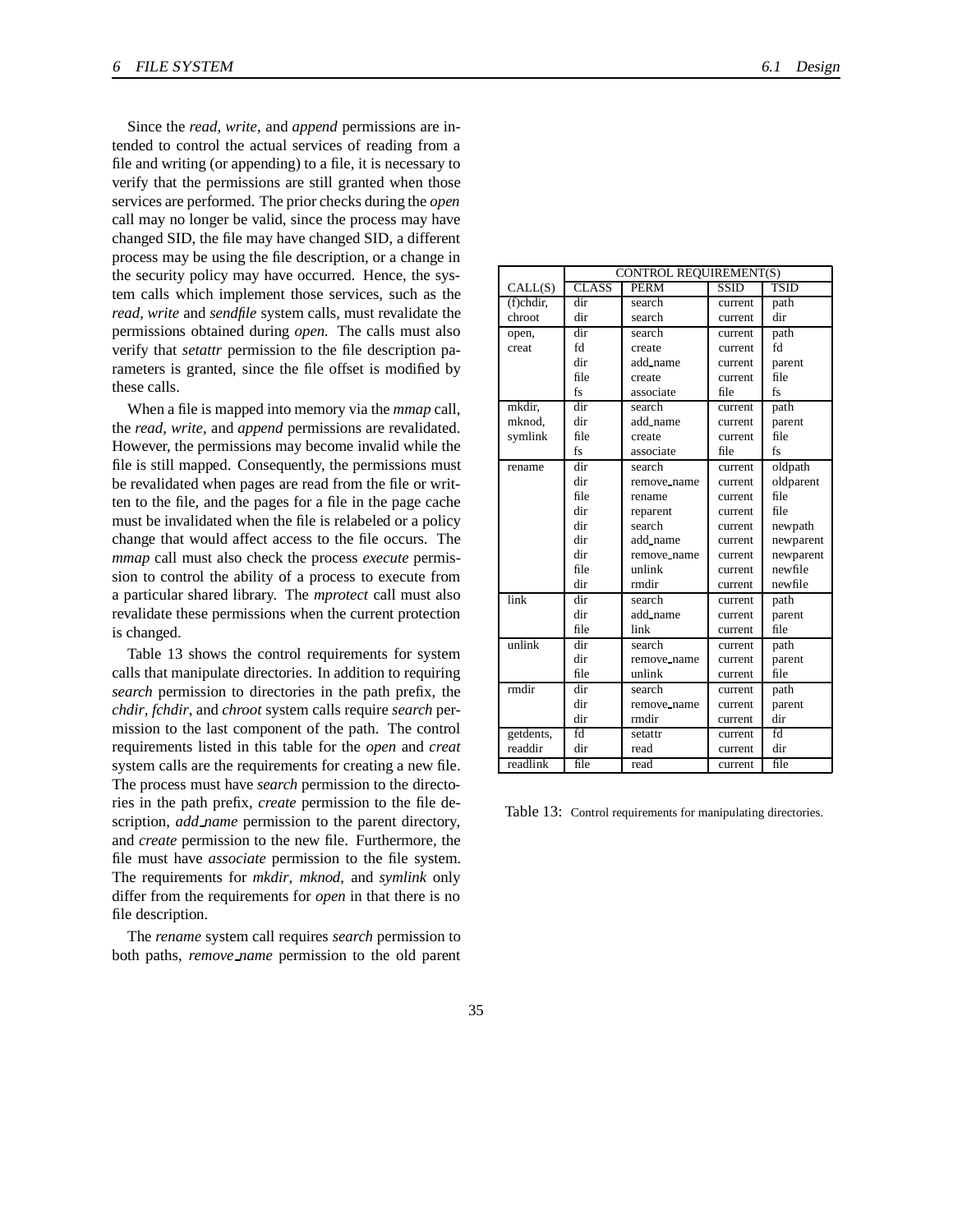Since the *read*, *write*, and *append* permissions are intended to control the actual services of reading from a file and writing (or appending) to a file, it is necessary to verify that the permissions are still granted when those services are performed. The prior checks during the *open* call may no longer be valid, since the process may have changed SID, the file may have changed SID, a different process may be using the file description, or a change in the security policy may have occurred. Hence, the system calls which implement those services, such as the *read*, *write* and *sendfile* system calls, must revalidate the permissions obtained during *open*. The calls must also verify that *setattr* permission to the file description parameters is granted, since the file offset is modified by these calls.

When a file is mapped into memory via the *mmap* call, the *read*, *write*, and *append* permissions are revalidated. However, the permissions may become invalid while the file is still mapped. Consequently, the permissions must be revalidated when pages are read from the file or written to the file, and the pages for a file in the page cache must be invalidated when the file is relabeled or a policy change that would affect access to the file occurs. The *mmap* call must also check the process *execute* permission to control the ability of a process to execute from a particular shared library. The *mprotect* call must also revalidate these permissions when the current protection is changed.

Table 13 shows the control requirements for system calls that manipulate directories. In addition to requiring *search* permission to directories in the path prefix, the *chdir*, *fchdir*, and *chroot* system calls require *search* permission to the last component of the path. The control requirements listed in this table for the *open* and *creat* system calls are the requirements for creating a new file. The process must have *search* permission to the directories in the path prefix, *create* permission to the file description, *add_name* permission to the parent directory, and *create* permission to the new file. Furthermore, the file must have *associate* permission to the file system. The requirements for *mkdir*, *mknod*, and *symlink* only differ from the requirements for *open* in that there is no file description.

The *rename* system call requires *search* permission to both paths, *remove_name* permission to the old parent

| CALL(S) | CONTROL REQUIREMENT(S) | | | |
|---|---|---|---|---|
| | CLASS | PERM | SSID | TSID |
| (f)chdir, chroot | dir | search | current | path |
| | dir | search | current | dir |
| open, creat | dir | search | current | path |
| | fd | create | current | fd |
| | dir | add_name | current | parent |
| | file | create | current | file |
| | fs | associate | file | fs |
| mkdir, mknod, symlink | dir | search | current | path |
| | dir | add_name | current | parent |
| | file | create | current | file |
| | fs | associate | file | fs |
| rename | dir | search | current | oldpath |
| | dir | remove_name | current | oldparent |
| | file | rename | current | file |
| | dir | reparent | current | file |
| | dir | search | current | newpath |
| | dir | add_name | current | newparent |
| | dir | remove_name | current | newparent |
| | file | unlink | current | newfile |
| | dir | rmdir | current | newfile |
| link | dir | search | current | path |
| | dir | add_name | current | parent |
| | file | link | current | file |
| unlink | dir | search | current | path |
| | dir | remove_name | current | parent |
| | file | unlink | current | file |
| rmdir | dir | search | current | path |
| | dir | remove_name | current | parent |
| | dir | rmdir | current | dir |
| getdents, readdir | fd | setattr | current | fd |
| | dir | read | current | dir |
| readlink | file | read | current | file |

Table 13: Control requirements for manipulating directories.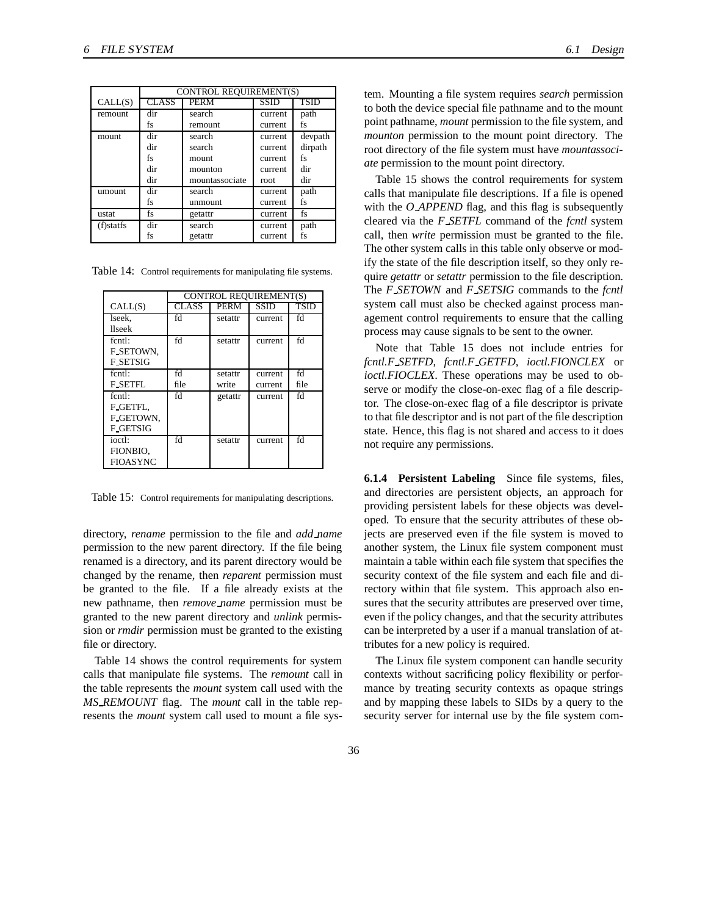| CALL(S) | CONTROL REQUIREMENT(S) | | | |
|---|---|---|---|---|
| | CLASS | PERM | SSID | TSID |
| remount | dir | search | current | path |
| | fs | remount | current | fs |
| mount | dir | search | current | devpath |
| | dir | search | current | dirpath |
| | fs | mount | current | fs |
| | dir | mounton | current | dir |
| | dir | mountassociate | root | dir |
| umount | dir | search | current | path |
| | fs | unmount | current | fs |
| ustat | fs | getattr | current | fs |
| (f)statfs | dir | search | current | path |
| | fs | getattr | current | fs |

Table 14: Control requirements for manipulating file systems.

| CALL(S) | CONTROL REQUIREMENT(S) | | | |
|---|---|---|---|---|
| | CLASS | PERM | SSID | TSID |
| lseek, llseek | fd | setattr | current | fd |
| fcntl: F_SETOWN, F_SETSIG | fd | setattr | current | fd |
| fcntl: F_SETFL | fd | setattr | current | fd |
| | file | write | current | file |
| fcntl: F_GETFL, F_GETOWN, F_GETSIG | fd | getattr | current | fd |
| ioctl: FIONBIO, FIOASYNC | fd | setattr | current | fd |

Table 15: Control requirements for manipulating descriptions.

directory, *rename* permission to the file and *add_name* permission to the new parent directory. If the file being renamed is a directory, and its parent directory would be changed by the rename, then *reparent* permission must be granted to the file. If a file already exists at the new pathname, then *remove_name* permission must be granted to the new parent directory and *unlink* permission or *rmdir* permission must be granted to the existing file or directory.

Table 14 shows the control requirements for system calls that manipulate file systems. The *remount* call in the table represents the *mount* system call used with the *MS_REMOUNT* flag. The *mount* call in the table represents the *mount* system call used to mount a file system. Mounting a file system requires *search* permission to both the device special file pathname and to the mount point pathname, *mount* permission to the file system, and *mounton* permission to the mount point directory. The root directory of the file system must have *mountassociate* permission to the mount point directory.

Table 15 shows the control requirements for system calls that manipulate file descriptions. If a file is opened with the *O_APPEND* flag, and this flag is subsequently cleared via the *F_SETFL* command of the *fcntl* system call, then *write* permission must be granted to the file. The other system calls in this table only observe or modify the state of the file description itself, so they only require *getattr* or *setattr* permission to the file description. The *F_SETOWN* and *F_SETSIG* commands to the *fcntl* system call must also be checked against process management control requirements to ensure that the calling process may cause signals to be sent to the owner.

Note that Table 15 does not include entries for *fcntl.F_SETFD*, *fcntl.F_GETFD*, *ioctl.FIONCLEX* or *ioctl.FIOCLEX*. These operations may be used to observe or modify the close-on-exec flag of a file descriptor. The close-on-exec flag of a file descriptor is private to that file descriptor and is not part of the file description state. Hence, this flag is not shared and access to it does not require any permissions.

**6.1.4 Persistent Labeling** Since file systems, files, and directories are persistent objects, an approach for providing persistent labels for these objects was developed. To ensure that the security attributes of these objects are preserved even if the file system is moved to another system, the Linux file system component must maintain a table within each file system that specifies the security context of the file system and each file and directory within that file system. This approach also ensures that the security attributes are preserved over time, even if the policy changes, and that the security attributes can be interpreted by a user if a manual translation of attributes for a new policy is required.

The Linux file system component can handle security contexts without sacrificing policy flexibility or performance by treating security contexts as opaque strings and by mapping these labels to SIDs by a query to the security server for internal use by the file system com-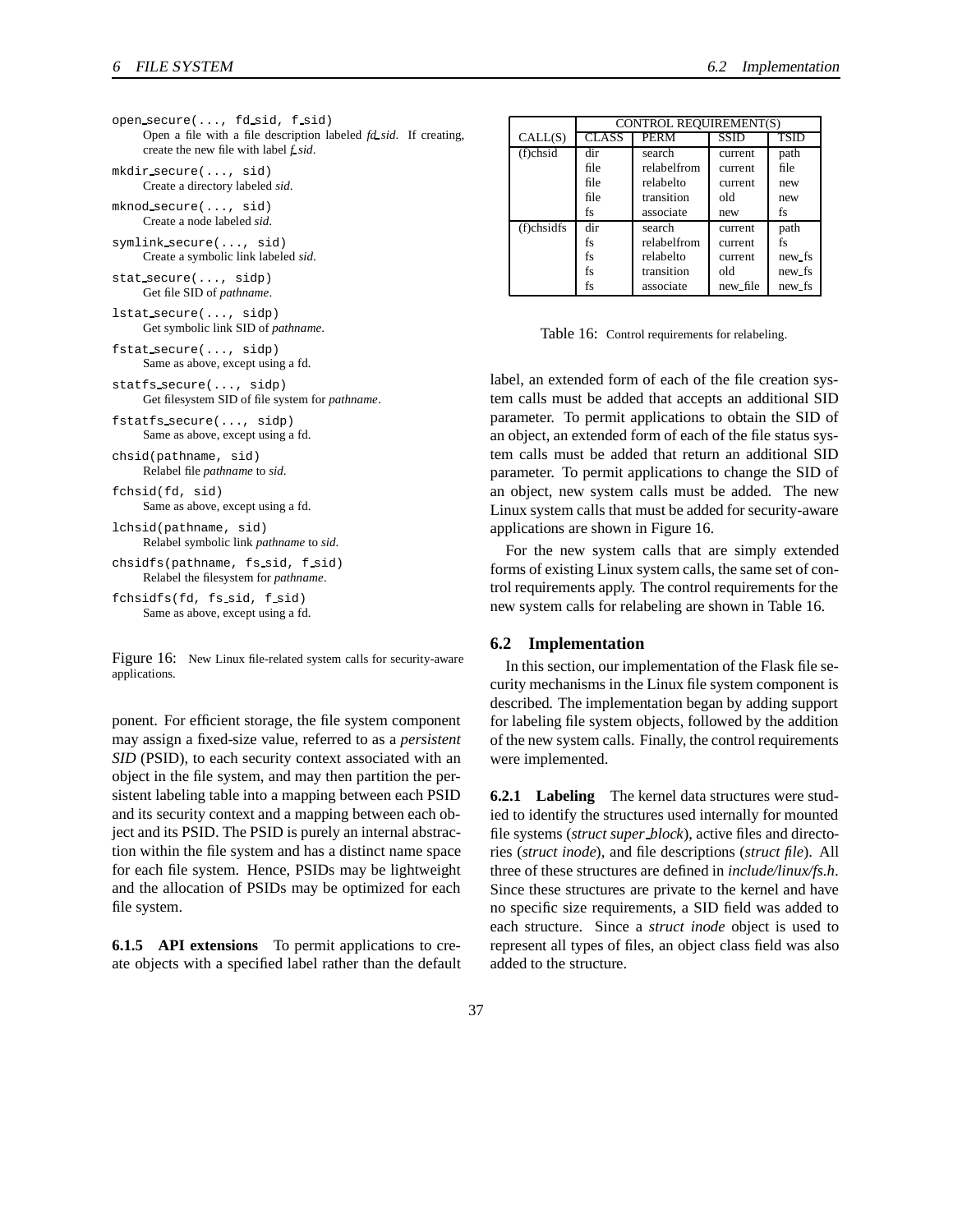open_secure(..., fd_sid, f_sid)
: Open a file with a file description labeled *fd_sid*. If creating, create the new file with label *f_sid*.

mkdir_secure(..., sid)
: Create a directory labeled *sid*.

mknod_secure(..., sid)
: Create a node labeled *sid*.

symlink_secure(..., sid)
: Create a symbolic link labeled *sid*.

stat_secure(..., sidp)
: Get file SID of *pathname*.

lstat_secure(..., sidp)
: Get symbolic link SID of *pathname*.

fstat_secure(..., sidp)
: Same as above, except using a fd.

statfs_secure(..., sidp)
: Get filesystem SID of file system for *pathname*.

fstatfs_secure(..., sidp)
: Same as above, except using a fd.

chsid(pathname, sid)
: Relabel file *pathname* to *sid*.

fchsid(fd, sid)
: Same as above, except using a fd.

lchsid(pathname, sid)
: Relabel symbolic link *pathname* to *sid*.

chsidfs(pathname, fs_sid, f_sid)
: Relabel the filesystem for *pathname*.

fchsidfs(fd, fs_sid, f_sid)
: Same as above, except using a fd.

Figure 16: New Linux file-related system calls for security-aware applications.

ponent. For efficient storage, the file system component may assign a fixed-size value, referred to as a *persistent SID* (PSID), to each security context associated with an object in the file system, and may then partition the persistent labeling table into a mapping between each PSID and its security context and a mapping between each object and its PSID. The PSID is purely an internal abstraction within the file system and has a distinct name space for each file system. Hence, PSIDs may be lightweight and the allocation of PSIDs may be optimized for each file system.

**6.1.5 API extensions** To permit applications to create objects with a specified label rather than the default label, an extended form of each of the file creation system calls must be added that accepts an additional SID parameter. To permit applications to obtain the SID of an object, an extended form of each of the file status system calls must be added that return an additional SID parameter. To permit applications to change the SID of an object, new system calls must be added. The new Linux system calls that must be added for security-aware applications are shown in Figure 16.

For the new system calls that are simply extended forms of existing Linux system calls, the same set of control requirements apply. The control requirements for the new system calls for relabeling are shown in Table 16.

| | CONTROL REQUIREMENT(S) | | | |
|---|---|---|---|---|
| CALL(S) | CLASS | PERM | SSID | TSID |
| (f)chsid | dir | search | current | path |
| | file | relabelfrom | current | file |
| | file | relabelto | current | new |
| | file | transition | old | new |
| | fs | associate | new | fs |
| (f)chsidfs | dir | search | current | path |
| | fs | relabelfrom | current | fs |
| | fs | relabelto | current | new_fs |
| | fs | transition | old | new_fs |
| | fs | associate | new_file | new_fs |

Table 16: Control requirements for relabeling.

## 6.2 Implementation

In this section, our implementation of the Flask file security mechanisms in the Linux file system component is described. The implementation began by adding support for labeling file system objects, followed by the addition of the new system calls. Finally, the control requirements were implemented.

**6.2.1 Labeling** The kernel data structures were studied to identify the structures used internally for mounted file systems (*struct super_block*), active files and directories (*struct inode*), and file descriptions (*struct file*). All three of these structures are defined in *include/linux/fs.h*. Since these structures are private to the kernel and have no specific size requirements, a SID field was added to each structure. Since a *struct inode* object is used to represent all types of files, an object class field was also added to the structure.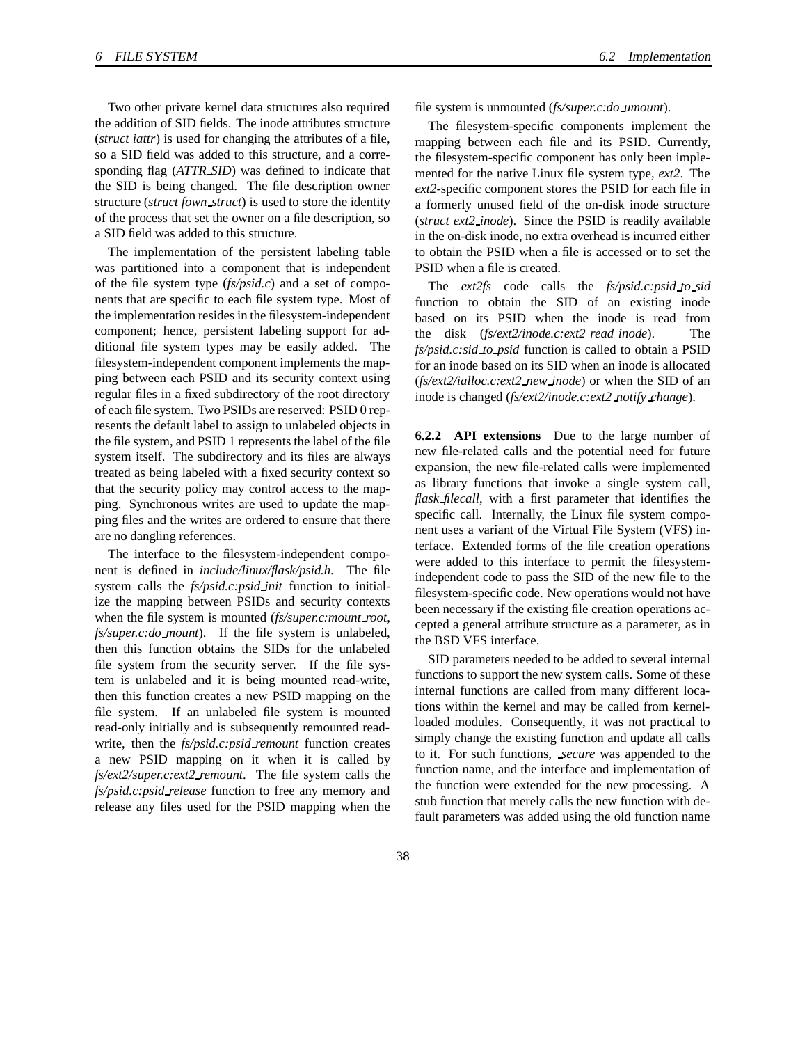Two other private kernel data structures also required the addition of SID fields. The inode attributes structure (*struct iattr*) is used for changing the attributes of a file, so a SID field was added to this structure, and a corresponding flag (*ATTR_SID*) was defined to indicate that the SID is being changed. The file description owner structure (*struct fown_struct*) is used to store the identity of the process that set the owner on a file description, so a SID field was added to this structure.

The implementation of the persistent labeling table was partitioned into a component that is independent of the file system type (*fs/psid.c*) and a set of components that are specific to each file system type. Most of the implementation resides in the filesystem-independent component; hence, persistent labeling support for additional file system types may be easily added. The filesystem-independent component implements the mapping between each PSID and its security context using regular files in a fixed subdirectory of the root directory of each file system. Two PSIDs are reserved: PSID 0 represents the default label to assign to unlabeled objects in the file system, and PSID 1 represents the label of the file system itself. The subdirectory and its files are always treated as being labeled with a fixed security context so that the security policy may control access to the mapping. Synchronous writes are used to update the mapping files and the writes are ordered to ensure that there are no dangling references.

The interface to the filesystem-independent component is defined in *include/linux/flask/psid.h*. The file system calls the *fs/psid.c:psid_init* function to initialize the mapping between PSIDs and security contexts when the file system is mounted (*fs/super.c:mount_root*, *fs/super.c:do_mount*). If the file system is unlabeled, then this function obtains the SIDs for the unlabeled file system from the security server. If the file system is unlabeled and it is being mounted read-write, then this function creates a new PSID mapping on the file system. If an unlabeled file system is mounted read-only initially and is subsequently remounted read-write, then the *fs/psid.c:psid_remount* function creates a new PSID mapping on it when it is called by *fs/ext2/super.c:ext2_remount*. The file system calls the *fs/psid.c:psid_release* function to free any memory and release any files used for the PSID mapping when the file system is unmounted (*fs/super.c:do_umount*).

The filesystem-specific components implement the mapping between each file and its PSID. Currently, the filesystem-specific component has only been implemented for the native Linux file system type, *ext2*. The *ext2*-specific component stores the PSID for each file in a formerly unused field of the on-disk inode structure (*struct ext2_inode*). Since the PSID is readily available in the on-disk inode, no extra overhead is incurred either to obtain the PSID when a file is accessed or to set the PSID when a file is created.

The *ext2fs* code calls the *fs/psid.c:psid_to_sid* function to obtain the SID of an existing inode based on its PSID when the inode is read from the disk (*fs/ext2/inode.c:ext2_read_inode*). The *fs/psid.c:sid_to_psid* function is called to obtain a PSID for an inode based on its SID when an inode is allocated (*fs/ext2/ialloc.c:ext2_new_inode*) or when the SID of an inode is changed (*fs/ext2/inode.c:ext2_notify_change*).

**6.2.2 API extensions** Due to the large number of new file-related calls and the potential need for future expansion, the new file-related calls were implemented as library functions that invoke a single system call, *flask_filecall*, with a first parameter that identifies the specific call. Internally, the Linux file system component uses a variant of the Virtual File System (VFS) interface. Extended forms of the file creation operations were added to this interface to permit the filesystem-independent code to pass the SID of the new file to the filesystem-specific code. New operations would not have been necessary if the existing file creation operations accepted a general attribute structure as a parameter, as in the BSD VFS interface.

SID parameters needed to be added to several internal functions to support the new system calls. Some of these internal functions are called from many different locations within the kernel and may be called from kernel-loaded modules. Consequently, it was not practical to simply change the existing function and update all calls to it. For such functions, *_secure* was appended to the function name, and the interface and implementation of the function were extended for the new processing. A stub function that merely calls the new function with default parameters was added using the old function name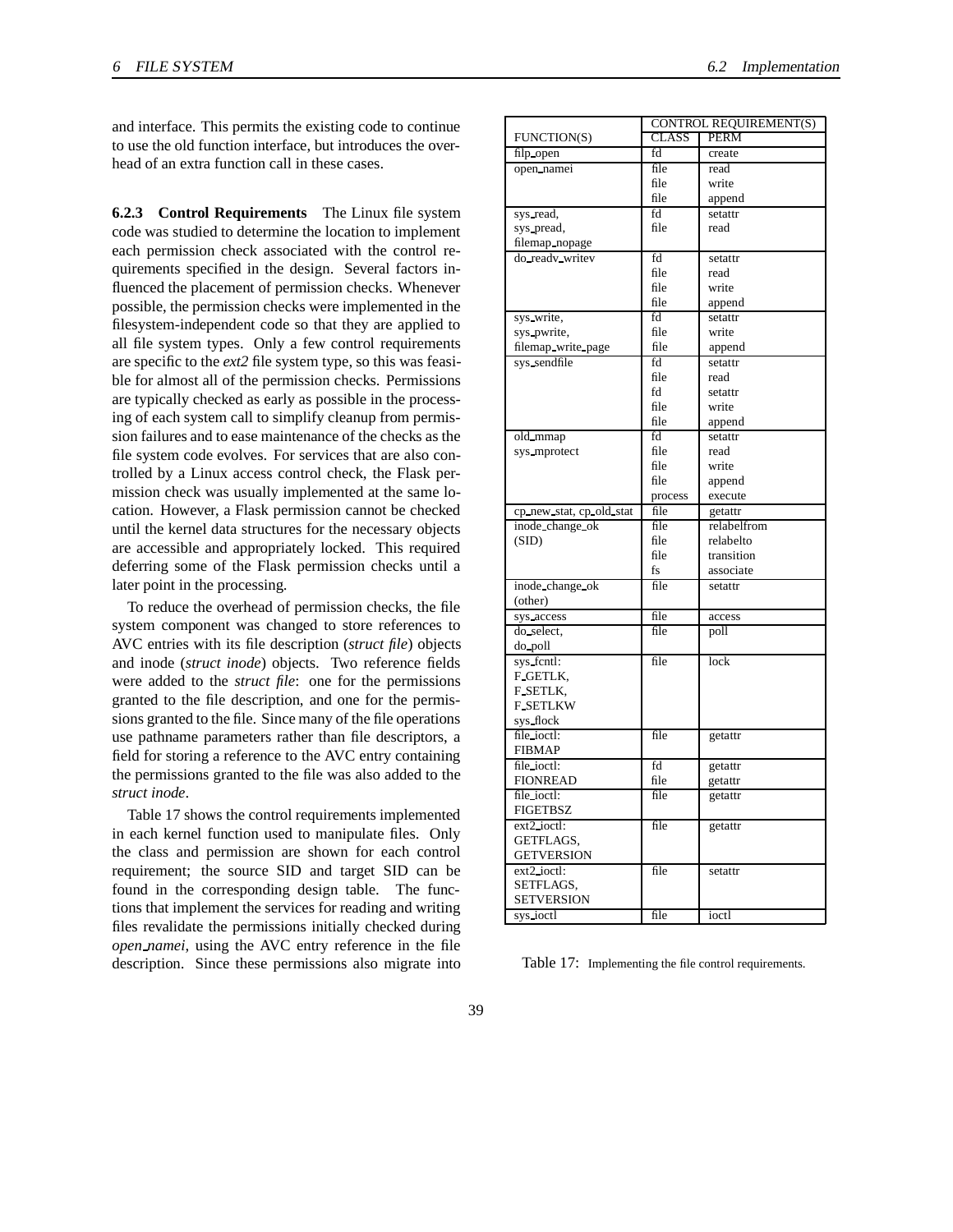and interface. This permits the existing code to continue to use the old function interface, but introduces the overhead of an extra function call in these cases.

#### 6.2.3 Control Requirements

The Linux file system code was studied to determine the location to implement each permission check associated with the control requirements specified in the design. Several factors influenced the placement of permission checks. Whenever possible, the permission checks were implemented in the filesystem-independent code so that they are applied to all file system types. Only a few control requirements are specific to the *ext2* file system type, so this was feasible for almost all of the permission checks. Permissions are typically checked as early as possible in the processing of each system call to simplify cleanup from permission failures and to ease maintenance of the checks as the file system code evolves. For services that are also controlled by a Linux access control check, the Flask permission check was usually implemented at the same location. However, a Flask permission cannot be checked until the kernel data structures for the necessary objects are accessible and appropriately locked. This required deferring some of the Flask permission checks until a later point in the processing.

To reduce the overhead of permission checks, the file system component was changed to store references to AVC entries with its file description (*struct file*) objects and inode (*struct inode*) objects. Two reference fields were added to the *struct file*: one for the permissions granted to the file description, and one for the permissions granted to the file. Since many of the file operations use pathname parameters rather than file descriptors, a field for storing a reference to the AVC entry containing the permissions granted to the file was also added to the *struct inode*.

Table 17 shows the control requirements implemented in each kernel function used to manipulate files. Only the class and permission are shown for each control requirement; the source SID and target SID can be found in the corresponding design table. The functions that implement the services for reading and writing files revalidate the permissions initially checked during *open_namei*, using the AVC entry reference in the file description. Since these permissions also migrate into

| FUNCTION(S) | CONTROL REQUIREMENT(S) CLASS | PERM |
|---|---|---|
| filp_open | fd | create |
| open_namei | file<br>file<br>file | read<br>write<br>append |
| sys_read, sys_pread, filemap_nopage | fd<br>file | setattr<br>read |
| do_readv_writev | fd<br>file<br>file<br>file | setattr<br>read<br>write<br>append |
| sys_write, sys_pwrite, filemap_write_page | fd<br>file<br>file | setattr<br>write<br>append |
| sys_sendfile | fd<br>file<br>fd<br>file<br>file | setattr<br>read<br>setattr<br>write<br>append |
| old_mmap sys_mprotect | fd<br>file<br>file<br>file<br>process | setattr<br>read<br>write<br>append<br>execute |
| cp_new_stat, cp_old_stat | file | getattr |
| inode_change_ok (SID) | file<br>file<br>file<br>fs | relabelfrom<br>relabelto<br>transition<br>associate |
| inode_change_ok (other) | file | setattr |
| sys_access | file | access |
| do_select, do_poll | file | poll |
| sys_fcntl: F_GETLK, F_SETLK, F_SETLKW sys_flock | file | lock |
| file_ioctl: FIBMAP | file | getattr |
| file_ioctl: FIONREAD | fd<br>file | getattr<br>getattr |
| file_ioctl: FIGETBSZ | file | getattr |
| ext2_ioctl: GETFLAGS, GETVERSION | file | getattr |
| ext2_ioctl: SETFLAGS, SETVERSION | file | setattr |
| sys_ioctl | file | ioctl |

Table 17: Implementing the file control requirements.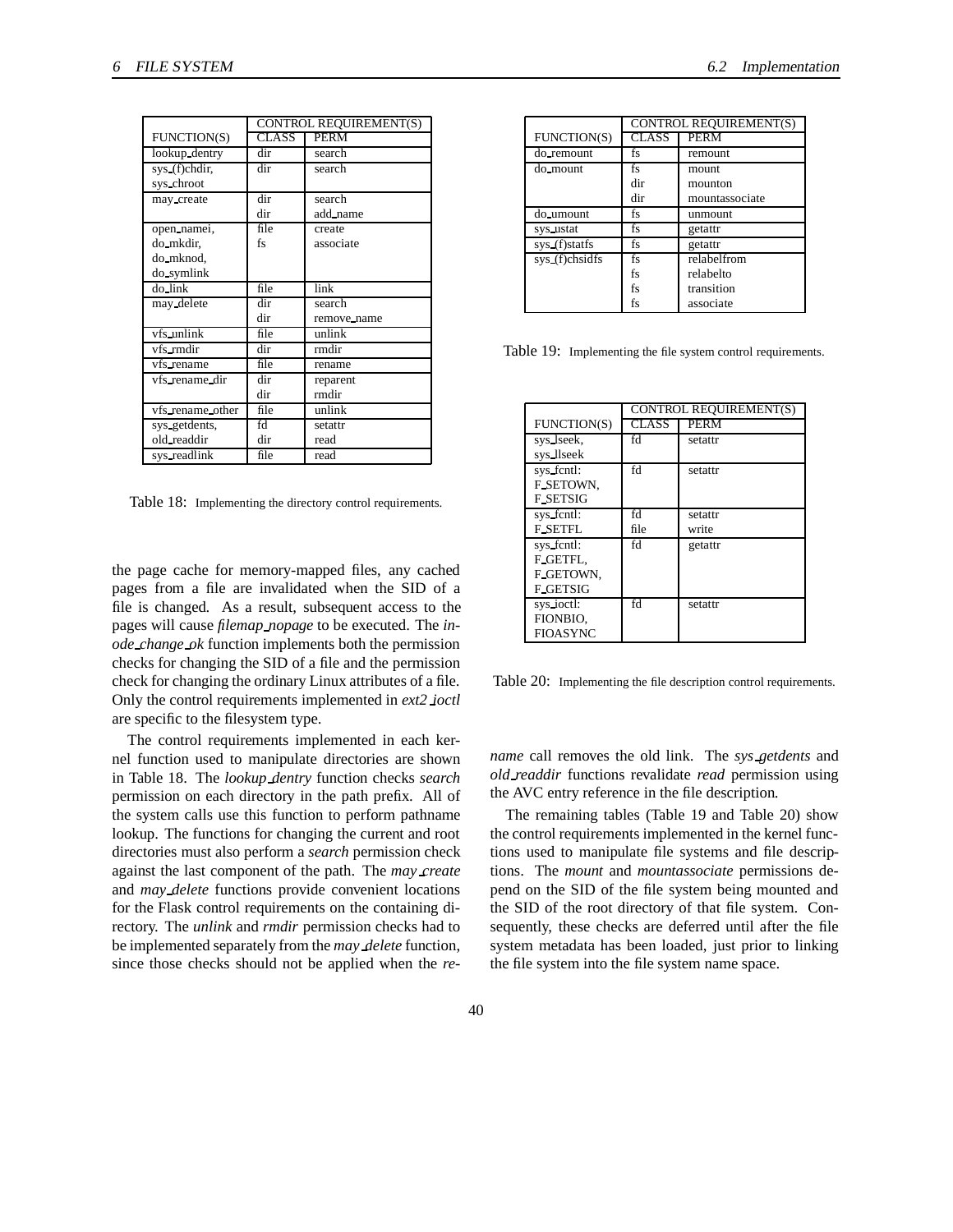| FUNCTION(S) | CONTROL REQUIREMENT(S) CLASS | PERM |
|---|---|---|
| lookup_dentry | dir | search |
| sys_(f)chdir, sys_chroot | dir | search |
| may_create | dir | search |
| | dir | add_name |
| open_namei, do_mkdir, do_mknod, do_symlink | file | create |
| | fs | associate |
| do_link | file | link |
| may_delete | dir | search |
| | dir | remove_name |
| vfs_unlink | file | unlink |
| vfs_rmdir | dir | rmdir |
| vfs_rename | file | rename |
| vfs_rename_dir | dir | reparent |
| | dir | rmdir |
| vfs_rename_other | file | unlink |
| sys_getdents, old_readdir | fd | setattr |
| | dir | read |
| sys_readlink | file | read |

Table 18: Implementing the directory control requirements.

the page cache for memory-mapped files, any cached pages from a file are invalidated when the SID of a file is changed. As a result, subsequent access to the pages will cause *filemap_nopage* to be executed. The *inode_change_ok* function implements both the permission checks for changing the SID of a file and the permission check for changing the ordinary Linux attributes of a file. Only the control requirements implemented in *ext2_ioctl* are specific to the filesystem type.

The control requirements implemented in each kernel function used to manipulate directories are shown in Table 18. The *lookup_dentry* function checks *search* permission on each directory in the path prefix. All of the system calls use this function to perform pathname lookup. The functions for changing the current and root directories must also perform a *search* permission check against the last component of the path. The *may_create* and *may_delete* functions provide convenient locations for the Flask control requirements on the containing directory. The *unlink* and *rmdir* permission checks had to be implemented separately from the *may_delete* function, since those checks should not be applied when the *rename* call removes the old link. The *sys_getdents* and *old_readdir* functions revalidate *read* permission using the AVC entry reference in the file description.

The remaining tables (Table 19 and Table 20) show the control requirements implemented in the kernel functions used to manipulate file systems and file descriptions. The *mount* and *mountassociate* permissions depend on the SID of the file system being mounted and the SID of the root directory of that file system. Consequently, these checks are deferred until after the file system metadata has been loaded, just prior to linking the file system into the file system name space.

| FUNCTION(S) | CONTROL REQUIREMENT(S) CLASS | PERM |
|---|---|---|
| do_remount | fs | remount |
| do_mount | fs | mount |
| | dir | mounton |
| | dir | mountassociate |
| do_umount | fs | unmount |
| sys_ustat | fs | getattr |
| sys_(f)statfs | fs | getattr |
| sys_(f)chsidfs | fs | relabelfrom |
| | fs | relabelto |
| | fs | transition |
| | fs | associate |

Table 19: Implementing the file system control requirements.

| FUNCTION(S) | CONTROL REQUIREMENT(S) CLASS | PERM |
|---|---|---|
| sys_lseek, sys_llseek | fd | setattr |
| sys_fcntl: F_SETOWN, F_SETSIG | fd | setattr |
| sys_fcntl: F_SETFL | fd | setattr |
| | file | write |
| sys_fcntl: F_GETFL, F_GETOWN, F_GETSIG | fd | getattr |
| sys_ioctl: FIONBIO, FIOASYNC | fd | setattr |

Table 20: Implementing the file description control requirements.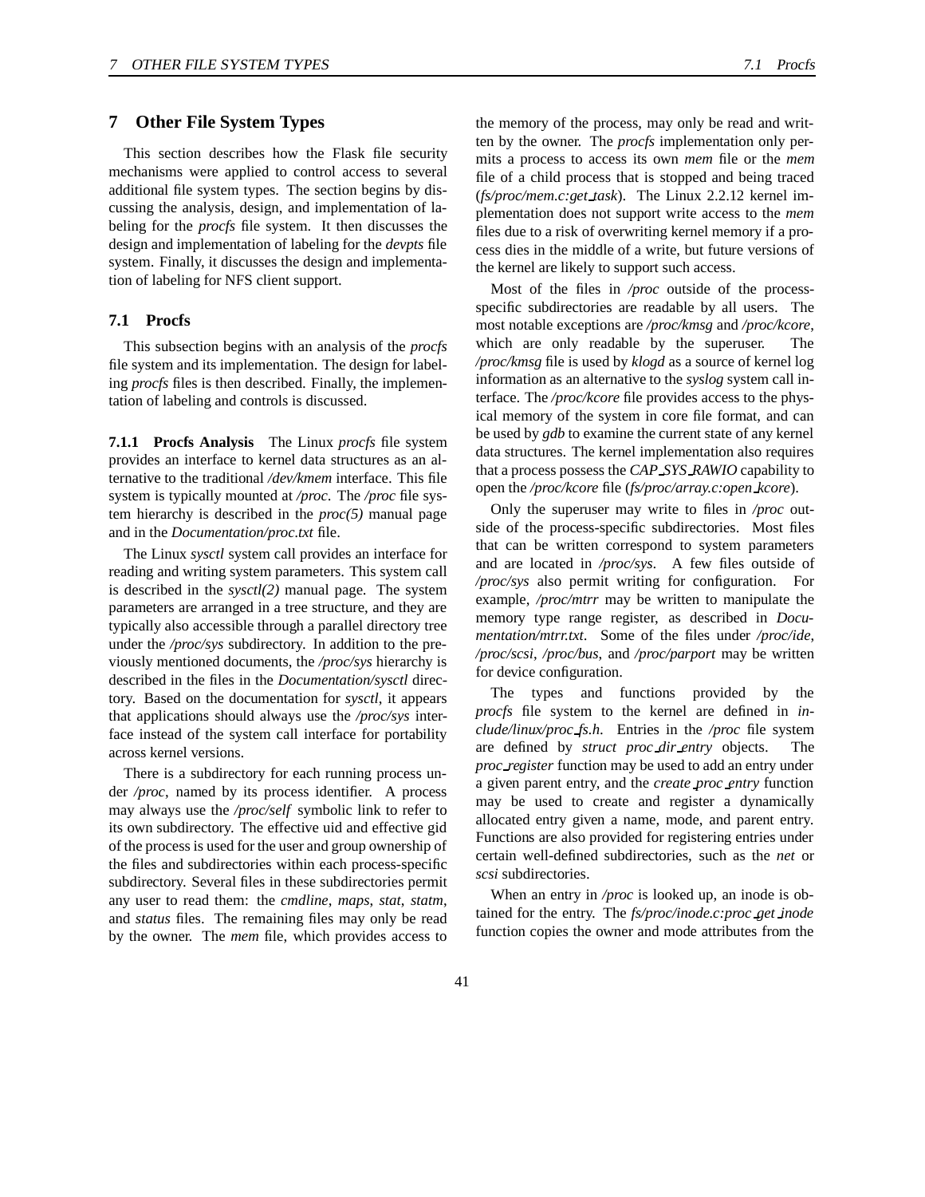# 7 Other File System Types

This section describes how the Flask file security mechanisms were applied to control access to several additional file system types. The section begins by discussing the analysis, design, and implementation of labeling for the *procfs* file system. It then discusses the design and implementation of labeling for the *devpts* file system. Finally, it discusses the design and implementation of labeling for NFS client support.

## 7.1 Procfs

This subsection begins with an analysis of the *procfs* file system and its implementation. The design for labeling *procfs* files is then described. Finally, the implementation of labeling and controls is discussed.

**7.1.1 Procfs Analysis** The Linux *procfs* file system provides an interface to kernel data structures as an alternative to the traditional */dev/kmem* interface. This file system is typically mounted at */proc*. The */proc* file system hierarchy is described in the *proc(5)* manual page and in the *Documentation/proc.txt* file.

The Linux *sysctl* system call provides an interface for reading and writing system parameters. This system call is described in the *sysctl(2)* manual page. The system parameters are arranged in a tree structure, and they are typically also accessible through a parallel directory tree under the */proc/sys* subdirectory. In addition to the previously mentioned documents, the */proc/sys* hierarchy is described in the files in the *Documentation/sysctl* directory. Based on the documentation for *sysctl*, it appears that applications should always use the */proc/sys* interface instead of the system call interface for portability across kernel versions.

There is a subdirectory for each running process under */proc*, named by its process identifier. A process may always use the */proc/self* symbolic link to refer to its own subdirectory. The effective uid and effective gid of the process is used for the user and group ownership of the files and subdirectories within each process-specific subdirectory. Several files in these subdirectories permit any user to read them: the *cmdline*, *maps*, *stat*, *statm*, and *status* files. The remaining files may only be read by the owner. The *mem* file, which provides access to the memory of the process, may only be read and written by the owner. The *procfs* implementation only permits a process to access its own *mem* file or the *mem* file of a child process that is stopped and being traced (*fs/proc/mem.c:get_task*). The Linux 2.2.12 kernel implementation does not support write access to the *mem* files due to a risk of overwriting kernel memory if a process dies in the middle of a write, but future versions of the kernel are likely to support such access.

Most of the files in */proc* outside of the process-specific subdirectories are readable by all users. The most notable exceptions are */proc/kmsg* and */proc/kcore*, which are only readable by the superuser. The */proc/kmsg* file is used by *klogd* as a source of kernel log information as an alternative to the *syslog* system call interface. The */proc/kcore* file provides access to the physical memory of the system in core file format, and can be used by *gdb* to examine the current state of any kernel data structures. The kernel implementation also requires that a process possess the *CAP_SYS_RAWIO* capability to open the */proc/kcore* file (*fs/proc/array.c:open_kcore*).

Only the superuser may write to files in */proc* outside of the process-specific subdirectories. Most files that can be written correspond to system parameters and are located in */proc/sys*. A few files outside of */proc/sys* also permit writing for configuration. For example, */proc/mtrr* may be written to manipulate the memory type range register, as described in *Documentation/mtrr.txt*. Some of the files under */proc/ide*, */proc/scsi*, */proc/bus*, and */proc/parport* may be written for device configuration.

The types and functions provided by the *procfs* file system to the kernel are defined in *include/linux/proc_fs.h*. Entries in the */proc* file system are defined by *struct proc_dir_entry* objects. The *proc_register* function may be used to add an entry under a given parent entry, and the *create_proc_entry* function may be used to create and register a dynamically allocated entry given a name, mode, and parent entry. Functions are also provided for registering entries under certain well-defined subdirectories, such as the *net* or *scsi* subdirectories.

When an entry in */proc* is looked up, an inode is obtained for the entry. The *fs/proc/inode.c:proc_get_inode* function copies the owner and mode attributes from the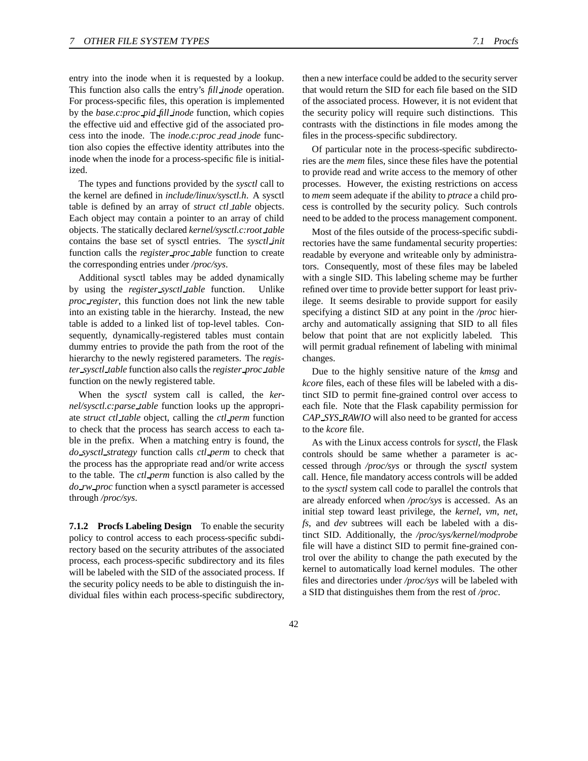entry into the inode when it is requested by a lookup. This function also calls the entry's *fill_inode* operation. For process-specific files, this operation is implemented by the *base.c:proc_pid_fill_inode* function, which copies the effective uid and effective gid of the associated process into the inode. The *inode.c:proc_read_inode* function also copies the effective identity attributes into the inode when the inode for a process-specific file is initialized.

The types and functions provided by the *sysctl* call to the kernel are defined in *include/linux/sysctl.h*. A sysctl table is defined by an array of *struct ctl_table* objects. Each object may contain a pointer to an array of child objects. The statically declared *kernel/sysctl.c:root_table* contains the base set of sysctl entries. The *sysctl_init* function calls the *register_proc_table* function to create the corresponding entries under */proc/sys*.

Additional sysctl tables may be added dynamically by using the *register_sysctl_table* function. Unlike *proc_register*, this function does not link the new table into an existing table in the hierarchy. Instead, the new table is added to a linked list of top-level tables. Consequently, dynamically-registered tables must contain dummy entries to provide the path from the root of the hierarchy to the newly registered parameters. The *register_sysctl_table* function also calls the *register_proc_table* function on the newly registered table.

When the *sysctl* system call is called, the *kernel/sysctl.c:parse_table* function looks up the appropriate *struct ctl_table* object, calling the *ctl_perm* function to check that the process has search access to each table in the prefix. When a matching entry is found, the *do_sysctl_strategy* function calls *ctl_perm* to check that the process has the appropriate read and/or write access to the table. The *ctl_perm* function is also called by the *do_rw_proc* function when a sysctl parameter is accessed through */proc/sys*.

**7.1.2 Procfs Labeling Design** To enable the security policy to control access to each process-specific subdirectory based on the security attributes of the associated process, each process-specific subdirectory and its files will be labeled with the SID of the associated process. If the security policy needs to be able to distinguish the individual files within each process-specific subdirectory, then a new interface could be added to the security server that would return the SID for each file based on the SID of the associated process. However, it is not evident that the security policy will require such distinctions. This contrasts with the distinctions in file modes among the files in the process-specific subdirectory.

Of particular note in the process-specific subdirectories are the *mem* files, since these files have the potential to provide read and write access to the memory of other processes. However, the existing restrictions on access to *mem* seem adequate if the ability to *ptrace* a child process is controlled by the security policy. Such controls need to be added to the process management component.

Most of the files outside of the process-specific subdirectories have the same fundamental security properties: readable by everyone and writeable only by administrators. Consequently, most of these files may be labeled with a single SID. This labeling scheme may be further refined over time to provide better support for least privilege. It seems desirable to provide support for easily specifying a distinct SID at any point in the */proc* hierarchy and automatically assigning that SID to all files below that point that are not explicitly labeled. This will permit gradual refinement of labeling with minimal changes.

Due to the highly sensitive nature of the *kmsg* and *kcore* files, each of these files will be labeled with a distinct SID to permit fine-grained control over access to each file. Note that the Flask capability permission for *CAP_SYS_RAWIO* will also need to be granted for access to the *kcore* file.

As with the Linux access controls for *sysctl*, the Flask controls should be same whether a parameter is accessed through */proc/sys* or through the *sysctl* system call. Hence, file mandatory access controls will be added to the *sysctl* system call code to parallel the controls that are already enforced when */proc/sys* is accessed. As an initial step toward least privilege, the *kernel*, *vm*, *net*, *fs*, and *dev* subtrees will each be labeled with a distinct SID. Additionally, the */proc/sys/kernel/modprobe* file will have a distinct SID to permit fine-grained control over the ability to change the path executed by the kernel to automatically load kernel modules. The other files and directories under */proc/sys* will be labeled with a SID that distinguishes them from the rest of */proc*.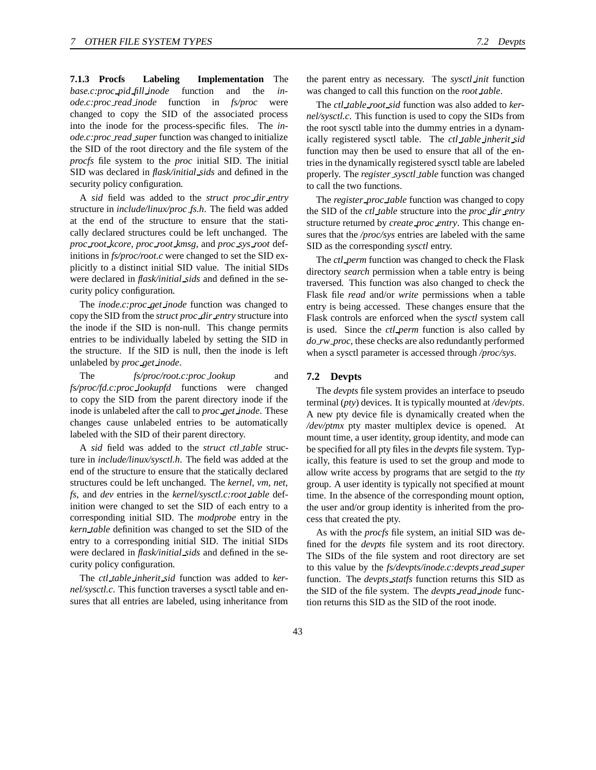#### 7.1.3 Procfs Labeling Implementation

The *base.c:proc_pid_fill_inode* function and the *inode.c:proc_read_inode* function in *fs/proc* were changed to copy the SID of the associated process into the inode for the process-specific files. The *inode.c:proc_read_super* function was changed to initialize the SID of the root directory and the file system of the *procfs* file system to the *proc* initial SID. The initial SID was declared in *flask/initial_sids* and defined in the security policy configuration.

A *sid* field was added to the *struct proc_dir_entry* structure in *include/linux/proc_fs.h*. The field was added at the end of the structure to ensure that the statically declared structures could be left unchanged. The *proc_root_kcore*, *proc_root_kmsg*, and *proc_sys_root* definitions in *fs/proc/root.c* were changed to set the SID explicitly to a distinct initial SID value. The initial SIDs were declared in *flask/initial_sids* and defined in the security policy configuration.

The *inode.c:proc_get_inode* function was changed to copy the SID from the *struct proc_dir_entry* structure into the inode if the SID is non-null. This change permits entries to be individually labeled by setting the SID in the structure. If the SID is null, then the inode is left unlabeled by *proc_get_inode*.

The *fs/proc/root.c:proc_lookup* and *fs/proc/fd.c:proc_lookupfd* functions were changed to copy the SID from the parent directory inode if the inode is unlabeled after the call to *proc_get_inode*. These changes cause unlabeled entries to be automatically labeled with the SID of their parent directory.

A *sid* field was added to the *struct ctl_table* structure in *include/linux/sysctl.h*. The field was added at the end of the structure to ensure that the statically declared structures could be left unchanged. The *kernel*, *vm*, *net*, *fs*, and *dev* entries in the *kernel/sysctl.c:root_table* definition were changed to set the SID of each entry to a corresponding initial SID. The *modprobe* entry in the *kern_table* definition was changed to set the SID of the entry to a corresponding initial SID. The initial SIDs were declared in *flask/initial_sids* and defined in the security policy configuration.

The *ctl_table_inherit_sid* function was added to *kernel/sysctl.c*. This function traverses a sysctl table and ensures that all entries are labeled, using inheritance from the parent entry as necessary. The *sysctl_init* function was changed to call this function on the *root_table*.

The *ctl_table_root_sid* function was also added to *kernel/sysctl.c*. This function is used to copy the SIDs from the root sysctl table into the dummy entries in a dynamically registered sysctl table. The *ctl_table_inherit_sid* function may then be used to ensure that all of the entries in the dynamically registered sysctl table are labeled properly. The *register_sysctl_table* function was changed to call the two functions.

The *register_proc_table* function was changed to copy the SID of the *ctl_table* structure into the *proc_dir_entry* structure returned by *create_proc_entry*. This change ensures that the */proc/sys* entries are labeled with the same SID as the corresponding *sysctl* entry.

The *ctl_perm* function was changed to check the Flask directory *search* permission when a table entry is being traversed. This function was also changed to check the Flask file *read* and/or *write* permissions when a table entry is being accessed. These changes ensure that the Flask controls are enforced when the *sysctl* system call is used. Since the *ctl_perm* function is also called by *do_rw_proc*, these checks are also redundantly performed when a sysctl parameter is accessed through */proc/sys*.

### 7.2 Devpts

The *devpts* file system provides an interface to pseudo terminal (*pty*) devices. It is typically mounted at */dev/pts*. A new pty device file is dynamically created when the */dev/ptmx* pty master multiplex device is opened. At mount time, a user identity, group identity, and mode can be specified for all pty files in the *devpts* file system. Typically, this feature is used to set the group and mode to allow write access by programs that are setgid to the *tty* group. A user identity is typically not specified at mount time. In the absence of the corresponding mount option, the user and/or group identity is inherited from the process that created the pty.

As with the *procfs* file system, an initial SID was defined for the *devpts* file system and its root directory. The SIDs of the file system and root directory are set to this value by the *fs/devpts/inode.c:devpts_read_super* function. The *devpts_statfs* function returns this SID as the SID of the file system. The *devpts_read_inode* function returns this SID as the SID of the root inode.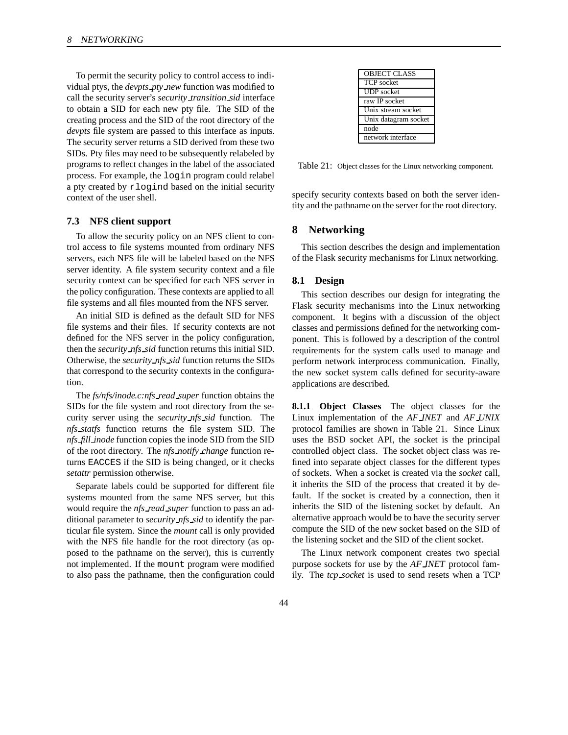To permit the security policy to control access to individual ptys, the *devpts_pty_new* function was modified to call the security server's *security_transition_sid* interface to obtain a SID for each new pty file. The SID of the creating process and the SID of the root directory of the *devpts* file system are passed to this interface as inputs. The security server returns a SID derived from these two SIDs. Pty files may need to be subsequently relabeled by programs to reflect changes in the label of the associated process. For example, the `login` program could relabel a pty created by `rlogind` based on the initial security context of the user shell.

### 7.3 NFS client support

To allow the security policy on an NFS client to control access to file systems mounted from ordinary NFS servers, each NFS file will be labeled based on the NFS server identity. A file system security context and a file security context can be specified for each NFS server in the policy configuration. These contexts are applied to all file systems and all files mounted from the NFS server.

An initial SID is defined as the default SID for NFS file systems and their files. If security contexts are not defined for the NFS server in the policy configuration, then the *security_nfs_sid* function returns this initial SID. Otherwise, the *security_nfs_sid* function returns the SIDs that correspond to the security contexts in the configuration.

The *fs/nfs/inode.c:nfs_read_super* function obtains the SIDs for the file system and root directory from the security server using the *security_nfs_sid* function. The *nfs_statfs* function returns the file system SID. The *nfs_fill_inode* function copies the inode SID from the SID of the root directory. The *nfs_notify_change* function returns `EACCES` if the SID is being changed, or it checks *setattr* permission otherwise.

Separate labels could be supported for different file systems mounted from the same NFS server, but this would require the *nfs_read_super* function to pass an additional parameter to *security_nfs_sid* to identify the particular file system. Since the *mount* call is only provided with the NFS file handle for the root directory (as opposed to the pathname on the server), this is currently not implemented. If the `mount` program were modified to also pass the pathname, then the configuration could specify security contexts based on both the server identity and the pathname on the server for the root directory.

| OBJECT CLASS |
|---|
| TCP socket |
| UDP socket |
| raw IP socket |
| Unix stream socket |
| Unix datagram socket |
| node |
| network interface |

Table 21: Object classes for the Linux networking component.

## 8 Networking

This section describes the design and implementation of the Flask security mechanisms for Linux networking.

### 8.1 Design

This section describes our design for integrating the Flask security mechanisms into the Linux networking component. It begins with a discussion of the object classes and permissions defined for the networking component. This is followed by a description of the control requirements for the system calls used to manage and perform network interprocess communication. Finally, the new socket system calls defined for security-aware applications are described.

**8.1.1 Object Classes** The object classes for the Linux implementation of the *AF_INET* and *AF_UNIX* protocol families are shown in Table 21. Since Linux uses the BSD socket API, the socket is the principal controlled object class. The socket object class was refined into separate object classes for the different types of sockets. When a socket is created via the *socket* call, it inherits the SID of the process that created it by default. If the socket is created by a connection, then it inherits the SID of the listening socket by default. An alternative approach would be to have the security server compute the SID of the new socket based on the SID of the listening socket and the SID of the client socket.

The Linux network component creates two special purpose sockets for use by the *AF_INET* protocol family. The *tcp_socket* is used to send resets when a TCP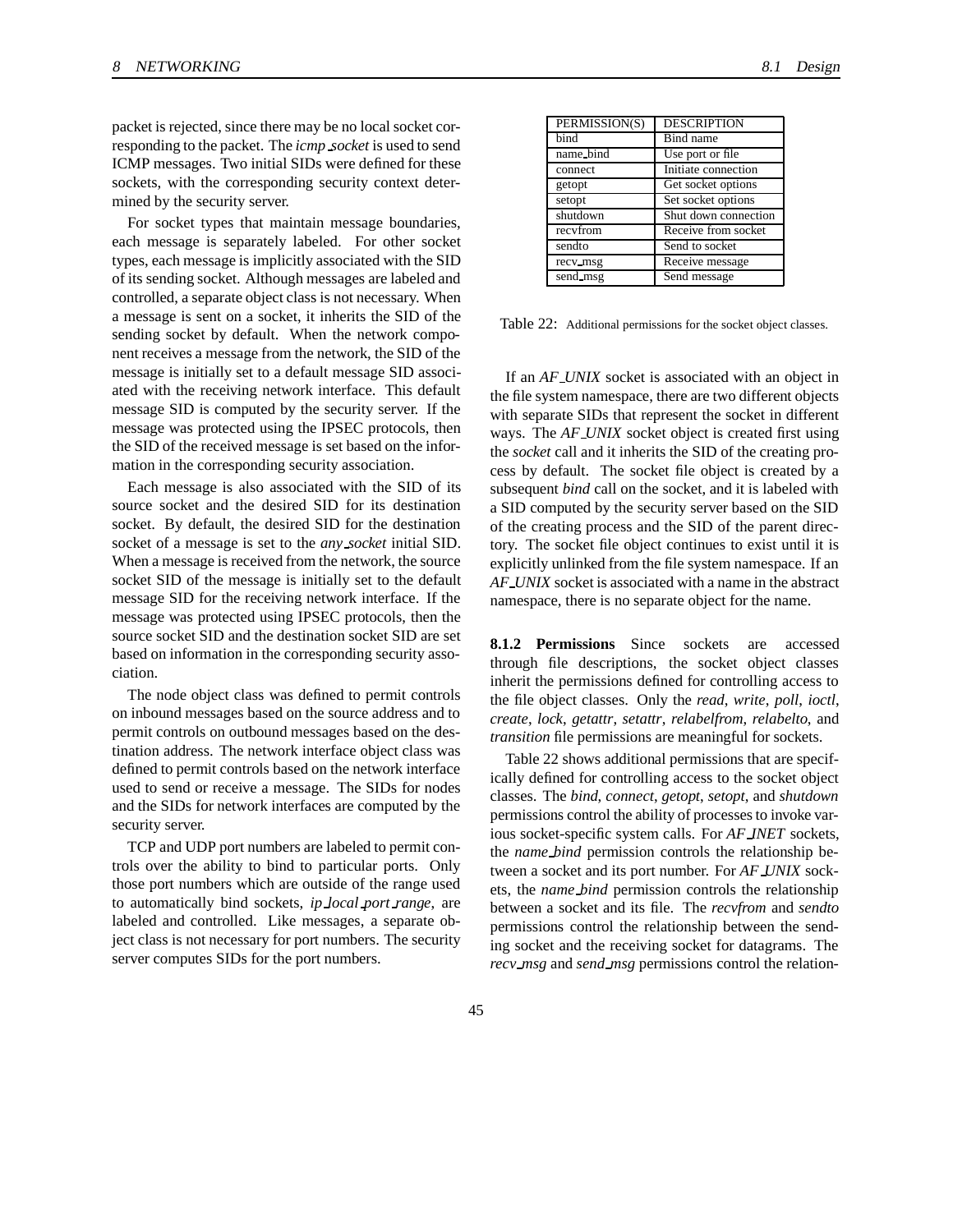packet is rejected, since there may be no local socket corresponding to the packet. The *icmp_socket* is used to send ICMP messages. Two initial SIDs were defined for these sockets, with the corresponding security context determined by the security server.

For socket types that maintain message boundaries, each message is separately labeled. For other socket types, each message is implicitly associated with the SID of its sending socket. Although messages are labeled and controlled, a separate object class is not necessary. When a message is sent on a socket, it inherits the SID of the sending socket by default. When the network component receives a message from the network, the SID of the message is initially set to a default message SID associated with the receiving network interface. This default message SID is computed by the security server. If the message was protected using the IPSEC protocols, then the SID of the received message is set based on the information in the corresponding security association.

Each message is also associated with the SID of its source socket and the desired SID for its destination socket. By default, the desired SID for the destination socket of a message is set to the *any_socket* initial SID. When a message is received from the network, the source socket SID of the message is initially set to the default message SID for the receiving network interface. If the message was protected using IPSEC protocols, then the source socket SID and the destination socket SID are set based on information in the corresponding security association.

The node object class was defined to permit controls on inbound messages based on the source address and to permit controls on outbound messages based on the destination address. The network interface object class was defined to permit controls based on the network interface used to send or receive a message. The SIDs for nodes and the SIDs for network interfaces are computed by the security server.

TCP and UDP port numbers are labeled to permit controls over the ability to bind to particular ports. Only those port numbers which are outside of the range used to automatically bind sockets, *ip_local_port_range*, are labeled and controlled. Like messages, a separate object class is not necessary for port numbers. The security server computes SIDs for the port numbers.

| PERMISSION(S) | DESCRIPTION |
|---|---|
| bind | Bind name |
| name_bind | Use port or file |
| connect | Initiate connection |
| getopt | Get socket options |
| setopt | Set socket options |
| shutdown | Shut down connection |
| recvfrom | Receive from socket |
| sendto | Send to socket |
| recv_msg | Receive message |
| send_msg | Send message |

Table 22: Additional permissions for the socket object classes.

If an *AF_UNIX* socket is associated with an object in the file system namespace, there are two different objects with separate SIDs that represent the socket in different ways. The *AF_UNIX* socket object is created first using the *socket* call and it inherits the SID of the creating process by default. The socket file object is created by a subsequent *bind* call on the socket, and it is labeled with a SID computed by the security server based on the SID of the creating process and the SID of the parent directory. The socket file object continues to exist until it is explicitly unlinked from the file system namespace. If an *AF_UNIX* socket is associated with a name in the abstract namespace, there is no separate object for the name.

**8.1.2 Permissions** Since sockets are accessed through file descriptions, the socket object classes inherit the permissions defined for controlling access to the file object classes. Only the *read*, *write*, *poll*, *ioctl*, *create*, *lock*, *getattr*, *setattr*, *relabelfrom*, *relabelto*, and *transition* file permissions are meaningful for sockets.

Table 22 shows additional permissions that are specifically defined for controlling access to the socket object classes. The *bind*, *connect*, *getopt*, *setopt*, and *shutdown* permissions control the ability of processes to invoke various socket-specific system calls. For *AF_INET* sockets, the *name_bind* permission controls the relationship between a socket and its port number. For *AF_UNIX* sockets, the *name_bind* permission controls the relationship between a socket and its file. The *recvfrom* and *sendto* permissions control the relationship between the sending socket and the receiving socket for datagrams. The *recv_msg* and *send_msg* permissions control the relation-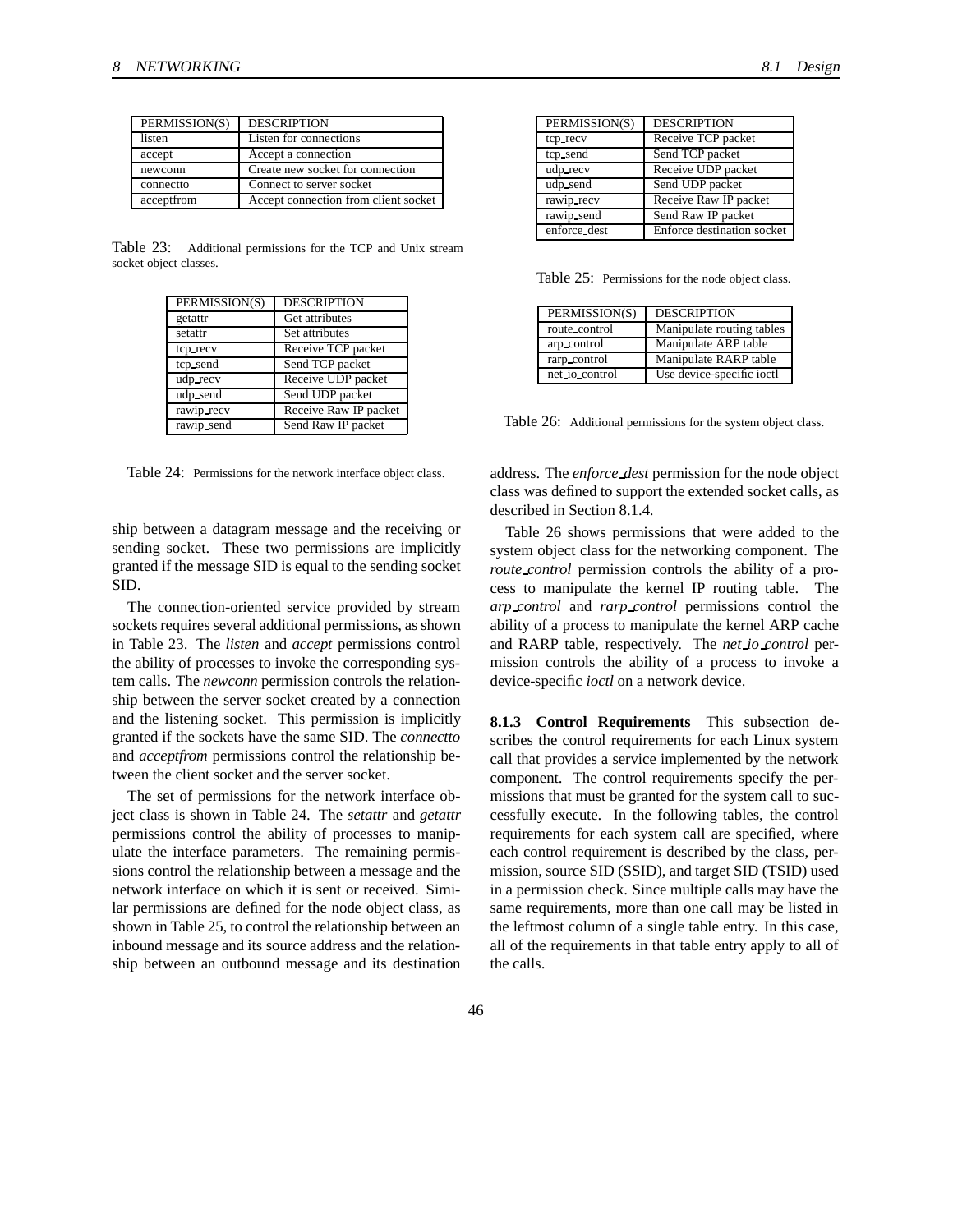| PERMISSION(S) | DESCRIPTION |
|---|---|
| listen | Listen for connections |
| accept | Accept a connection |
| newconn | Create new socket for connection |
| connectto | Connect to server socket |
| acceptfrom | Accept connection from client socket |

Table 23: Additional permissions for the TCP and Unix stream socket object classes.

| PERMISSION(S) | DESCRIPTION |
|---|---|
| getattr | Get attributes |
| setattr | Set attributes |
| tcp_recv | Receive TCP packet |
| tcp_send | Send TCP packet |
| udp_recv | Receive UDP packet |
| udp_send | Send UDP packet |
| rawip_recv | Receive Raw IP packet |
| rawip_send | Send Raw IP packet |

Table 24: Permissions for the network interface object class.

ship between a datagram message and the receiving or sending socket. These two permissions are implicitly granted if the message SID is equal to the sending socket SID.

The connection-oriented service provided by stream sockets requires several additional permissions, as shown in Table 23. The *listen* and *accept* permissions control the ability of processes to invoke the corresponding system calls. The *newconn* permission controls the relationship between the server socket created by a connection and the listening socket. This permission is implicitly granted if the sockets have the same SID. The *connectto* and *acceptfrom* permissions control the relationship between the client socket and the server socket.

The set of permissions for the network interface object class is shown in Table 24. The *setattr* and *getattr* permissions control the ability of processes to manipulate the interface parameters. The remaining permissions control the relationship between a message and the network interface on which it is sent or received. Similar permissions are defined for the node object class, as shown in Table 25, to control the relationship between an inbound message and its source address and the relationship between an outbound message and its destination address. The *enforce_dest* permission for the node object class was defined to support the extended socket calls, as described in Section 8.1.4.

| PERMISSION(S) | DESCRIPTION |
|---|---|
| tcp_recv | Receive TCP packet |
| tcp_send | Send TCP packet |
| udp_recv | Receive UDP packet |
| udp_send | Send UDP packet |
| rawip_recv | Receive Raw IP packet |
| rawip_send | Send Raw IP packet |
| enforce_dest | Enforce destination socket |

Table 25: Permissions for the node object class.

| PERMISSION(S) | DESCRIPTION |
|---|---|
| route_control | Manipulate routing tables |
| arp_control | Manipulate ARP table |
| rarp_control | Manipulate RARP table |
| net_io_control | Use device-specific ioctl |

Table 26: Additional permissions for the system object class.

Table 26 shows permissions that were added to the system object class for the networking component. The *route_control* permission controls the ability of a process to manipulate the kernel IP routing table. The *arp_control* and *rarp_control* permissions control the ability of a process to manipulate the kernel ARP cache and RARP table, respectively. The *net_io_control* permission controls the ability of a process to invoke a device-specific *ioctl* on a network device.

**8.1.3 Control Requirements** This subsection describes the control requirements for each Linux system call that provides a service implemented by the network component. The control requirements specify the permissions that must be granted for the system call to successfully execute. In the following tables, the control requirements for each system call are specified, where each control requirement is described by the class, permission, source SID (SSID), and target SID (TSID) used in a permission check. Since multiple calls may have the same requirements, more than one call may be listed in the leftmost column of a single table entry. In this case, all of the requirements in that table entry apply to all of the calls.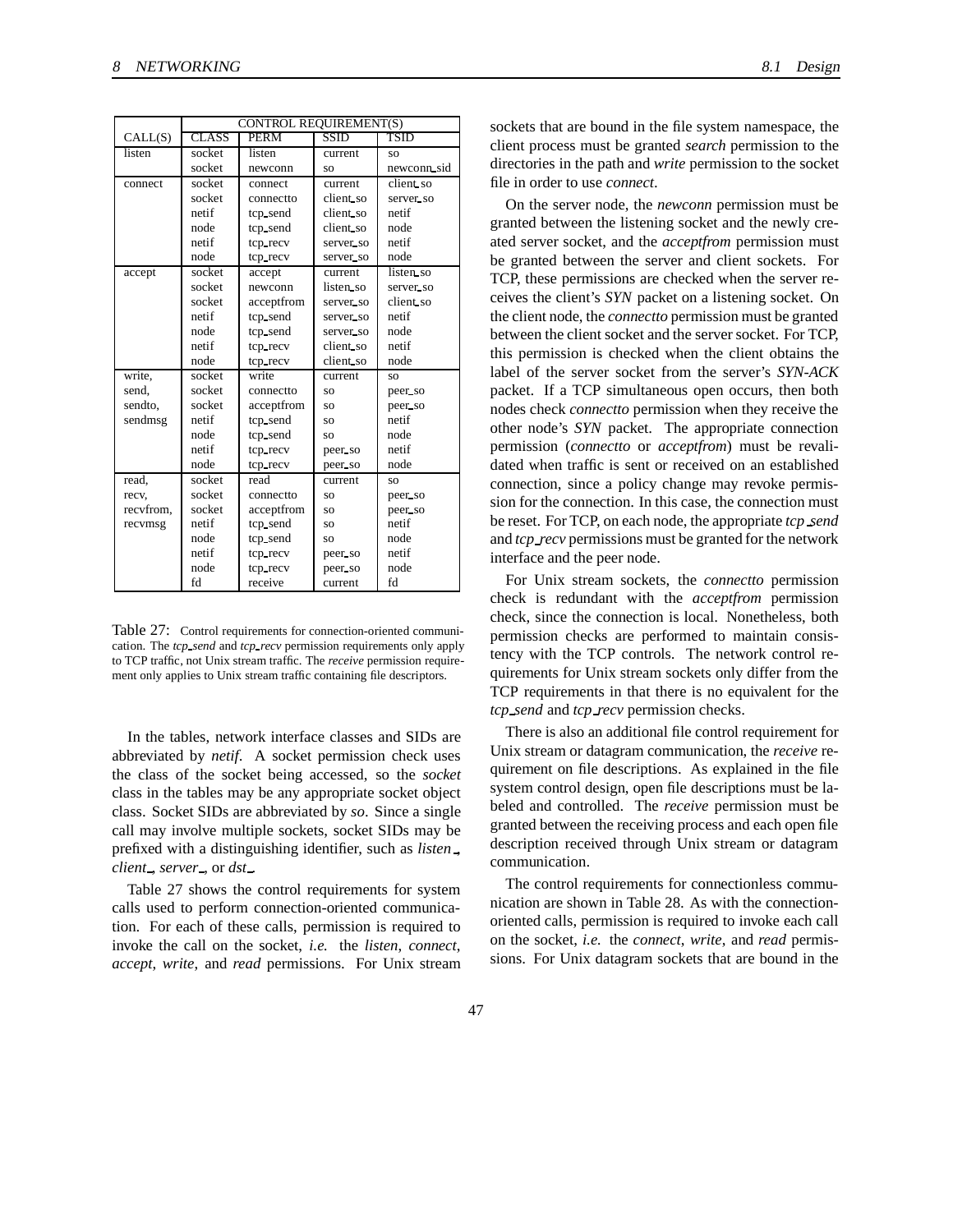| CALL(S) | CONTROL REQUIREMENT(S) | | | |
|---|---|---|---|---|
| | CLASS | PERM | SSID | TSID |
| listen | socket | listen | current | so |
| | socket | newconn | so | newconn_sid |
| connect | socket | connect | current | client_so |
| | socket | connectto | client_so | server_so |
| | netif | tcp_send | client_so | netif |
| | node | tcp_send | client_so | node |
| | netif | tcp_recv | server_so | netif |
| | node | tcp_recv | server_so | node |
| accept | socket | accept | current | listen_so |
| | socket | newconn | listen_so | server_so |
| | socket | acceptfrom | server_so | client_so |
| | netif | tcp_send | server_so | netif |
| | node | tcp_send | server_so | node |
| | netif | tcp_recv | client_so | netif |
| | node | tcp_recv | client_so | node |
| write, send, sendto, sendmsg | socket | write | current | so |
| | socket | connectto | so | peer_so |
| | socket | acceptfrom | so | peer_so |
| | netif | tcp_send | so | netif |
| | node | tcp_send | so | node |
| | netif | tcp_recv | peer_so | netif |
| | node | tcp_recv | peer_so | node |
| read, recv, recvfrom, recvmsg | socket | read | current | so |
| | socket | connectto | so | peer_so |
| | socket | acceptfrom | so | peer_so |
| | netif | tcp_send | so | netif |
| | node | tcp_send | so | node |
| | netif | tcp_recv | peer_so | netif |
| | node | tcp_recv | peer_so | node |
| | fd | receive | current | fd |

Table 27: Control requirements for connection-oriented communication. The *tcp_send* and *tcp_recv* permission requirements only apply to TCP traffic, not Unix stream traffic. The *receive* permission requirement only applies to Unix stream traffic containing file descriptors.

In the tables, network interface classes and SIDs are abbreviated by *netif*. A socket permission check uses the class of the socket being accessed, so the *socket* class in the tables may be any appropriate socket object class. Socket SIDs are abbreviated by *so*. Since a single call may involve multiple sockets, socket SIDs may be prefixed with a distinguishing identifier, such as *listen_*, *client_*, *server_*, or *dst_*.

Table 27 shows the control requirements for system calls used to perform connection-oriented communication. For each of these calls, permission is required to invoke the call on the socket, *i.e.* the *listen*, *connect*, *accept*, *write*, and *read* permissions. For Unix stream sockets that are bound in the file system namespace, the client process must be granted *search* permission to the directories in the path and *write* permission to the socket file in order to use *connect*.

On the server node, the *newconn* permission must be granted between the listening socket and the newly created server socket, and the *acceptfrom* permission must be granted between the server and client sockets. For TCP, these permissions are checked when the server receives the client's *SYN* packet on a listening socket. On the client node, the *connectto* permission must be granted between the client socket and the server socket. For TCP, this permission is checked when the client obtains the label of the server socket from the server's *SYN-ACK* packet. If a TCP simultaneous open occurs, then both nodes check *connectto* permission when they receive the other node's *SYN* packet. The appropriate connection permission (*connectto* or *acceptfrom*) must be revalidated when traffic is sent or received on an established connection, since a policy change may revoke permission for the connection. In this case, the connection must be reset. For TCP, on each node, the appropriate *tcp_send* and *tcp_recv* permissions must be granted for the network interface and the peer node.

For Unix stream sockets, the *connectto* permission check is redundant with the *acceptfrom* permission check, since the connection is local. Nonetheless, both permission checks are performed to maintain consistency with the TCP controls. The network control requirements for Unix stream sockets only differ from the TCP requirements in that there is no equivalent for the *tcp_send* and *tcp_recv* permission checks.

There is also an additional file control requirement for Unix stream or datagram communication, the *receive* requirement on file descriptions. As explained in the file system control design, open file descriptions must be labeled and controlled. The *receive* permission must be granted between the receiving process and each open file description received through Unix stream or datagram communication.

The control requirements for connectionless communication are shown in Table 28. As with the connection-oriented calls, permission is required to invoke each call on the socket, *i.e.* the *connect*, *write*, and *read* permissions. For Unix datagram sockets that are bound in the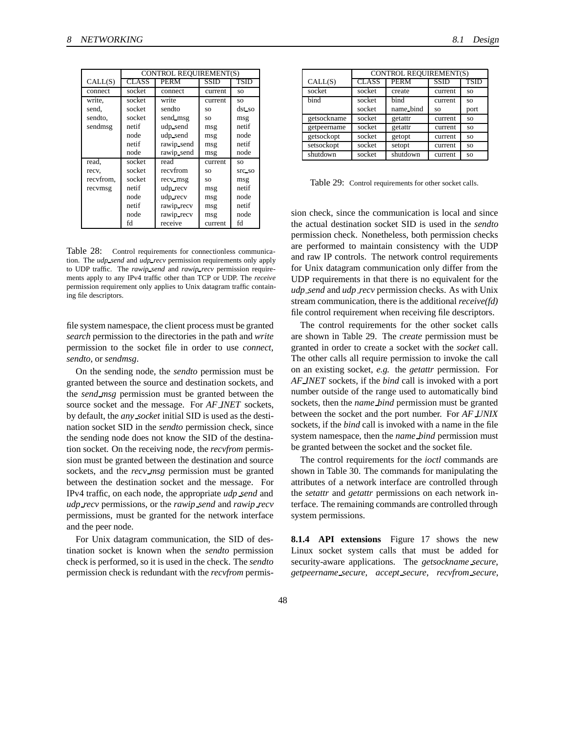| | CONTROL REQUIREMENT(S) | | | |
|---|---|---|---|---|
| CALL(S) | CLASS | PERM | SSID | TSID |
| connect | socket | connect | current | so |
| write, | socket | write | current | so |
| send, | socket | sendto | so | dst_so |
| sendto, | socket | send_msg | so | msg |
| sendmsg | netif | udp_send | msg | netif |
| | node | udp_send | msg | node |
| | netif | rawip_send | msg | netif |
| | node | rawip_send | msg | node |
| read, | socket | read | current | so |
| recv, | socket | recvfrom | so | src_so |
| recvfrom, | socket | recv_msg | so | msg |
| recvmsg | netif | udp_recv | msg | netif |
| | node | udp_recv | msg | node |
| | netif | rawip_recv | msg | netif |
| | node | rawip_recv | msg | node |
| | fd | receive | current | fd |

Table 28: Control requirements for connectionless communication. The *udp_send* and *udp_recv* permission requirements only apply to UDP traffic. The *rawip_send* and *rawip_recv* permission requirements apply to any IPv4 traffic other than TCP or UDP. The *receive* permission requirement only applies to Unix datagram traffic containing file descriptors.

file system namespace, the client process must be granted *search* permission to the directories in the path and *write* permission to the socket file in order to use *connect*, *sendto*, or *sendmsg*.

On the sending node, the *sendto* permission must be granted between the source and destination sockets, and the *send_msg* permission must be granted between the source socket and the message. For *AF_INET* sockets, by default, the *any_socket* initial SID is used as the destination socket SID in the *sendto* permission check, since the sending node does not know the SID of the destination socket. On the receiving node, the *recvfrom* permission must be granted between the destination and source sockets, and the *recv_msg* permission must be granted between the destination socket and the message. For IPv4 traffic, on each node, the appropriate *udp_send* and *udp_recv* permissions, or the *rawip_send* and *rawip_recv* permissions, must be granted for the network interface and the peer node.

For Unix datagram communication, the SID of destination socket is known when the *sendto* permission check is performed, so it is used in the check. The *sendto* permission check is redundant with the *recvfrom* permission check, since the communication is local and since the actual destination socket SID is used in the *sendto* permission check. Nonetheless, both permission checks are performed to maintain consistency with the UDP and raw IP controls. The network control requirements for Unix datagram communication only differ from the UDP requirements in that there is no equivalent for the *udp_send* and *udp_recv* permission checks. As with Unix stream communication, there is the additional *receive(fd)* file control requirement when receiving file descriptors.

| | CONTROL REQUIREMENT(S) | | | |
|---|---|---|---|---|
| CALL(S) | CLASS | PERM | SSID | TSID |
| socket | socket | create | current | so |
| bind | socket | bind | current | so |
| | socket | name_bind | so | port |
| getsockname | socket | getattr | current | so |
| getpeername | socket | getattr | current | so |
| getsockopt | socket | getopt | current | so |
| setsockopt | socket | setopt | current | so |
| shutdown | socket | shutdown | current | so |

Table 29: Control requirements for other socket calls.

The control requirements for the other socket calls are shown in Table 29. The *create* permission must be granted in order to create a socket with the *socket* call. The other calls all require permission to invoke the call on an existing socket, *e.g.* the *getattr* permission. For *AF_INET* sockets, if the *bind* call is invoked with a port number outside of the range used to automatically bind sockets, then the *name_bind* permission must be granted between the socket and the port number. For *AF_UNIX* sockets, if the *bind* call is invoked with a name in the file system namespace, then the *name_bind* permission must be granted between the socket and the socket file.

The control requirements for the *ioctl* commands are shown in Table 30. The commands for manipulating the attributes of a network interface are controlled through the *setattr* and *getattr* permissions on each network interface. The remaining commands are controlled through system permissions.

**8.1.4 API extensions** Figure 17 shows the new Linux socket system calls that must be added for security-aware applications. The *getsockname_secure*, *getpeername_secure*, *accept_secure*, *recvfrom_secure*,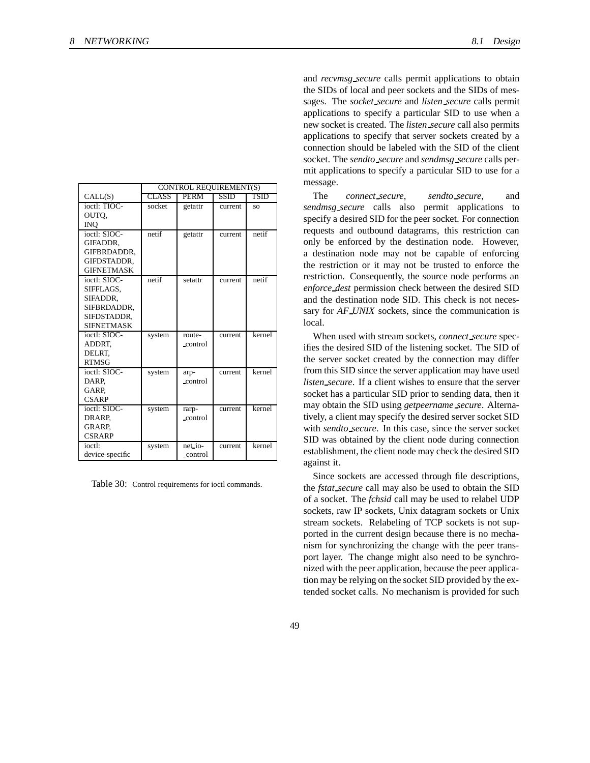| CALL(S) | CONTROL REQUIREMENT(S) | | | |
|---|---|---|---|---|
| | CLASS | PERM | SSID | TSID |
| ioctl: TIOCOUTQ, INQ | socket | getattr | current | so |
| ioctl: SIOCGIFADDR, GIFBRDADDR, GIFDSTADDR, GIFNETMASK | netif | getattr | current | netif |
| ioctl: SIOCSIFFLAGS, SIFADDR, SIFBRDADDR, SIFDSTADDR, SIFNETMASK | netif | setattr | current | netif |
| ioctl: SIOCADDRT, DELRT, RTMSG | system | route_control | current | kernel |
| ioctl: SIOCDARP, GARP, CSARP | system | arp_control | current | kernel |
| ioctl: SIOCDRARP, GRARP, CSRARP | system | rarp_control | current | kernel |
| ioctl: device-specific | system | net_io_control | current | kernel |

Table 30: Control requirements for ioctl commands.

and *recvmsg_secure* calls permit applications to obtain the SIDs of local and peer sockets and the SIDs of messages. The *socket_secure* and *listen_secure* calls permit applications to specify a particular SID to use when a new socket is created. The *listen_secure* call also permits applications to specify that server sockets created by a connection should be labeled with the SID of the client socket. The *sendto_secure* and *sendmsg_secure* calls permit applications to specify a particular SID to use for a message.

The *connect_secure*, *sendto_secure*, and *sendmsg_secure* calls also permit applications to specify a desired SID for the peer socket. For connection requests and outbound datagrams, this restriction can only be enforced by the destination node. However, a destination node may not be capable of enforcing the restriction or it may not be trusted to enforce the restriction. Consequently, the source node performs an *enforce_dest* permission check between the desired SID and the destination node SID. This check is not necessary for *AF_UNIX* sockets, since the communication is local.

When used with stream sockets, *connect_secure* specifies the desired SID of the listening socket. The SID of the server socket created by the connection may differ from this SID since the server application may have used *listen_secure*. If a client wishes to ensure that the server socket has a particular SID prior to sending data, then it may obtain the SID using *getpeername_secure*. Alternatively, a client may specify the desired server socket SID with *sendto_secure*. In this case, since the server socket SID was obtained by the client node during connection establishment, the client node may check the desired SID against it.

Since sockets are accessed through file descriptions, the *fstat_secure* call may also be used to obtain the SID of a socket. The *fchsid* call may be used to relabel UDP sockets, raw IP sockets, Unix datagram sockets or Unix stream sockets. Relabeling of TCP sockets is not supported in the current design because there is no mechanism for synchronizing the change with the peer transport layer. The change might also need to be synchronized with the peer application, because the peer application may be relying on the socket SID provided by the extended socket calls. No mechanism is provided for such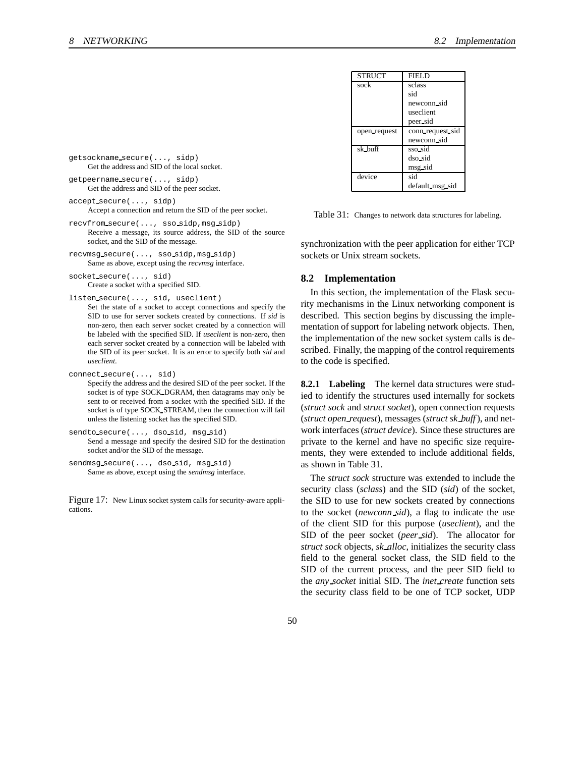```
getsockname_secure(..., sidp)
```
Get the address and SID of the local socket.

```
getpeername_secure(..., sidp)
```
Get the address and SID of the peer socket.

```
accept_secure(..., sidp)
```
Accept a connection and return the SID of the peer socket.

```
recvfrom_secure(..., sso_sidp,msg_sidp)
```
Receive a message, its source address, the SID of the source socket, and the SID of the message.

```
recvmsg_secure(..., sso_sidp,msg_sidp)
```
Same as above, except using the *recvmsg* interface.

```
socket_secure(..., sid)
```
Create a socket with a specified SID.

```
listen_secure(..., sid, useclient)
```
Set the state of a socket to accept connections and specify the SID to use for server sockets created by connections. If *sid* is non-zero, then each server socket created by a connection will be labeled with the specified SID. If *useclient* is non-zero, then each server socket created by a connection will be labeled with the SID of its peer socket. It is an error to specify both *sid* and *useclient*.

```
connect_secure(..., sid)
```
Specify the address and the desired SID of the peer socket. If the socket is of type SOCK_DGRAM, then datagrams may only be sent to or received from a socket with the specified SID. If the socket is of type SOCK_STREAM, then the connection will fail unless the listening socket has the specified SID.

```
sendto_secure(..., dso_sid, msg_sid)
```
Send a message and specify the desired SID for the destination socket and/or the SID of the message.

```
sendmsg_secure(..., dso_sid, msg_sid)
```
Same as above, except using the *sendmsg* interface.

Figure 17: New Linux socket system calls for security-aware applications.

| STRUCT | FIELD |
|---|---|
| sock | sclass<br>sid<br>newconn_sid<br>useclient<br>peer_sid |
| open_request | conn_request_sid<br>newconn_sid |
| sk_buff | sso_sid<br>dso_sid<br>msg_sid |
| device | sid<br>default_msg_sid |

Table 31: Changes to network data structures for labeling.

synchronization with the peer application for either TCP sockets or Unix stream sockets.

## 8.2 Implementation

In this section, the implementation of the Flask security mechanisms in the Linux networking component is described. This section begins by discussing the implementation of support for labeling network objects. Then, the implementation of the new socket system calls is described. Finally, the mapping of the control requirements to the code is specified.

**8.2.1 Labeling** The kernel data structures were studied to identify the structures used internally for sockets (*struct sock* and *struct socket*), open connection requests (*struct open_request*), messages (*struct sk_buff*), and network interfaces (*struct device*). Since these structures are private to the kernel and have no specific size requirements, they were extended to include additional fields, as shown in Table 31.

The *struct sock* structure was extended to include the security class (*sclass*) and the SID (*sid*) of the socket, the SID to use for new sockets created by connections to the socket (*newconn_sid*), a flag to indicate the use of the client SID for this purpose (*useclient*), and the SID of the peer socket (*peer_sid*). The allocator for *struct sock* objects, *sk_alloc*, initializes the security class field to the general socket class, the SID field to the SID of the current process, and the peer SID field to the *any_socket* initial SID. The *inet_create* function sets the security class field to be one of TCP socket, UDP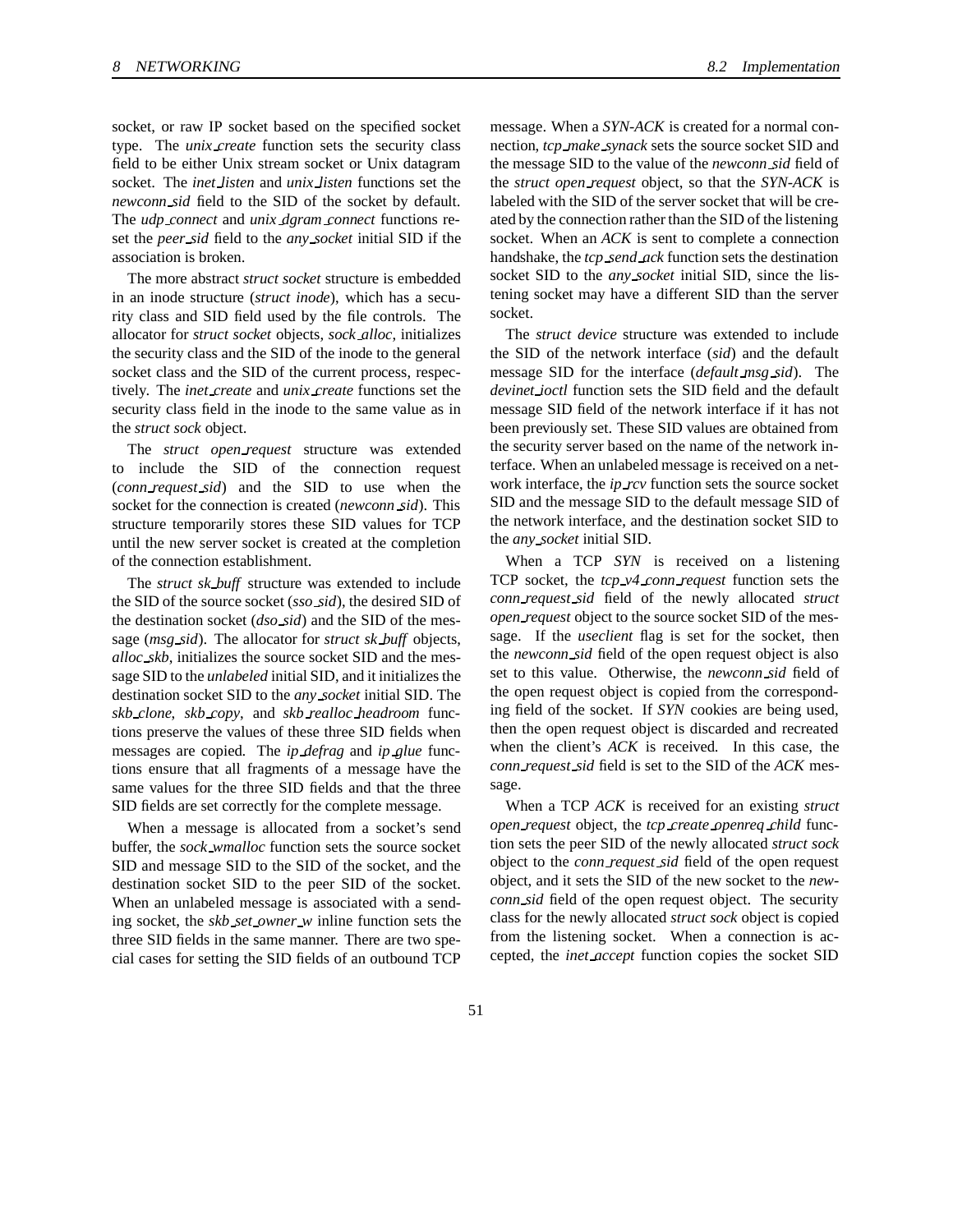socket, or raw IP socket based on the specified socket type. The *unix_create* function sets the security class field to be either Unix stream socket or Unix datagram socket. The *inet_listen* and *unix_listen* functions set the *newconn_sid* field to the SID of the socket by default. The *udp_connect* and *unix_dgram_connect* functions reset the *peer_sid* field to the *any_socket* initial SID if the association is broken.

The more abstract *struct socket* structure is embedded in an inode structure (*struct inode*), which has a security class and SID field used by the file controls. The allocator for *struct socket* objects, *sock_alloc*, initializes the security class and the SID of the inode to the general socket class and the SID of the current process, respectively. The *inet_create* and *unix_create* functions set the security class field in the inode to the same value as in the *struct sock* object.

The *struct open_request* structure was extended to include the SID of the connection request (*conn_request_sid*) and the SID to use when the socket for the connection is created (*newconn_sid*). This structure temporarily stores these SID values for TCP until the new server socket is created at the completion of the connection establishment.

The *struct sk_buff* structure was extended to include the SID of the source socket (*sso_sid*), the desired SID of the destination socket (*dso_sid*) and the SID of the message (*msg_sid*). The allocator for *struct sk_buff* objects, *alloc_skb*, initializes the source socket SID and the message SID to the *unlabeled* initial SID, and it initializes the destination socket SID to the *any_socket* initial SID. The *skb_clone*, *skb_copy*, and *skb_realloc_headroom* functions preserve the values of these three SID fields when messages are copied. The *ip_defrag* and *ip_glue* functions ensure that all fragments of a message have the same values for the three SID fields and that the three SID fields are set correctly for the complete message.

When a message is allocated from a socket's send buffer, the *sock_wmalloc* function sets the source socket SID and message SID to the SID of the socket, and the destination socket SID to the peer SID of the socket. When an unlabeled message is associated with a sending socket, the *skb_set_owner_w* inline function sets the three SID fields in the same manner. There are two special cases for setting the SID fields of an outbound TCP message. When a *SYN-ACK* is created for a normal connection, *tcp_make_synack* sets the source socket SID and the message SID to the value of the *newconn_sid* field of the *struct open_request* object, so that the *SYN-ACK* is labeled with the SID of the server socket that will be created by the connection rather than the SID of the listening socket. When an *ACK* is sent to complete a connection handshake, the *tcp_send_ack* function sets the destination socket SID to the *any_socket* initial SID, since the listening socket may have a different SID than the server socket.

The *struct device* structure was extended to include the SID of the network interface (*sid*) and the default message SID for the interface (*default_msg_sid*). The *devinet_ioctl* function sets the SID field and the default message SID field of the network interface if it has not been previously set. These SID values are obtained from the security server based on the name of the network interface. When an unlabeled message is received on a network interface, the *ip_rcv* function sets the source socket SID and the message SID to the default message SID of the network interface, and the destination socket SID to the *any_socket* initial SID.

When a TCP *SYN* is received on a listening TCP socket, the *tcp_v4_conn_request* function sets the *conn_request_sid* field of the newly allocated *struct open_request* object to the source socket SID of the message. If the *useclient* flag is set for the socket, then the *newconn_sid* field of the open request object is also set to this value. Otherwise, the *newconn_sid* field of the open request object is copied from the corresponding field of the socket. If *SYN* cookies are being used, then the open request object is discarded and recreated when the client's *ACK* is received. In this case, the *conn_request_sid* field is set to the SID of the *ACK* message.

When a TCP *ACK* is received for an existing *struct open_request* object, the *tcp_create_openreq_child* function sets the peer SID of the newly allocated *struct sock* object to the *conn_request_sid* field of the open request object, and it sets the SID of the new socket to the *newconn_sid* field of the open request object. The security class for the newly allocated *struct sock* object is copied from the listening socket. When a connection is accepted, the *inet_accept* function copies the socket SID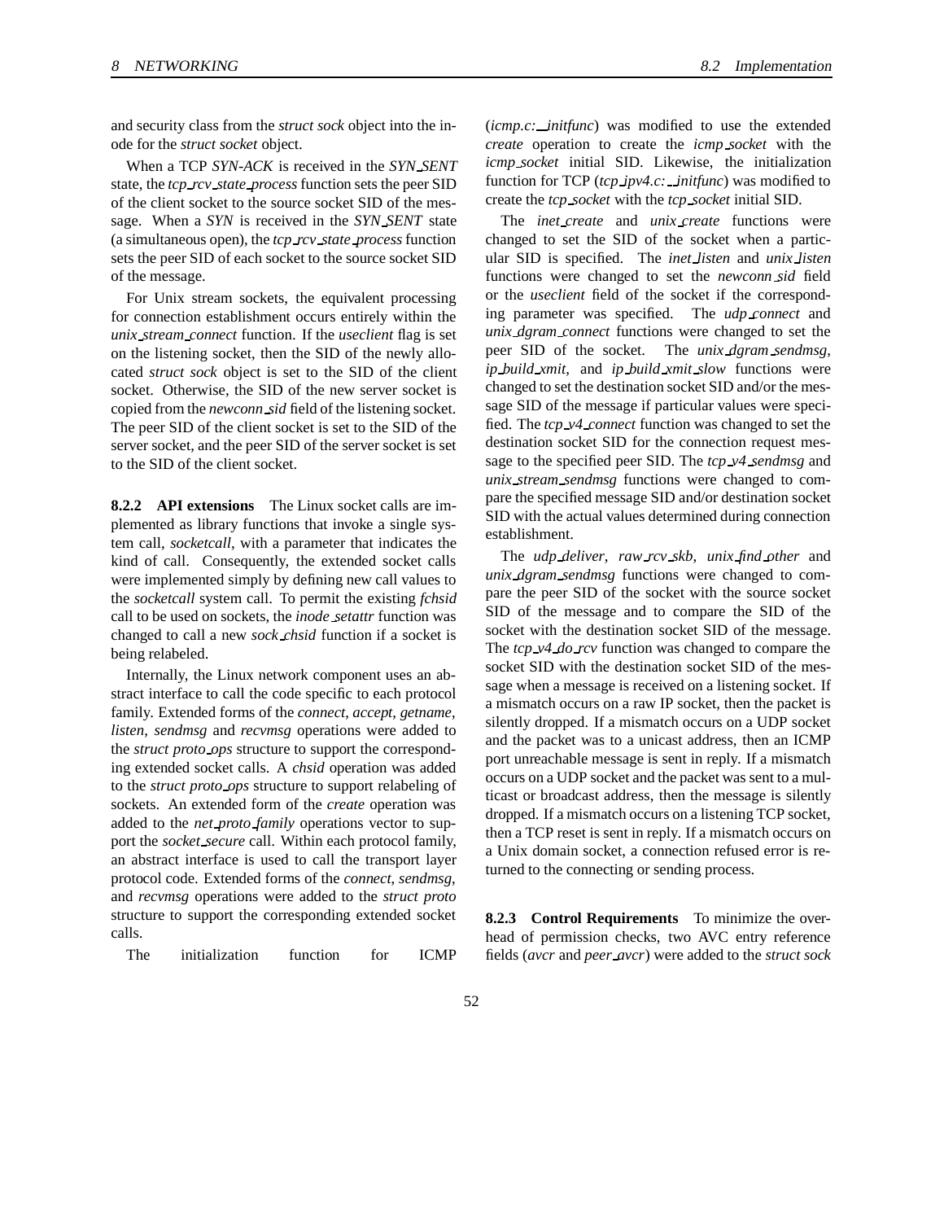and security class from the *struct sock* object into the inode for the *struct socket* object.

When a TCP *SYN-ACK* is received in the *SYN_SENT* state, the *tcp_rcv_state_process* function sets the peer SID of the client socket to the source socket SID of the message. When a *SYN* is received in the *SYN_SENT* state (a simultaneous open), the *tcp_rcv_state_process* function sets the peer SID of each socket to the source socket SID of the message.

For Unix stream sockets, the equivalent processing for connection establishment occurs entirely within the *unix_stream_connect* function. If the *useclient* flag is set on the listening socket, then the SID of the newly allocated *struct sock* object is set to the SID of the client socket. Otherwise, the SID of the new server socket is copied from the *newconn_sid* field of the listening socket. The peer SID of the client socket is set to the SID of the server socket, and the peer SID of the server socket is set to the SID of the client socket.

**8.2.2 API extensions** The Linux socket calls are implemented as library functions that invoke a single system call, *socketcall*, with a parameter that indicates the kind of call. Consequently, the extended socket calls were implemented simply by defining new call values to the *socketcall* system call. To permit the existing *fchsid* call to be used on sockets, the *inode_setattr* function was changed to call a new *sock_chsid* function if a socket is being relabeled.

Internally, the Linux network component uses an abstract interface to call the code specific to each protocol family. Extended forms of the *connect*, *accept*, *getname*, *listen*, *sendmsg* and *recvmsg* operations were added to the *struct proto_ops* structure to support the corresponding extended socket calls. A *chsid* operation was added to the *struct proto_ops* structure to support relabeling of sockets. An extended form of the *create* operation was added to the *net_proto_family* operations vector to support the *socket_secure* call. Within each protocol family, an abstract interface is used to call the transport layer protocol code. Extended forms of the *connect*, *sendmsg*, and *recvmsg* operations were added to the *struct proto* structure to support the corresponding extended socket calls.

The initialization function for ICMP (*icmp.c:__initfunc*) was modified to use the extended *create* operation to create the *icmp_socket* with the *icmp_socket* initial SID. Likewise, the initialization function for TCP (*tcp_ipv4.c:__initfunc*) was modified to create the *tcp_socket* with the *tcp_socket* initial SID.

The *inet_create* and *unix_create* functions were changed to set the SID of the socket when a particular SID is specified. The *inet_listen* and *unix_listen* functions were changed to set the *newconn_sid* field or the *useclient* field of the socket if the corresponding parameter was specified. The *udp_connect* and *unix_dgram_connect* functions were changed to set the peer SID of the socket. The *unix_dgram_sendmsg*, *ip_build_xmit*, and *ip_build_xmit_slow* functions were changed to set the destination socket SID and/or the message SID of the message if particular values were specified. The *tcp_v4_connect* function was changed to set the destination socket SID for the connection request message to the specified peer SID. The *tcp_v4_sendmsg* and *unix_stream_sendmsg* functions were changed to compare the specified message SID and/or destination socket SID with the actual values determined during connection establishment.

The *udp_deliver*, *raw_rcv_skb*, *unix_find_other* and *unix_dgram_sendmsg* functions were changed to compare the peer SID of the socket with the source socket SID of the message and to compare the SID of the socket with the destination socket SID of the message. The *tcp_v4_do_rcv* function was changed to compare the socket SID with the destination socket SID of the message when a message is received on a listening socket. If a mismatch occurs on a raw IP socket, then the packet is silently dropped. If a mismatch occurs on a UDP socket and the packet was to a unicast address, then an ICMP port unreachable message is sent in reply. If a mismatch occurs on a UDP socket and the packet was sent to a multicast or broadcast address, then the message is silently dropped. If a mismatch occurs on a listening TCP socket, then a TCP reset is sent in reply. If a mismatch occurs on a Unix domain socket, a connection refused error is returned to the connecting or sending process.

**8.2.3 Control Requirements** To minimize the overhead of permission checks, two AVC entry reference fields (*avcr* and *peer_avcr*) were added to the *struct sock*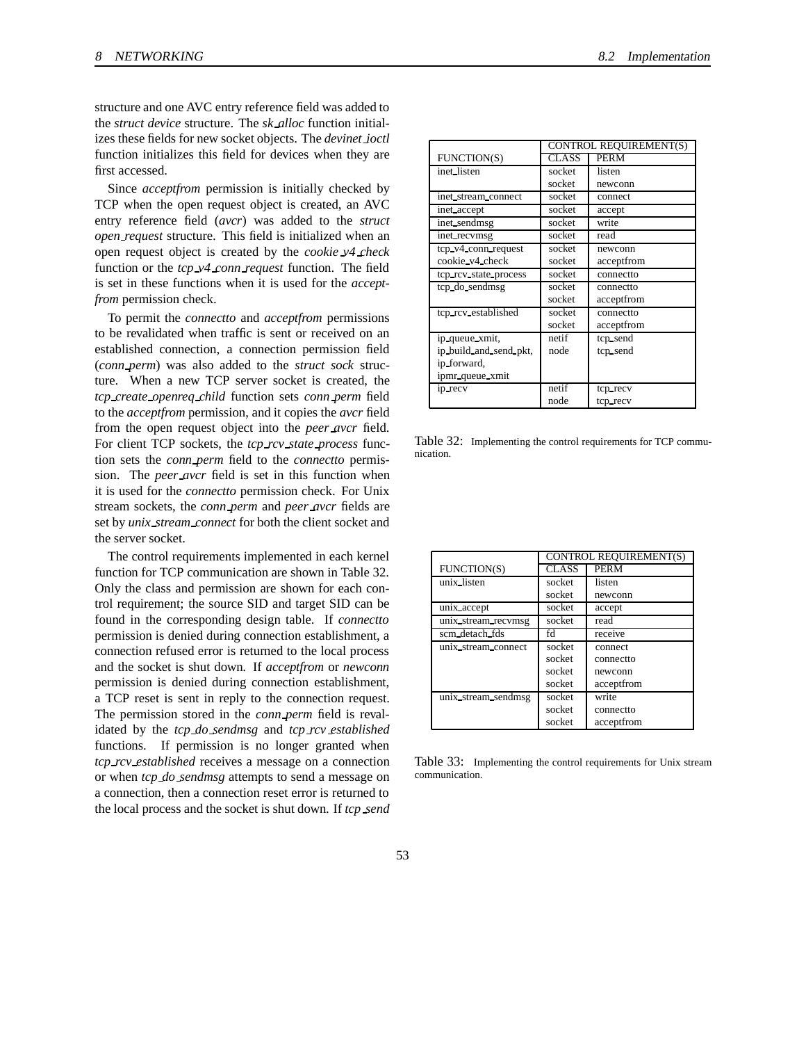structure and one AVC entry reference field was added to the *struct device* structure. The *sk_alloc* function initializes these fields for new socket objects. The *devinet_ioctl* function initializes this field for devices when they are first accessed.

Since *acceptfrom* permission is initially checked by TCP when the open request object is created, an AVC entry reference field (*avcr*) was added to the *struct open_request* structure. This field is initialized when an open request object is created by the *cookie_v4_check* function or the *tcp_v4_conn_request* function. The field is set in these functions when it is used for the *acceptfrom* permission check.

To permit the *connectto* and *acceptfrom* permissions to be revalidated when traffic is sent or received on an established connection, a connection permission field (*conn_perm*) was also added to the *struct sock* structure. When a new TCP server socket is created, the *tcp_create_openreq_child* function sets *conn_perm* field to the *acceptfrom* permission, and it copies the *avcr* field from the open request object into the *peer_avcr* field. For client TCP sockets, the *tcp_rcv_state_process* function sets the *conn_perm* field to the *connectto* permission. The *peer_avcr* field is set in this function when it is used for the *connectto* permission check. For Unix stream sockets, the *conn_perm* and *peer_avcr* fields are set by *unix_stream_connect* for both the client socket and the server socket.

The control requirements implemented in each kernel function for TCP communication are shown in Table 32. Only the class and permission are shown for each control requirement; the source SID and target SID can be found in the corresponding design table. If *connectto* permission is denied during connection establishment, a connection refused error is returned to the local process and the socket is shut down. If *acceptfrom* or *newconn* permission is denied during connection establishment, a TCP reset is sent in reply to the connection request. The permission stored in the *conn_perm* field is revalidated by the *tcp_do_sendmsg* and *tcp_rcv_established* functions. If permission is no longer granted when *tcp_rcv_established* receives a message on a connection or when *tcp_do_sendmsg* attempts to send a message on a connection, then a connection reset error is returned to the local process and the socket is shut down. If *tcp_send*

| | CONTROL REQUIREMENT(S) | |
|---|---|---|
| FUNCTION(S) | CLASS | PERM |
| inet_listen | socket | listen |
| | socket | newconn |
| inet_stream_connect | socket | connect |
| inet_accept | socket | accept |
| inet_sendmsg | socket | write |
| inet_recvmsg | socket | read |
| tcp_v4_conn_request | socket | newconn |
| cookie_v4_check | socket | acceptfrom |
| tcp_rcv_state_process | socket | connectto |
| tcp_do_sendmsg | socket | connectto |
| | socket | acceptfrom |
| tcp_rcv_established | socket | connectto |
| | socket | acceptfrom |
| ip_queue_xmit, ip_build_and_send_pkt, ip_forward, ipmr_queue_xmit | netif | tcp_send |
| | node | tcp_send |
| ip_recv | netif | tcp_recv |
| | node | tcp_recv |

Table 32: Implementing the control requirements for TCP communication.

| | CONTROL REQUIREMENT(S) | |
|---|---|---|
| FUNCTION(S) | CLASS | PERM |
| unix_listen | socket | listen |
| | socket | newconn |
| unix_accept | socket | accept |
| unix_stream_recvmsg | socket | read |
| scm_detach_fds | fd | receive |
| unix_stream_connect | socket | connect |
| | socket | connectto |
| | socket | newconn |
| | socket | acceptfrom |
| unix_stream_sendmsg | socket | write |
| | socket | connectto |
| | socket | acceptfrom |

Table 33: Implementing the control requirements for Unix stream communication.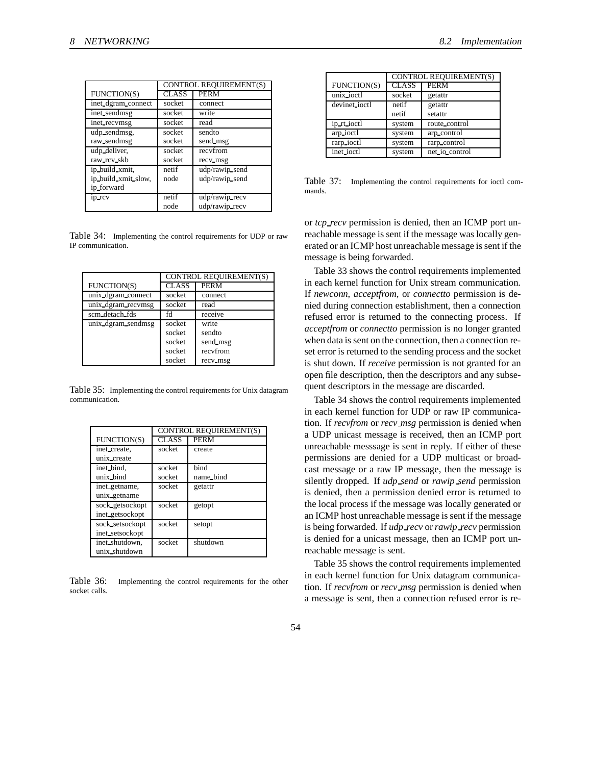| | CONTROL REQUIREMENT(S) | |
|---|---|---|
| FUNCTION(S) | CLASS | PERM |
| inet_dgram_connect | socket | connect |
| inet_sendmsg | socket | write |
| inet_recvmsg | socket | read |
| udp_sendmsg, raw_sendmsg | socket socket | sendto send_msg |
| udp_deliver, raw_rcv_skb | socket socket | recvfrom recv_msg |
| ip_build_xmit, ip_build_xmit_slow, ip_forward | netif node | udp/rawip_send udp/rawip_send |
| ip_rcv | netif node | udp/rawip_recv udp/rawip_recv |

Table 34: Implementing the control requirements for UDP or raw IP communication.

| | CONTROL REQUIREMENT(S) | |
|---|---|---|
| FUNCTION(S) | CLASS | PERM |
| unix_dgram_connect | socket | connect |
| unix_dgram_recvmsg | socket | read |
| scm_detach_fds | fd | receive |
| unix_dgram_sendmsg | socket socket socket socket socket | write sendto send_msg recvfrom recv_msg |

Table 35: Implementing the control requirements for Unix datagram communication.

| | CONTROL REQUIREMENT(S) | |
|---|---|---|
| FUNCTION(S) | CLASS | PERM |
| inet_create, unix_create | socket | create |
| inet_bind, unix_bind | socket socket | bind name_bind |
| inet_getname, unix_getname | socket | getattr |
| sock_getsockopt inet_getsockopt | socket | getopt |
| sock_setsockopt inet_setsockopt | socket | setopt |
| inet_shutdown, unix_shutdown | socket | shutdown |

Table 36: Implementing the control requirements for the other socket calls.

| | CONTROL REQUIREMENT(S) | |
|---|---|---|
| FUNCTION(S) | CLASS | PERM |
| unix_ioctl | socket | getattr |
| devinet_ioctl | netif netif | getattr setattr |
| ip_rt_ioctl | system | route_control |
| arp_ioctl | system | arp_control |
| rarp_ioctl | system | rarp_control |
| inet_ioctl | system | net_io_control |

Table 37: Implementing the control requirements for ioctl commands.

or *tcp_recv* permission is denied, then an ICMP port unreachable message is sent if the message was locally generated or an ICMP host unreachable message is sent if the message is being forwarded.

Table 33 shows the control requirements implemented in each kernel function for Unix stream communication. If *newconn*, *acceptfrom*, or *connectto* permission is denied during connection establishment, then a connection refused error is returned to the connecting process. If *acceptfrom* or *connectto* permission is no longer granted when data is sent on the connection, then a connection reset error is returned to the sending process and the socket is shut down. If *receive* permission is not granted for an open file description, then the descriptors and any subsequent descriptors in the message are discarded.

Table 34 shows the control requirements implemented in each kernel function for UDP or raw IP communication. If *recvfrom* or *recv_msg* permission is denied when a UDP unicast message is received, then an ICMP port unreachable messsage is sent in reply. If either of these permissions are denied for a UDP multicast or broadcast message or a raw IP message, then the message is silently dropped. If *udp_send* or *rawip_send* permission is denied, then a permission denied error is returned to the local process if the message was locally generated or an ICMP host unreachable message is sent if the message is being forwarded. If *udp_recv* or *rawip_recv* permission is denied for a unicast message, then an ICMP port unreachable message is sent.

Table 35 shows the control requirements implemented in each kernel function for Unix datagram communication. If *recvfrom* or *recv_msg* permission is denied when a message is sent, then a connection refused error is re-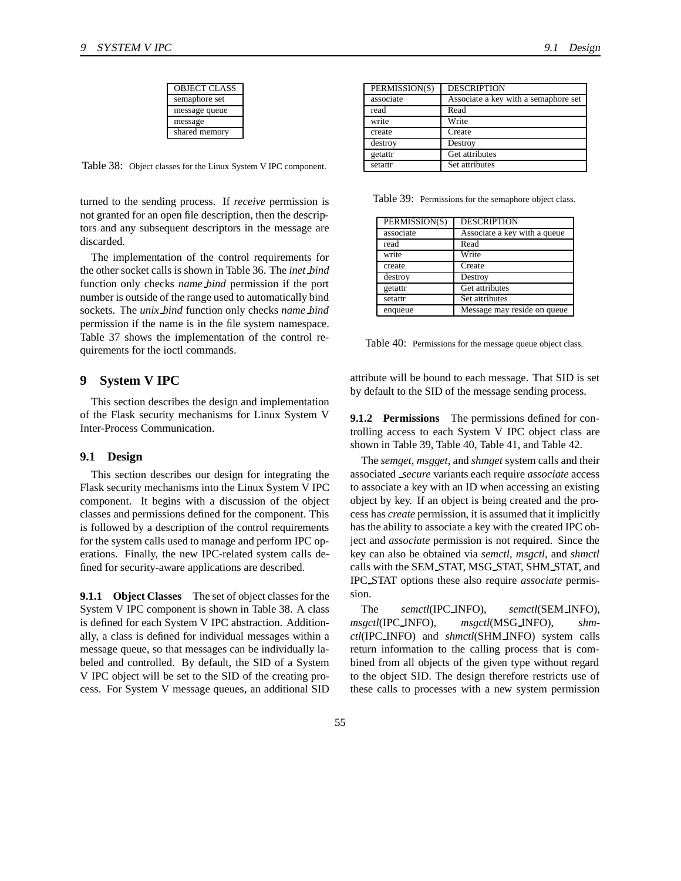| OBJECT CLASS |
| --- |
| semaphore set |
| message queue |
| message |
| shared memory |

Table 38: Object classes for the Linux System V IPC component.

turned to the sending process. If *receive* permission is not granted for an open file description, then the descriptors and any subsequent descriptors in the message are discarded.

The implementation of the control requirements for the other socket calls is shown in Table 36. The *inet_bind* function only checks *name_bind* permission if the port number is outside of the range used to automatically bind sockets. The *unix_bind* function only checks *name_bind* permission if the name is in the file system namespace. Table 37 shows the implementation of the control requirements for the ioctl commands.

## 9 System V IPC

This section describes the design and implementation of the Flask security mechanisms for Linux System V Inter-Process Communication.

### 9.1 Design

This section describes our design for integrating the Flask security mechanisms into the Linux System V IPC component. It begins with a discussion of the object classes and permissions defined for the component. This is followed by a description of the control requirements for the system calls used to manage and perform IPC operations. Finally, the new IPC-related system calls defined for security-aware applications are described.

**9.1.1 Object Classes** The set of object classes for the System V IPC component is shown in Table 38. A class is defined for each System V IPC abstraction. Additionally, a class is defined for individual messages within a message queue, so that messages can be individually labeled and controlled. By default, the SID of a System V IPC object will be set to the SID of the creating process. For System V message queues, an additional SID attribute will be bound to each message. That SID is set by default to the SID of the message sending process.

| PERMISSION(S) | DESCRIPTION |
| --- | --- |
| associate | Associate a key with a semaphore set |
| read | Read |
| write | Write |
| create | Create |
| destroy | Destroy |
| getattr | Get attributes |
| setattr | Set attributes |

Table 39: Permissions for the semaphore object class.

| PERMISSION(S) | DESCRIPTION |
| --- | --- |
| associate | Associate a key with a queue |
| read | Read |
| write | Write |
| create | Create |
| destroy | Destroy |
| getattr | Get attributes |
| setattr | Set attributes |
| enqueue | Message may reside on queue |

Table 40: Permissions for the message queue object class.

**9.1.2 Permissions** The permissions defined for controlling access to each System V IPC object class are shown in Table 39, Table 40, Table 41, and Table 42.

The *semget*, *msgget*, and *shmget* system calls and their associated *_secure* variants each require *associate* access to associate a key with an ID when accessing an existing object by key. If an object is being created and the process has *create* permission, it is assumed that it implicitly has the ability to associate a key with the created IPC object and *associate* permission is not required. Since the key can also be obtained via *semctl*, *msgctl*, and *shmctl* calls with the SEM_STAT, MSG_STAT, SHM_STAT, and IPC_STAT options these also require *associate* permission.

The *semctl*(IPC_INFO), *semctl*(SEM_INFO), *msgctl*(IPC_INFO), *msgctl*(MSG_INFO), *shmctl*(IPC_INFO) and *shmctl*(SHM_INFO) system calls return information to the calling process that is combined from all objects of the given type without regard to the object SID. The design therefore restricts use of these calls to processes with a new system permission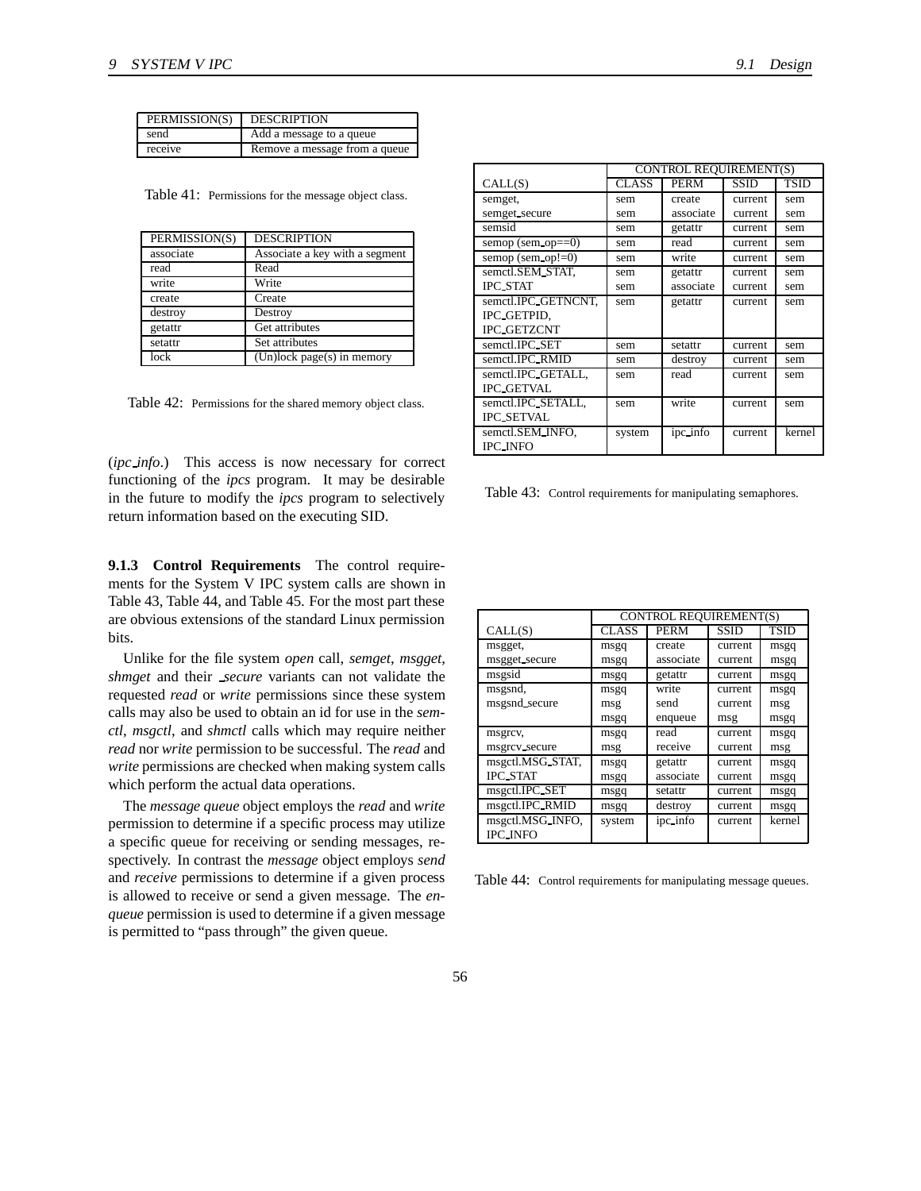| PERMISSION(S) | DESCRIPTION |
|---|---|
| send | Add a message to a queue |
| receive | Remove a message from a queue |

Table 41: Permissions for the message object class.

| PERMISSION(S) | DESCRIPTION |
|---|---|
| associate | Associate a key with a segment |
| read | Read |
| write | Write |
| create | Create |
| destroy | Destroy |
| getattr | Get attributes |
| setattr | Set attributes |
| lock | (Un)lock page(s) in memory |

Table 42: Permissions for the shared memory object class.

(*ipc_info*.) This access is now necessary for correct functioning of the *ipcs* program. It may be desirable in the future to modify the *ipcs* program to selectively return information based on the executing SID.

**9.1.3 Control Requirements** The control requirements for the System V IPC system calls are shown in Table 43, Table 44, and Table 45. For the most part these are obvious extensions of the standard Linux permission bits.

Unlike for the file system *open* call, *semget*, *msgget*, *shmget* and their *_secure* variants can not validate the requested *read* or *write* permissions since these system calls may also be used to obtain an id for use in the *semctl*, *msgctl*, and *shmctl* calls which may require neither *read* nor *write* permission to be successful. The *read* and *write* permissions are checked when making system calls which perform the actual data operations.

The *message queue* object employs the *read* and *write* permission to determine if a specific process may utilize a specific queue for receiving or sending messages, respectively. In contrast the *message* object employs *send* and *receive* permissions to determine if a given process is allowed to receive or send a given message. The *enqueue* permission is used to determine if a given message is permitted to "pass through" the given queue.

| | CONTROL REQUIREMENT(S) | | | |
|---|---|---|---|---|
| CALL(S) | CLASS | PERM | SSID | TSID |
| semget,<br>semget_secure | sem<br>sem | create<br>associate | current<br>current | sem<br>sem |
| semsid | sem | getattr | current | sem |
| semop (sem_op==0) | sem | read | current | sem |
| semop (sem_op!=0) | sem | write | current | sem |
| semctl.SEM_STAT,<br>IPC_STAT | sem<br>sem | getattr<br>associate | current<br>current | sem<br>sem |
| semctl.IPC_GETNCNT,<br>IPC_GETPID,<br>IPC_GETZCNT | sem | getattr | current | sem |
| semctl.IPC_SET | sem | setattr | current | sem |
| semctl.IPC_RMID | sem | destroy | current | sem |
| semctl.IPC_GETALL,<br>IPC_GETVAL | sem | read | current | sem |
| semctl.IPC_SETALL,<br>IPC_SETVAL | sem | write | current | sem |
| semctl.SEM_INFO,<br>IPC_INFO | system | ipc_info | current | kernel |

Table 43: Control requirements for manipulating semaphores.

| | CONTROL REQUIREMENT(S) | | | |
|---|---|---|---|---|
| CALL(S) | CLASS | PERM | SSID | TSID |
| msgget,<br>msgget_secure | msgq<br>msgq | create<br>associate | current<br>current | msgq<br>msgq |
| msgsid | msgq | getattr | current | msgq |
| msgsnd,<br>msgsnd_secure | msgq<br>msg<br>msgq | write<br>send<br>enqueue | current<br>current<br>msg | msgq<br>msg<br>msgq |
| msgrcv,<br>msgrcv_secure | msgq<br>msg | read<br>receive | current<br>current | msgq<br>msg |
| msgctl.MSG_STAT,<br>IPC_STAT | msgq<br>msgq | getattr<br>associate | current<br>current | msgq<br>msgq |
| msgctl.IPC_SET | msgq | setattr | current | msgq |
| msgctl.IPC_RMID | msgq | destroy | current | msgq |
| msgctl.MSG_INFO,<br>IPC_INFO | system | ipc_info | current | kernel |

Table 44: Control requirements for manipulating message queues.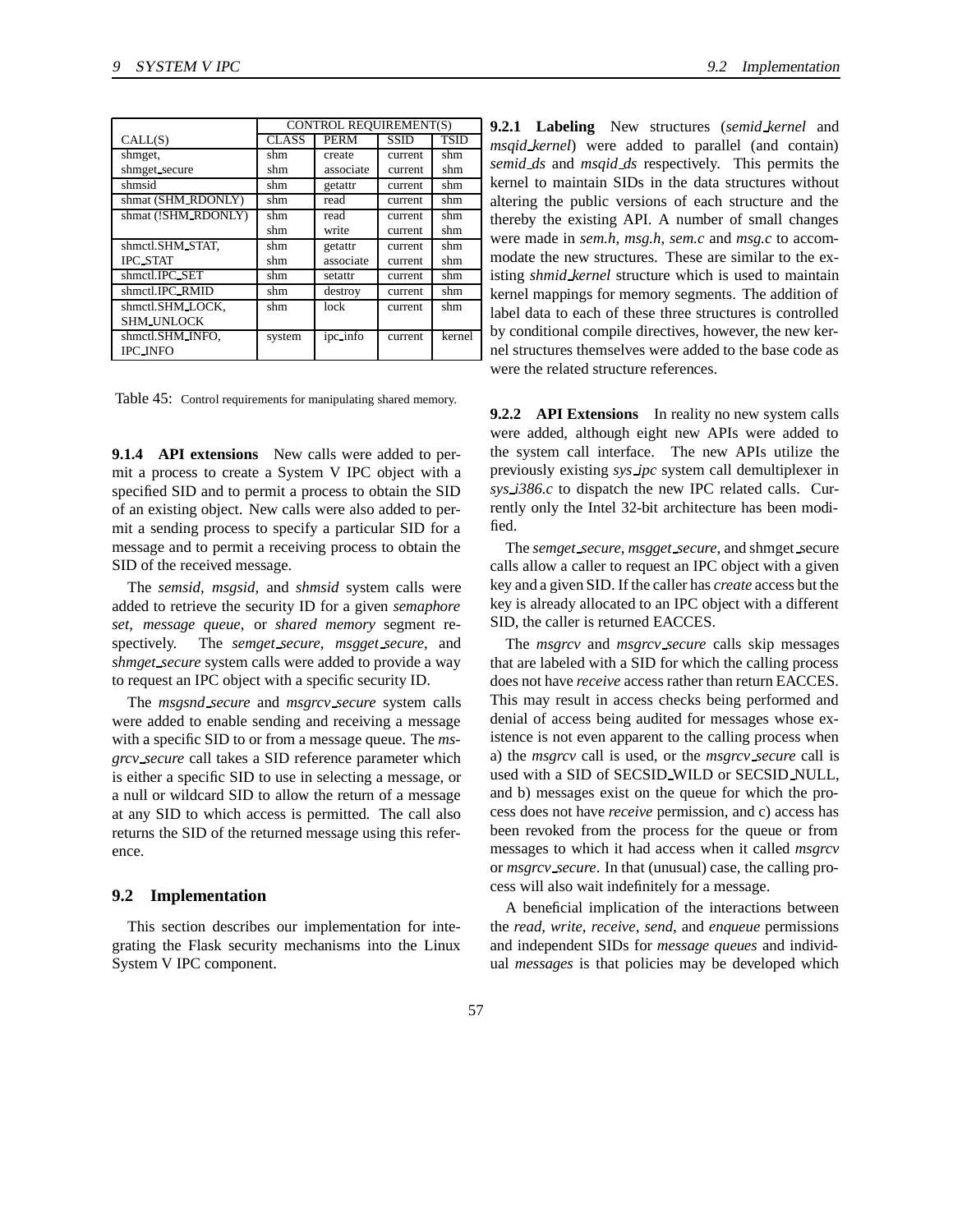| CALL(S) | CONTROL REQUIREMENT(S) | | | |
|---|---|---|---|---|
| | CLASS | PERM | SSID | TSID |
| shmget, shmget_secure | shm<br>shm | create<br>associate | current<br>current | shm<br>shm |
| shmsid | shm | getattr | current | shm |
| shmat (SHM_RDONLY) | shm | read | current | shm |
| shmat (!SHM_RDONLY) | shm<br>shm | read<br>write | current<br>current | shm<br>shm |
| shmctl.SHM_STAT, IPC_STAT | shm<br>shm | getattr<br>associate | current<br>current | shm<br>shm |
| shmctl.IPC_SET | shm | setattr | current | shm |
| shmctl.IPC_RMID | shm | destroy | current | shm |
| shmctl.SHM_LOCK, SHM_UNLOCK | shm | lock | current | shm |
| shmctl.SHM_INFO, IPC_INFO | system | ipc_info | current | kernel |

Table 45: Control requirements for manipulating shared memory.

**9.1.4 API extensions** New calls were added to permit a process to create a System V IPC object with a specified SID and to permit a process to obtain the SID of an existing object. New calls were also added to permit a sending process to specify a particular SID for a message and to permit a receiving process to obtain the SID of the received message.

The *semsid*, *msgsid*, and *shmsid* system calls were added to retrieve the security ID for a given *semaphore set*, *message queue*, or *shared memory* segment respectively. The *semget_secure*, *msgget_secure*, and *shmget_secure* system calls were added to provide a way to request an IPC object with a specific security ID.

The *msgsnd_secure* and *msgrcv_secure* system calls were added to enable sending and receiving a message with a specific SID to or from a message queue. The *msgrcv_secure* call takes a SID reference parameter which is either a specific SID to use in selecting a message, or a null or wildcard SID to allow the return of a message at any SID to which access is permitted. The call also returns the SID of the returned message using this reference.

## 9.2 Implementation

This section describes our implementation for integrating the Flask security mechanisms into the Linux System V IPC component.

**9.2.1 Labeling** New structures (*semid_kernel* and *msqid_kernel*) were added to parallel (and contain) *semid_ds* and *msqid_ds* respectively. This permits the kernel to maintain SIDs in the data structures without altering the public versions of each structure and the thereby the existing API. A number of small changes were made in *sem.h*, *msg.h*, *sem.c* and *msg.c* to accommodate the new structures. These are similar to the existing *shmid_kernel* structure which is used to maintain kernel mappings for memory segments. The addition of label data to each of these three structures is controlled by conditional compile directives, however, the new kernel structures themselves were added to the base code as were the related structure references.

**9.2.2 API Extensions** In reality no new system calls were added, although eight new APIs were added to the system call interface. The new APIs utilize the previously existing *sys_ipc* system call demultiplexer in *sys_i386.c* to dispatch the new IPC related calls. Currently only the Intel 32-bit architecture has been modified.

The *semget_secure*, *msgget_secure*, and shmget_secure calls allow a caller to request an IPC object with a given key and a given SID. If the caller has *create* access but the key is already allocated to an IPC object with a different SID, the caller is returned EACCES.

The *msgrcv* and *msgrcv_secure* calls skip messages that are labeled with a SID for which the calling process does not have *receive* access rather than return EACCES. This may result in access checks being performed and denial of access being audited for messages whose existence is not even apparent to the calling process when a) the *msgrcv* call is used, or the *msgrcv_secure* call is used with a SID of SECSID_WILD or SECSID_NULL, and b) messages exist on the queue for which the process does not have *receive* permission, and c) access has been revoked from the process for the queue or from messages to which it had access when it called *msgrcv* or *msgrcv_secure*. In that (unusual) case, the calling process will also wait indefinitely for a message.

A beneficial implication of the interactions between the *read*, *write*, *receive*, *send*, and *enqueue* permissions and independent SIDs for *message queues* and individual *messages* is that policies may be developed which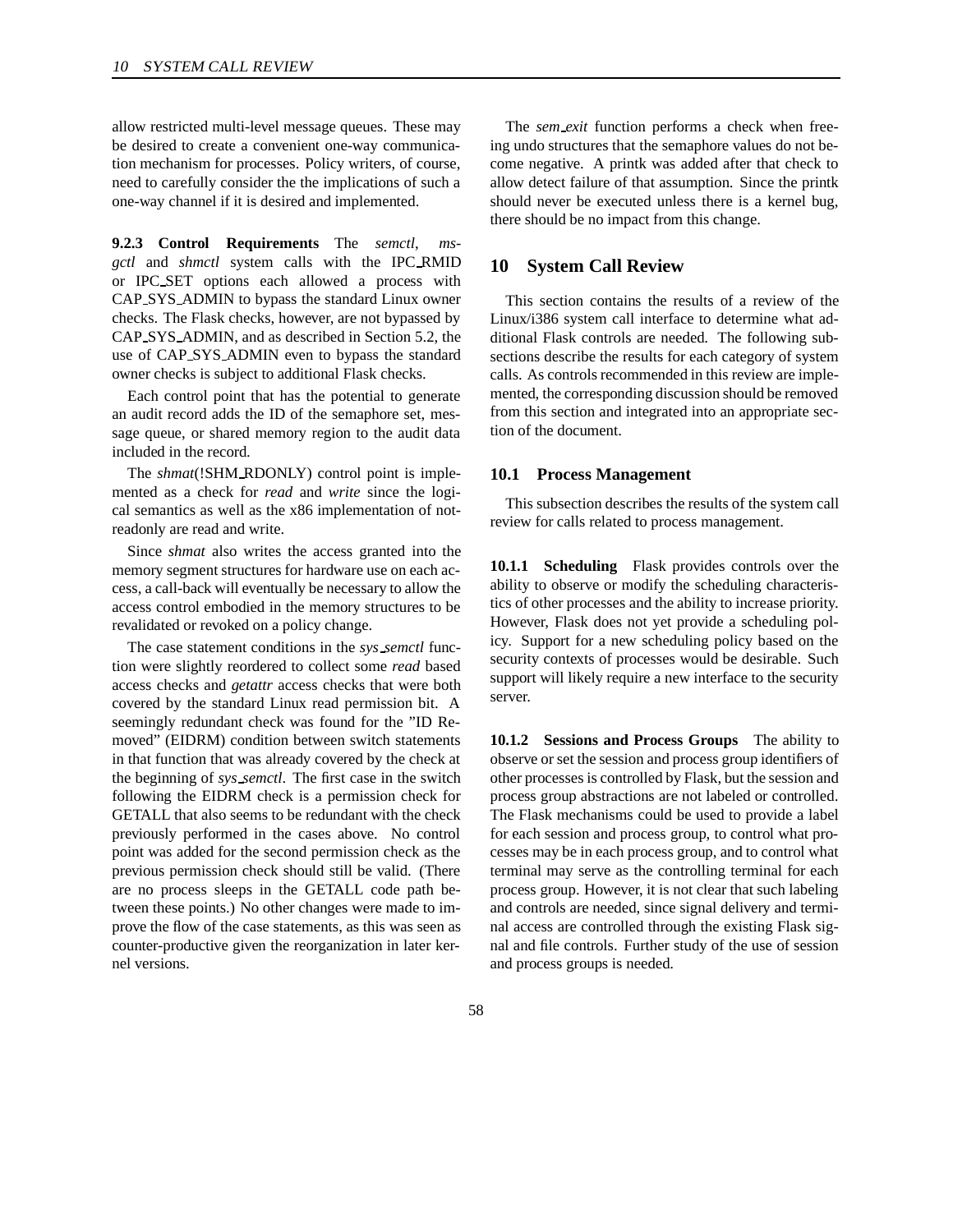allow restricted multi-level message queues. These may be desired to create a convenient one-way communication mechanism for processes. Policy writers, of course, need to carefully consider the the implications of such a one-way channel if it is desired and implemented.

**9.2.3 Control Requirements** The *semctl*, *msgctl* and *shmctl* system calls with the IPC_RMID or IPC_SET options each allowed a process with CAP_SYS_ADMIN to bypass the standard Linux owner checks. The Flask checks, however, are not bypassed by CAP_SYS_ADMIN, and as described in Section 5.2, the use of CAP_SYS_ADMIN even to bypass the standard owner checks is subject to additional Flask checks.

Each control point that has the potential to generate an audit record adds the ID of the semaphore set, message queue, or shared memory region to the audit data included in the record.

The *shmat*(!SHM_RDONLY) control point is implemented as a check for *read* and *write* since the logical semantics as well as the x86 implementation of not-readonly are read and write.

Since *shmat* also writes the access granted into the memory segment structures for hardware use on each access, a call-back will eventually be necessary to allow the access control embodied in the memory structures to be revalidated or revoked on a policy change.

The case statement conditions in the *sys_semctl* function were slightly reordered to collect some *read* based access checks and *getattr* access checks that were both covered by the standard Linux read permission bit. A seemingly redundant check was found for the "ID Removed" (EIDRM) condition between switch statements in that function that was already covered by the check at the beginning of *sys_semctl*. The first case in the switch following the EIDRM check is a permission check for GETALL that also seems to be redundant with the check previously performed in the cases above. No control point was added for the second permission check as the previous permission check should still be valid. (There are no process sleeps in the GETALL code path between these points.) No other changes were made to improve the flow of the case statements, as this was seen as counter-productive given the reorganization in later kernel versions.

The *sem_exit* function performs a check when freeing undo structures that the semaphore values do not become negative. A printk was added after that check to allow detect failure of that assumption. Since the printk should never be executed unless there is a kernel bug, there should be no impact from this change.

# 10 System Call Review

This section contains the results of a review of the Linux/i386 system call interface to determine what additional Flask controls are needed. The following subsections describe the results for each category of system calls. As controls recommended in this review are implemented, the corresponding discussion should be removed from this section and integrated into an appropriate section of the document.

## 10.1 Process Management

This subsection describes the results of the system call review for calls related to process management.

**10.1.1 Scheduling** Flask provides controls over the ability to observe or modify the scheduling characteristics of other processes and the ability to increase priority. However, Flask does not yet provide a scheduling policy. Support for a new scheduling policy based on the security contexts of processes would be desirable. Such support will likely require a new interface to the security server.

**10.1.2 Sessions and Process Groups** The ability to observe or set the session and process group identifiers of other processes is controlled by Flask, but the session and process group abstractions are not labeled or controlled. The Flask mechanisms could be used to provide a label for each session and process group, to control what processes may be in each process group, and to control what terminal may serve as the controlling terminal for each process group. However, it is not clear that such labeling and controls are needed, since signal delivery and terminal access are controlled through the existing Flask signal and file controls. Further study of the use of session and process groups is needed.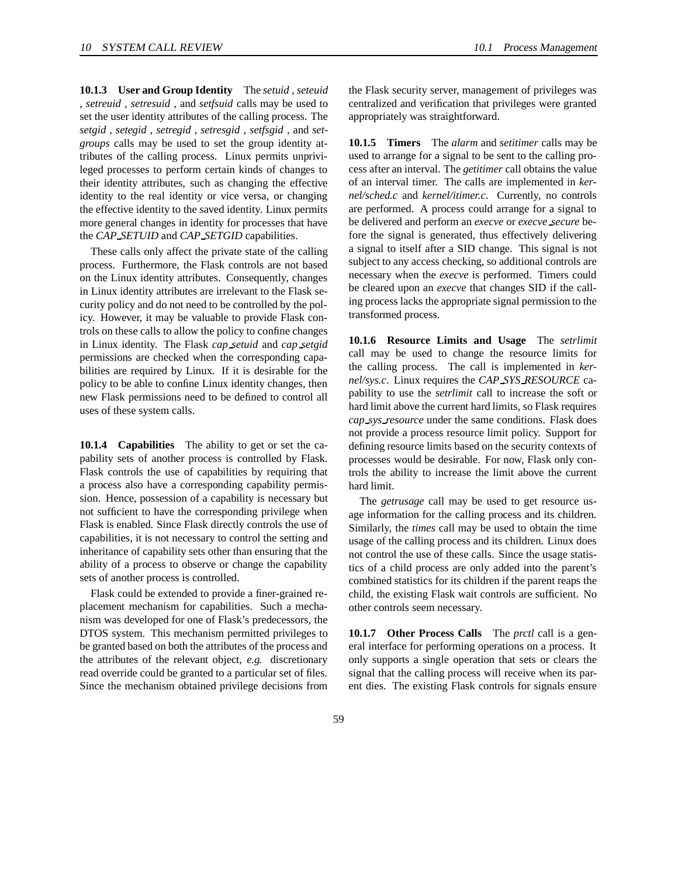#### 10.1.3 User and Group Identity

The *setuid* , *seteuid* , *setreuid* , *setresuid* , and *setfsuid* calls may be used to set the user identity attributes of the calling process. The *setgid* , *setegid* , *setregid* , *setresgid* , *setfsgid* , and *setgroups* calls may be used to set the group identity attributes of the calling process. Linux permits unprivileged processes to perform certain kinds of changes to their identity attributes, such as changing the effective identity to the real identity or vice versa, or changing the effective identity to the saved identity. Linux permits more general changes in identity for processes that have the *CAP_SETUID* and *CAP_SETGID* capabilities.

These calls only affect the private state of the calling process. Furthermore, the Flask controls are not based on the Linux identity attributes. Consequently, changes in Linux identity attributes are irrelevant to the Flask security policy and do not need to be controlled by the policy. However, it may be valuable to provide Flask controls on these calls to allow the policy to confine changes in Linux identity. The Flask *cap_setuid* and *cap_setgid* permissions are checked when the corresponding capabilities are required by Linux. If it is desirable for the policy to be able to confine Linux identity changes, then new Flask permissions need to be defined to control all uses of these system calls.

#### 10.1.4 Capabilities

The ability to get or set the capability sets of another process is controlled by Flask. Flask controls the use of capabilities by requiring that a process also have a corresponding capability permission. Hence, possession of a capability is necessary but not sufficient to have the corresponding privilege when Flask is enabled. Since Flask directly controls the use of capabilities, it is not necessary to control the setting and inheritance of capability sets other than ensuring that the ability of a process to observe or change the capability sets of another process is controlled.

Flask could be extended to provide a finer-grained replacement mechanism for capabilities. Such a mechanism was developed for one of Flask's predecessors, the DTOS system. This mechanism permitted privileges to be granted based on both the attributes of the process and the attributes of the relevant object, *e.g.* discretionary read override could be granted to a particular set of files. Since the mechanism obtained privilege decisions from the Flask security server, management of privileges was centralized and verification that privileges were granted appropriately was straightforward.

#### 10.1.5 Timers

The *alarm* and *setitimer* calls may be used to arrange for a signal to be sent to the calling process after an interval. The *getitimer* call obtains the value of an interval timer. The calls are implemented in *kernel/sched.c* and *kernel/itimer.c*. Currently, no controls are performed. A process could arrange for a signal to be delivered and perform an *execve* or *execve_secure* before the signal is generated, thus effectively delivering a signal to itself after a SID change. This signal is not subject to any access checking, so additional controls are necessary when the *execve* is performed. Timers could be cleared upon an *execve* that changes SID if the calling process lacks the appropriate signal permission to the transformed process.

#### 10.1.6 Resource Limits and Usage

The *setrlimit* call may be used to change the resource limits for the calling process. The call is implemented in *kernel/sys.c*. Linux requires the *CAP_SYS_RESOURCE* capability to use the *setrlimit* call to increase the soft or hard limit above the current hard limits, so Flask requires *cap_sys_resource* under the same conditions. Flask does not provide a process resource limit policy. Support for defining resource limits based on the security contexts of processes would be desirable. For now, Flask only controls the ability to increase the limit above the current hard limit.

The *getrusage* call may be used to get resource usage information for the calling process and its children. Similarly, the *times* call may be used to obtain the time usage of the calling process and its children. Linux does not control the use of these calls. Since the usage statistics of a child process are only added into the parent's combined statistics for its children if the parent reaps the child, the existing Flask wait controls are sufficient. No other controls seem necessary.

#### 10.1.7 Other Process Calls

The *prctl* call is a general interface for performing operations on a process. It only supports a single operation that sets or clears the signal that the calling process will receive when its parent dies. The existing Flask controls for signals ensure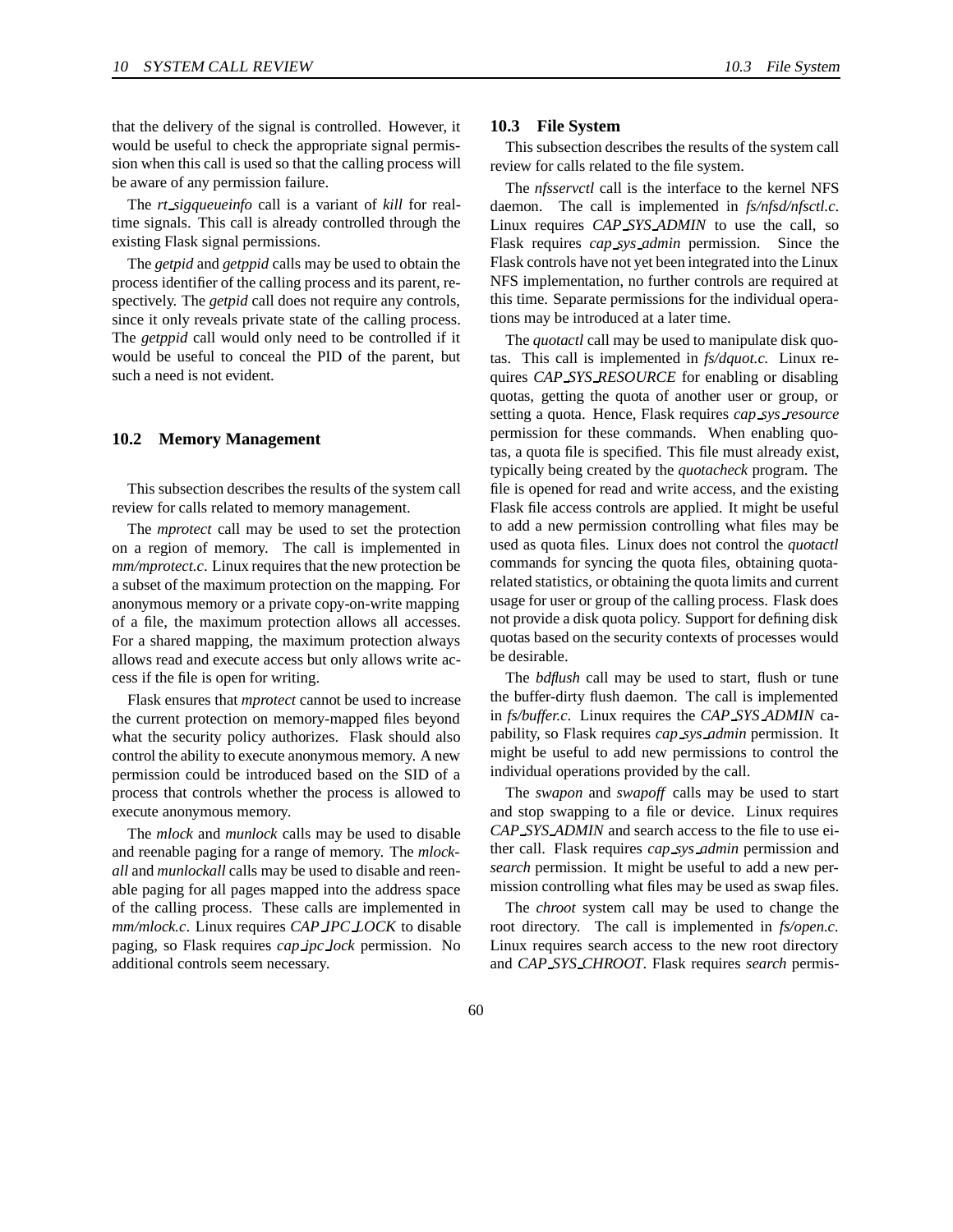that the delivery of the signal is controlled. However, it would be useful to check the appropriate signal permission when this call is used so that the calling process will be aware of any permission failure.

The *rt_sigqueueinfo* call is a variant of *kill* for real-time signals. This call is already controlled through the existing Flask signal permissions.

The *getpid* and *getppid* calls may be used to obtain the process identifier of the calling process and its parent, respectively. The *getpid* call does not require any controls, since it only reveals private state of the calling process. The *getppid* call would only need to be controlled if it would be useful to conceal the PID of the parent, but such a need is not evident.

## 10.2 Memory Management

This subsection describes the results of the system call review for calls related to memory management.

The *mprotect* call may be used to set the protection on a region of memory. The call is implemented in *mm/mprotect.c*. Linux requires that the new protection be a subset of the maximum protection on the mapping. For anonymous memory or a private copy-on-write mapping of a file, the maximum protection allows all accesses. For a shared mapping, the maximum protection always allows read and execute access but only allows write access if the file is open for writing.

Flask ensures that *mprotect* cannot be used to increase the current protection on memory-mapped files beyond what the security policy authorizes. Flask should also control the ability to execute anonymous memory. A new permission could be introduced based on the SID of a process that controls whether the process is allowed to execute anonymous memory.

The *mlock* and *munlock* calls may be used to disable and reenable paging for a range of memory. The *mlockall* and *munlockall* calls may be used to disable and reenable paging for all pages mapped into the address space of the calling process. These calls are implemented in *mm/mlock.c*. Linux requires *CAP_IPC_LOCK* to disable paging, so Flask requires *cap_ipc_lock* permission. No additional controls seem necessary.

## 10.3 File System

This subsection describes the results of the system call review for calls related to the file system.

The *nfsservctl* call is the interface to the kernel NFS daemon. The call is implemented in *fs/nfsd/nfsctl.c*. Linux requires *CAP_SYS_ADMIN* to use the call, so Flask requires *cap_sys_admin* permission. Since the Flask controls have not yet been integrated into the Linux NFS implementation, no further controls are required at this time. Separate permissions for the individual operations may be introduced at a later time.

The *quotactl* call may be used to manipulate disk quotas. This call is implemented in *fs/dquot.c*. Linux requires *CAP_SYS_RESOURCE* for enabling or disabling quotas, getting the quota of another user or group, or setting a quota. Hence, Flask requires *cap_sys_resource* permission for these commands. When enabling quotas, a quota file is specified. This file must already exist, typically being created by the *quotacheck* program. The file is opened for read and write access, and the existing Flask file access controls are applied. It might be useful to add a new permission controlling what files may be used as quota files. Linux does not control the *quotactl* commands for syncing the quota files, obtaining quota-related statistics, or obtaining the quota limits and current usage for user or group of the calling process. Flask does not provide a disk quota policy. Support for defining disk quotas based on the security contexts of processes would be desirable.

The *bdflush* call may be used to start, flush or tune the buffer-dirty flush daemon. The call is implemented in *fs/buffer.c*. Linux requires the *CAP_SYS_ADMIN* capability, so Flask requires *cap_sys_admin* permission. It might be useful to add new permissions to control the individual operations provided by the call.

The *swapon* and *swapoff* calls may be used to start and stop swapping to a file or device. Linux requires *CAP_SYS_ADMIN* and search access to the file to use either call. Flask requires *cap_sys_admin* permission and *search* permission. It might be useful to add a new permission controlling what files may be used as swap files.

The *chroot* system call may be used to change the root directory. The call is implemented in *fs/open.c*. Linux requires search access to the new root directory and *CAP_SYS_CHROOT*. Flask requires *search* permis-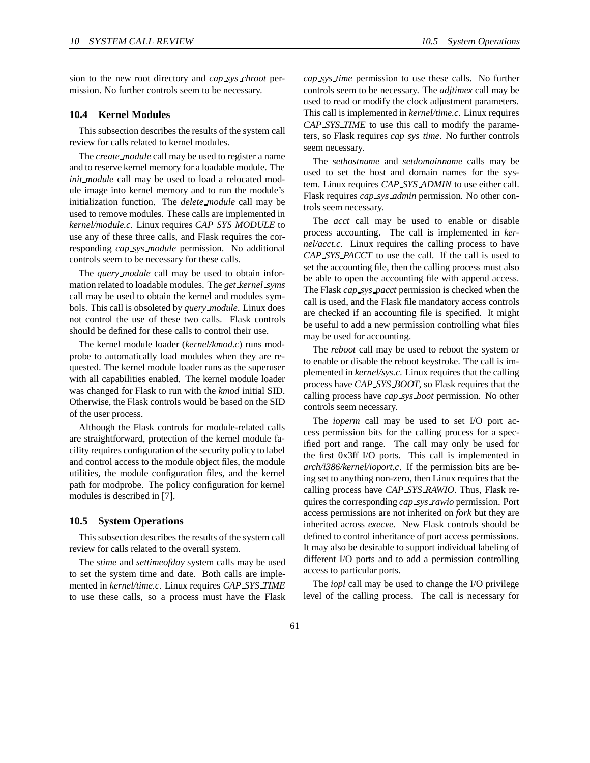sion to the new root directory and *cap_sys_chroot* permission. No further controls seem to be necessary.

### 10.4 Kernel Modules

This subsection describes the results of the system call review for calls related to kernel modules.

The *create_module* call may be used to register a name and to reserve kernel memory for a loadable module. The *init_module* call may be used to load a relocated module image into kernel memory and to run the module's initialization function. The *delete_module* call may be used to remove modules. These calls are implemented in *kernel/module.c*. Linux requires *CAP_SYS_MODULE* to use any of these three calls, and Flask requires the corresponding *cap_sys_module* permission. No additional controls seem to be necessary for these calls.

The *query_module* call may be used to obtain information related to loadable modules. The *get_kernel_syms* call may be used to obtain the kernel and modules symbols. This call is obsoleted by *query_module*. Linux does not control the use of these two calls. Flask controls should be defined for these calls to control their use.

The kernel module loader (*kernel/kmod.c*) runs modprobe to automatically load modules when they are requested. The kernel module loader runs as the superuser with all capabilities enabled. The kernel module loader was changed for Flask to run with the *kmod* initial SID. Otherwise, the Flask controls would be based on the SID of the user process.

Although the Flask controls for module-related calls are straightforward, protection of the kernel module facility requires configuration of the security policy to label and control access to the module object files, the module utilities, the module configuration files, and the kernel path for modprobe. The policy configuration for kernel modules is described in [7].

### 10.5 System Operations

This subsection describes the results of the system call review for calls related to the overall system.

The *stime* and *settimeofday* system calls may be used to set the system time and date. Both calls are implemented in *kernel/time.c*. Linux requires *CAP_SYS_TIME* to use these calls, so a process must have the Flask *cap_sys_time* permission to use these calls. No further controls seem to be necessary. The *adjtimex* call may be used to read or modify the clock adjustment parameters. This call is implemented in *kernel/time.c*. Linux requires *CAP_SYS_TIME* to use this call to modify the parameters, so Flask requires *cap_sys_time*. No further controls seem necessary.

The *sethostname* and *setdomainname* calls may be used to set the host and domain names for the system. Linux requires *CAP_SYS_ADMIN* to use either call. Flask requires *cap_sys_admin* permission. No other controls seem necessary.

The *acct* call may be used to enable or disable process accounting. The call is implemented in *kernel/acct.c*. Linux requires the calling process to have *CAP_SYS_PACCT* to use the call. If the call is used to set the accounting file, then the calling process must also be able to open the accounting file with append access. The Flask *cap_sys_pacct* permission is checked when the call is used, and the Flask file mandatory access controls are checked if an accounting file is specified. It might be useful to add a new permission controlling what files may be used for accounting.

The *reboot* call may be used to reboot the system or to enable or disable the reboot keystroke. The call is implemented in *kernel/sys.c*. Linux requires that the calling process have *CAP_SYS_BOOT*, so Flask requires that the calling process have *cap_sys_boot* permission. No other controls seem necessary.

The *ioperm* call may be used to set I/O port access permission bits for the calling process for a specified port and range. The call may only be used for the first 0x3ff I/O ports. This call is implemented in *arch/i386/kernel/ioport.c*. If the permission bits are being set to anything non-zero, then Linux requires that the calling process have *CAP_SYS_RAWIO*. Thus, Flask requires the corresponding *cap_sys_rawio* permission. Port access permissions are not inherited on *fork* but they are inherited across *execve*. New Flask controls should be defined to control inheritance of port access permissions. It may also be desirable to support individual labeling of different I/O ports and to add a permission controlling access to particular ports.

The *iopl* call may be used to change the I/O privilege level of the calling process. The call is necessary for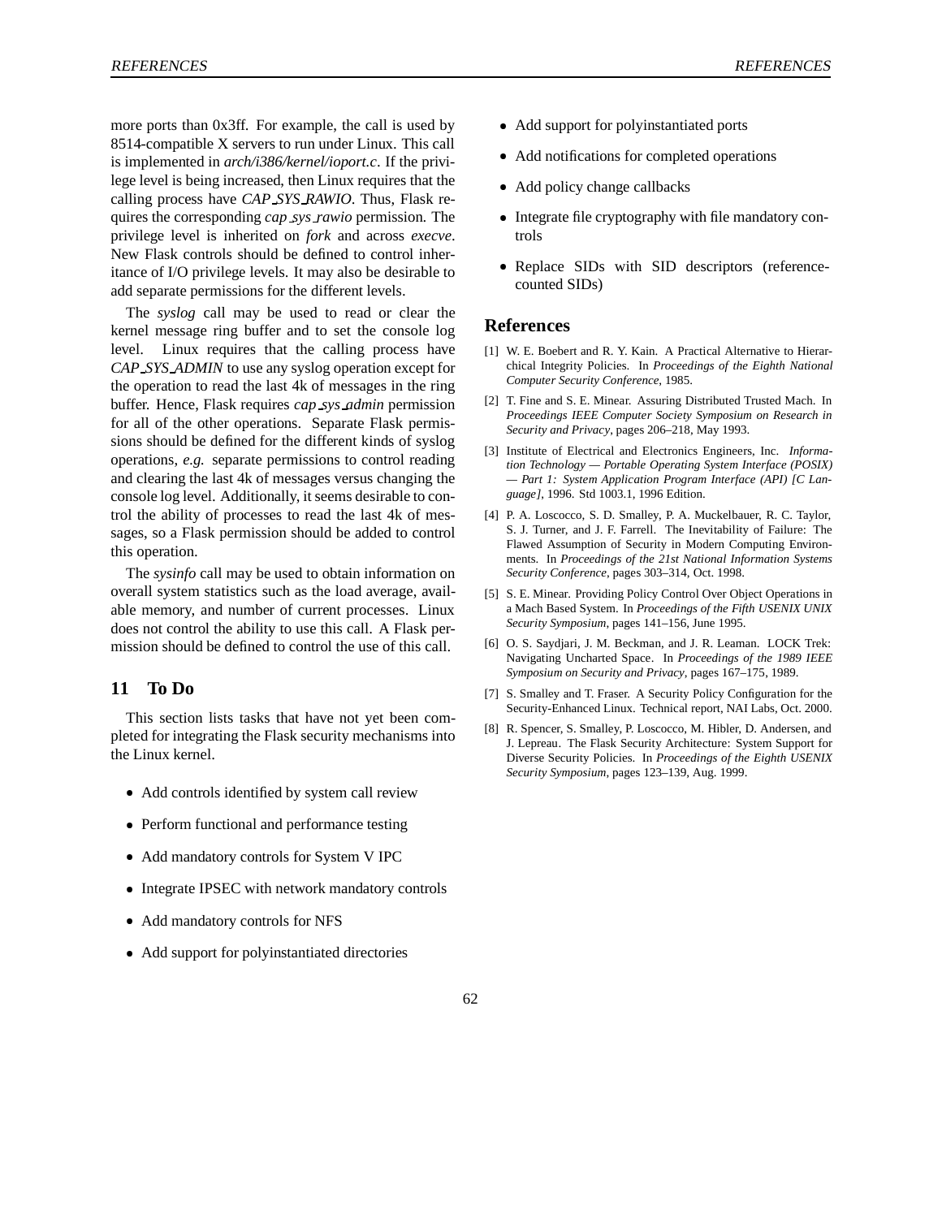more ports than 0x3ff. For example, the call is used by 8514-compatible X servers to run under Linux. This call is implemented in *arch/i386/kernel/ioport.c*. If the privilege level is being increased, then Linux requires that the calling process have *CAP_SYS_RAWIO*. Thus, Flask requires the corresponding *cap_sys_rawio* permission. The privilege level is inherited on *fork* and across *execve*. New Flask controls should be defined to control inheritance of I/O privilege levels. It may also be desirable to add separate permissions for the different levels.

The *syslog* call may be used to read or clear the kernel message ring buffer and to set the console log level. Linux requires that the calling process have *CAP_SYS_ADMIN* to use any syslog operation except for the operation to read the last 4k of messages in the ring buffer. Hence, Flask requires *cap_sys_admin* permission for all of the other operations. Separate Flask permissions should be defined for the different kinds of syslog operations, *e.g.* separate permissions to control reading and clearing the last 4k of messages versus changing the console log level. Additionally, it seems desirable to control the ability of processes to read the last 4k of messages, so a Flask permission should be added to control this operation.

The *sysinfo* call may be used to obtain information on overall system statistics such as the load average, available memory, and number of current processes. Linux does not control the ability to use this call. A Flask permission should be defined to control the use of this call.

## 11 To Do

This section lists tasks that have not yet been completed for integrating the Flask security mechanisms into the Linux kernel.

- Add controls identified by system call review
- Perform functional and performance testing
- Add mandatory controls for System V IPC
- Integrate IPSEC with network mandatory controls
- Add mandatory controls for NFS
- Add support for polyinstantiated directories
- Add support for polyinstantiated ports
- Add notifications for completed operations
- Add policy change callbacks
- Integrate file cryptography with file mandatory controls
- Replace SIDs with SID descriptors (reference-counted SIDs)

## References

[1] W. E. Boebert and R. Y. Kain. A Practical Alternative to Hierarchical Integrity Policies. In *Proceedings of the Eighth National Computer Security Conference*, 1985.

[2] T. Fine and S. E. Minear. Assuring Distributed Trusted Mach. In *Proceedings IEEE Computer Society Symposium on Research in Security and Privacy*, pages 206–218, May 1993.

[3] Institute of Electrical and Electronics Engineers, Inc. *Information Technology — Portable Operating System Interface (POSIX) — Part 1: System Application Program Interface (API) [C Language]*, 1996. Std 1003.1, 1996 Edition.

[4] P. A. Loscocco, S. D. Smalley, P. A. Muckelbauer, R. C. Taylor, S. J. Turner, and J. F. Farrell. The Inevitability of Failure: The Flawed Assumption of Security in Modern Computing Environments. In *Proceedings of the 21st National Information Systems Security Conference*, pages 303–314, Oct. 1998.

[5] S. E. Minear. Providing Policy Control Over Object Operations in a Mach Based System. In *Proceedings of the Fifth USENIX UNIX Security Symposium*, pages 141–156, June 1995.

[6] O. S. Saydjari, J. M. Beckman, and J. R. Leaman. LOCK Trek: Navigating Uncharted Space. In *Proceedings of the 1989 IEEE Symposium on Security and Privacy*, pages 167–175, 1989.

[7] S. Smalley and T. Fraser. A Security Policy Configuration for the Security-Enhanced Linux. Technical report, NAI Labs, Oct. 2000.

[8] R. Spencer, S. Smalley, P. Loscocco, M. Hibler, D. Andersen, and J. Lepreau. The Flask Security Architecture: System Support for Diverse Security Policies. In *Proceedings of the Eighth USENIX Security Symposium*, pages 123–139, Aug. 1999.